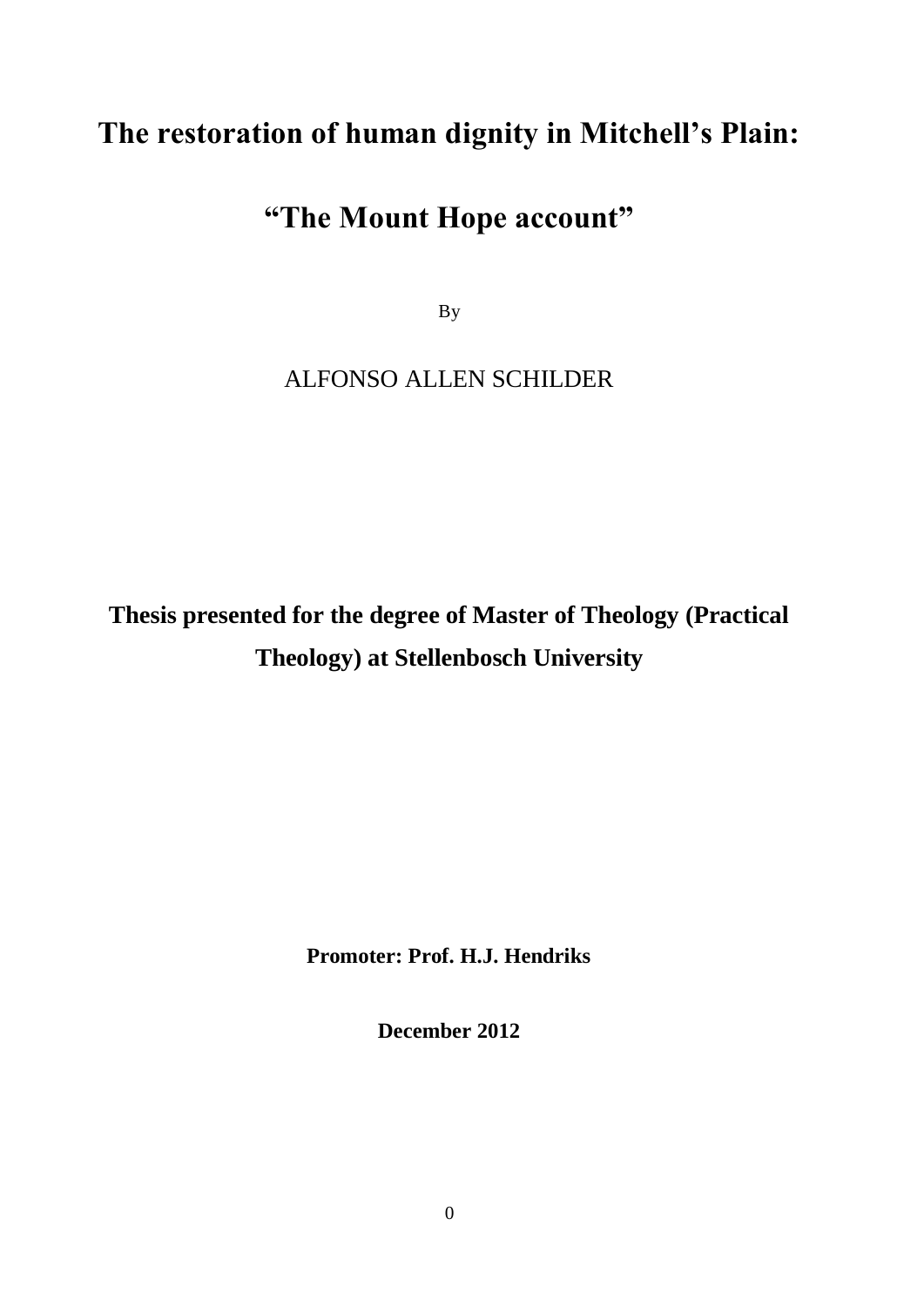# The restoration of human dignity in Mitchell's Plain:

# "The Mount Hope account"

By

ALFONSO ALLEN SCHILDER

**Thesis presented for the degree of Master of Theology (Practical Theology) at Stellenbosch University**

**Promoter: Prof. H.J. Hendriks**

**December 2012**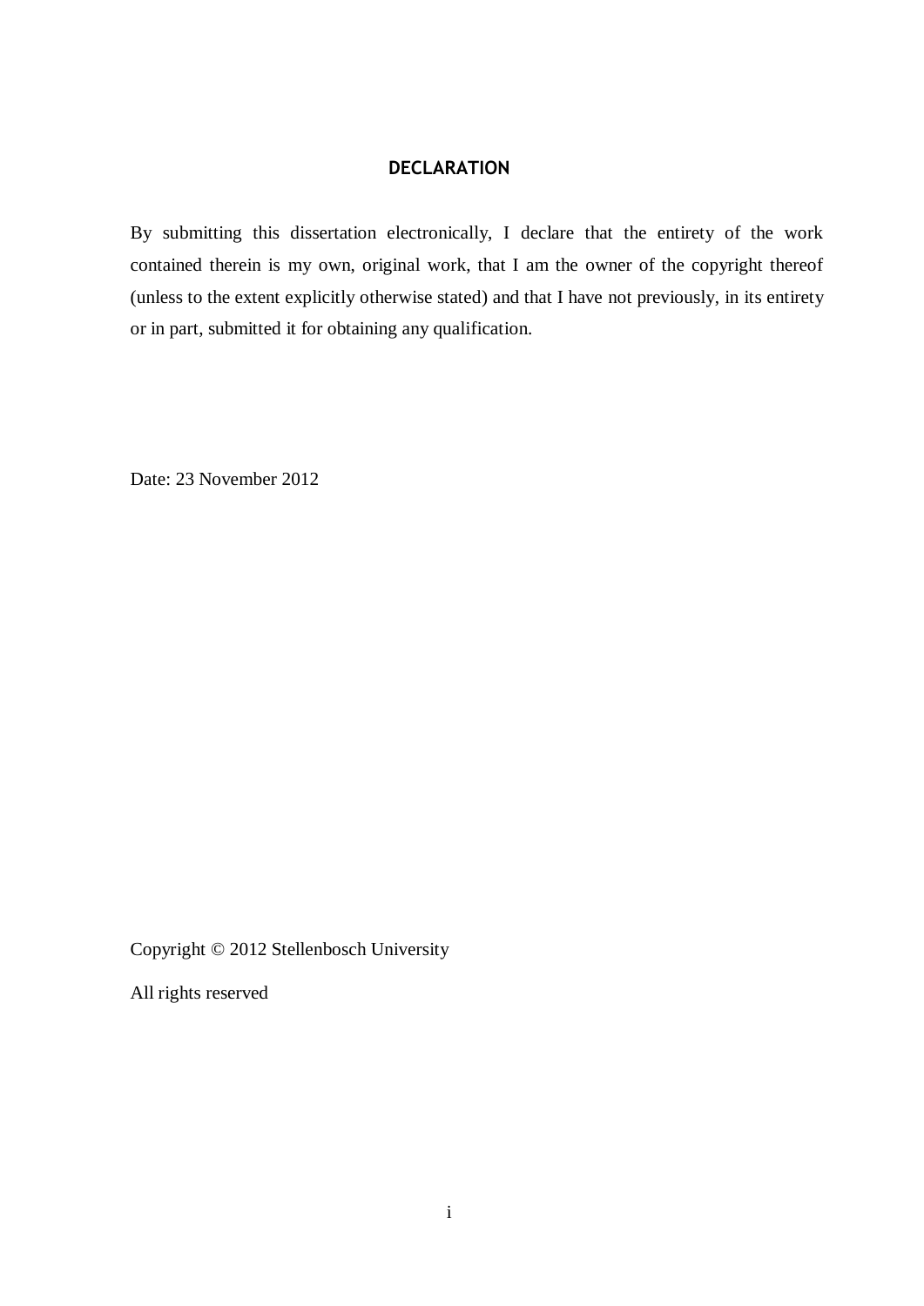## DECLARATION

By submitting this dissertation electronically, I declare that the entirety of the work contained therein is my own, original work, that I am the owner of the copyright thereof (unless to the extent explicitly otherwise stated) and that I have not previously, in its entirety or in part, submitted it for obtaining any qualification.

Date: 23 November 2012

Copyright © 2012 Stellenbosch University

All rights reserved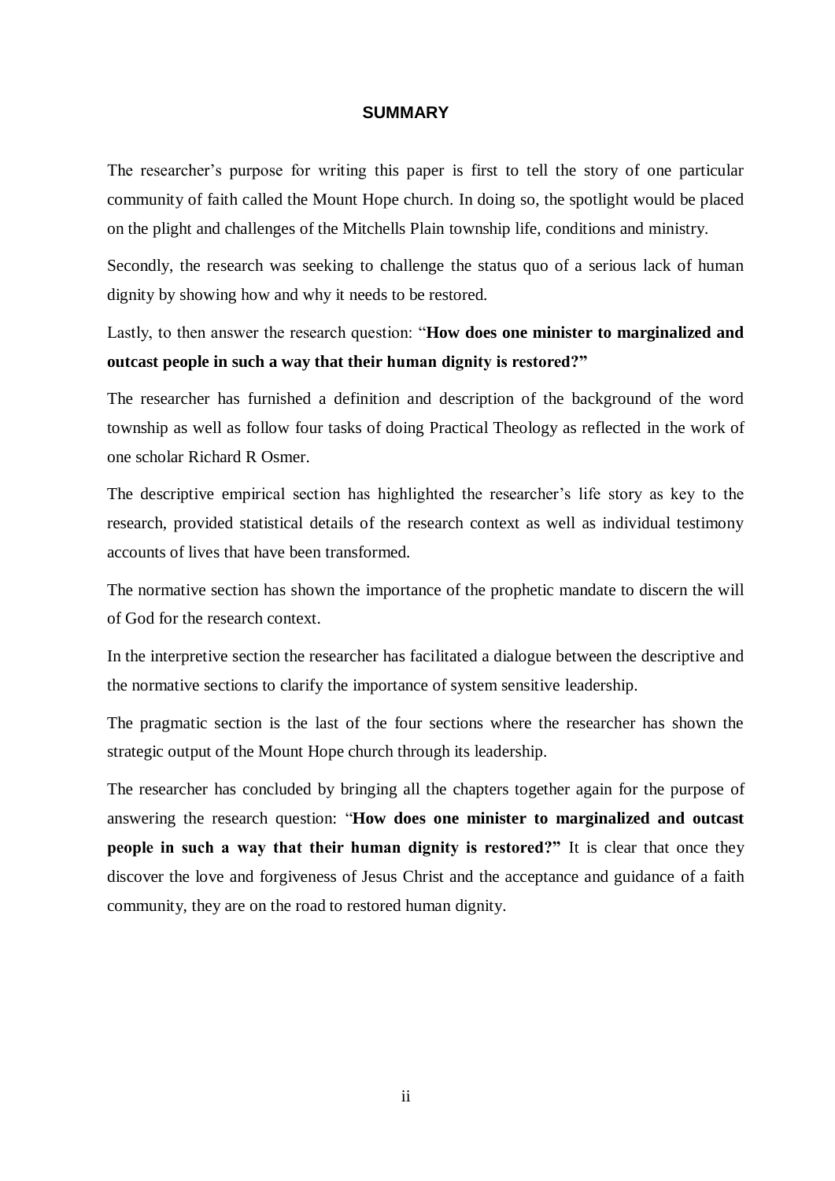## SUMMARY

The researcher's purpose for writing this paper is first to tell the story of one particular community of faith called the Mount Hope church. In doing so, the spotlight would be placed on the plight and challenges of the Mitchells Plain township life, conditions and ministry.

Secondly, the research was seeking to challenge the status quo of a serious lack of human dignity by showing how and why it needs to be restored.

Lastly, to then answer the research question: "**How does one minister to marginalized and outcast people in such a way that their human dignity is restored?"**

The researcher has furnished a definition and description of the background of the word township as well as follow four tasks of doing Practical Theology as reflected in the work of one scholar Richard R Osmer.

The descriptive empirical section has highlighted the researcher's life story as key to the research, provided statistical details of the research context as well as individual testimony accounts of lives that have been transformed.

The normative section has shown the importance of the prophetic mandate to discern the will of God for the research context.

In the interpretive section the researcher has facilitated a dialogue between the descriptive and the normative sections to clarify the importance of system sensitive leadership.

The pragmatic section is the last of the four sections where the researcher has shown the strategic output of the Mount Hope church through its leadership.

The researcher has concluded by bringing all the chapters together again for the purpose of answering the research question: "**How does one minister to marginalized and outcast people in such a way that their human dignity is restored?"** It is clear that once they discover the love and forgiveness of Jesus Christ and the acceptance and guidance of a faith community, they are on the road to restored human dignity.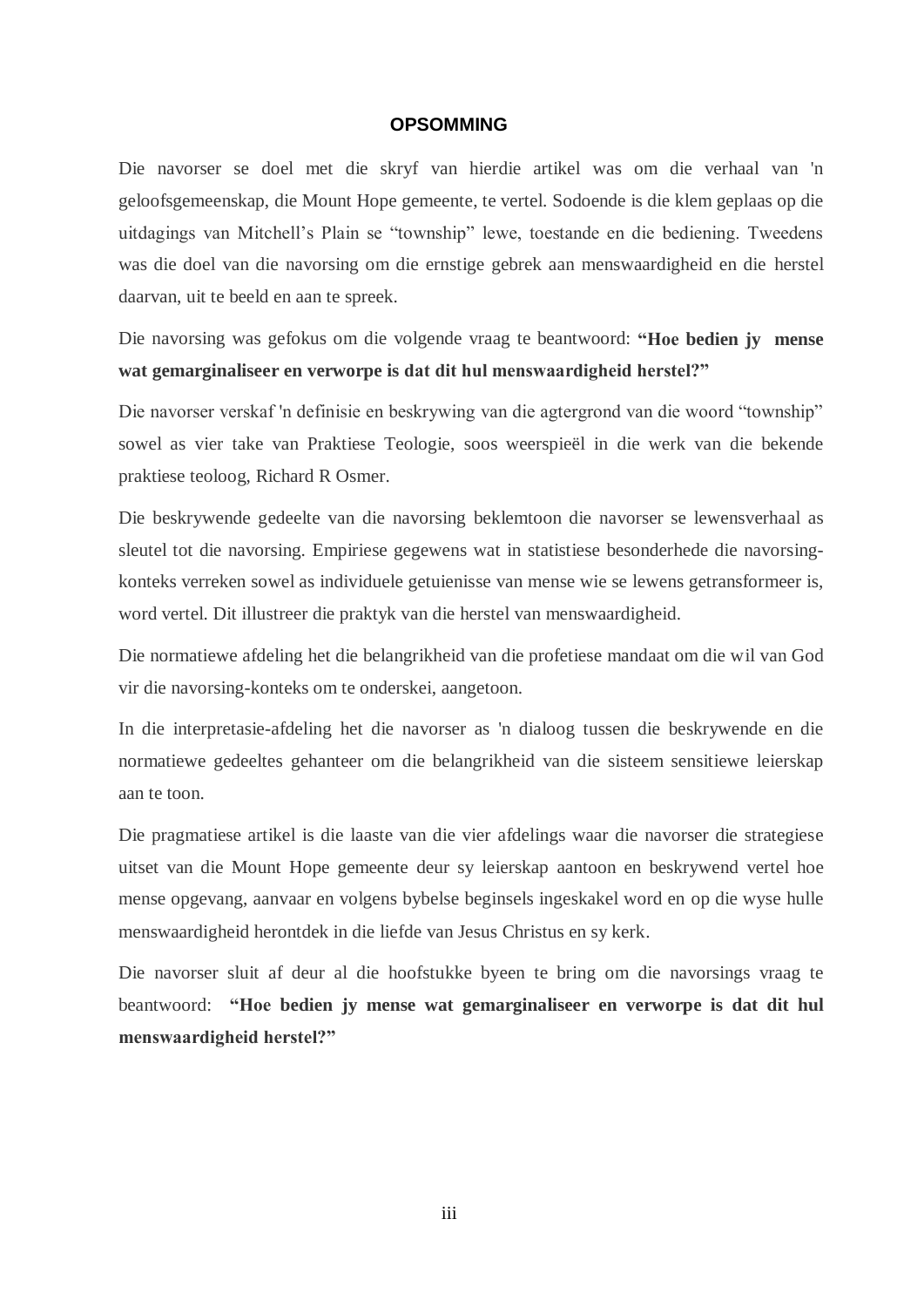# OPSOMMING

Die navorser se doel met die skryf van hierdie artikel was om die verhaal van 'n geloofsgemeenskap, die Mount Hope gemeente, te vertel. Sodoende is die klem geplaas op die uitdagings van Mitchell's Plain se "township" lewe, toestande en die bediening. Tweedens was die doel van die navorsing om die ernstige gebrek aan menswaardigheid en die herstel daarvan, uit te beeld en aan te spreek.

Die navorsing was gefokus om die volgende vraag te beantwoord: **"Hoe bedien jy mense wat gemarginaliseer en verworpe is dat dit hul menswaardigheid herstel?"**

Die navorser verskaf 'n definisie en beskrywing van die agtergrond van die woord "township" sowel as vier take van Praktiese Teologie, soos weerspieël in die werk van die bekende praktiese teoloog, Richard R Osmer.

Die beskrywende gedeelte van die navorsing beklemtoon die navorser se lewensverhaal as sleutel tot die navorsing. Empiriese gegewens wat in statistiese besonderhede die navorsing-konteks verreken sowel as individuele getuienisse van mense wie se lewens getransformeer is, word vertel. Dit illustreer die praktyk van die herstel van menswaardigheid.

Die normatiewe afdeling het die belangrikheid van die profetiese mandaat om die wil van God vir die navorsing-konteks om te onderskei, aangetoon.

In die interpretasie-afdeling het die navorser as 'n dialoog tussen die beskrywende en die normatiewe gedeeltes gehanteer om die belangrikheid van die sisteem sensitiewe leierskap aan te toon.

Die pragmatiese artikel is die laaste van die vier afdelings waar die navorser die strategiese uitset van die Mount Hope gemeente deur sy leierskap aantoon en beskrywend vertel hoe mense opgevang, aanvaar en volgens bybelse beginsels ingeskakel word en op die wyse hulle menswaardigheid herontdek in die liefde van Jesus Christus en sy kerk.

Die navorser sluit af deur al die hoofstukke byeen te bring om die navorsings vraag te beantwoord: **"Hoe bedien jy mense wat gemarginaliseer en verworpe is dat dit hul menswaardigheid herstel?"**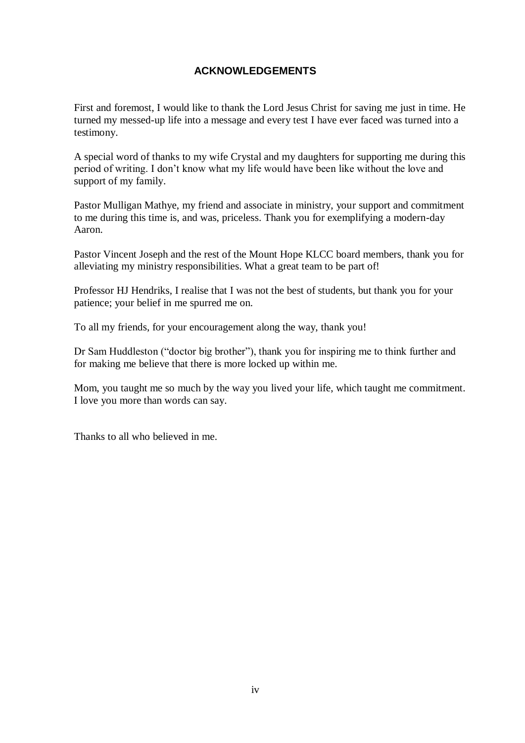## ACKNOWLEDGEMENTS

First and foremost, I would like to thank the Lord Jesus Christ for saving me just in time. He turned my messed-up life into a message and every test I have ever faced was turned into a testimony.

A special word of thanks to my wife Crystal and my daughters for supporting me during this period of writing. I don't know what my life would have been like without the love and support of my family.

Pastor Mulligan Mathye, my friend and associate in ministry, your support and commitment to me during this time is, and was, priceless. Thank you for exemplifying a modern-day Aaron.

Pastor Vincent Joseph and the rest of the Mount Hope KLCC board members, thank you for alleviating my ministry responsibilities. What a great team to be part of!

Professor HJ Hendriks, I realise that I was not the best of students, but thank you for your patience; your belief in me spurred me on.

To all my friends, for your encouragement along the way, thank you!

Dr Sam Huddleston ("doctor big brother"), thank you for inspiring me to think further and for making me believe that there is more locked up within me.

Mom, you taught me so much by the way you lived your life, which taught me commitment. I love you more than words can say.

Thanks to all who believed in me.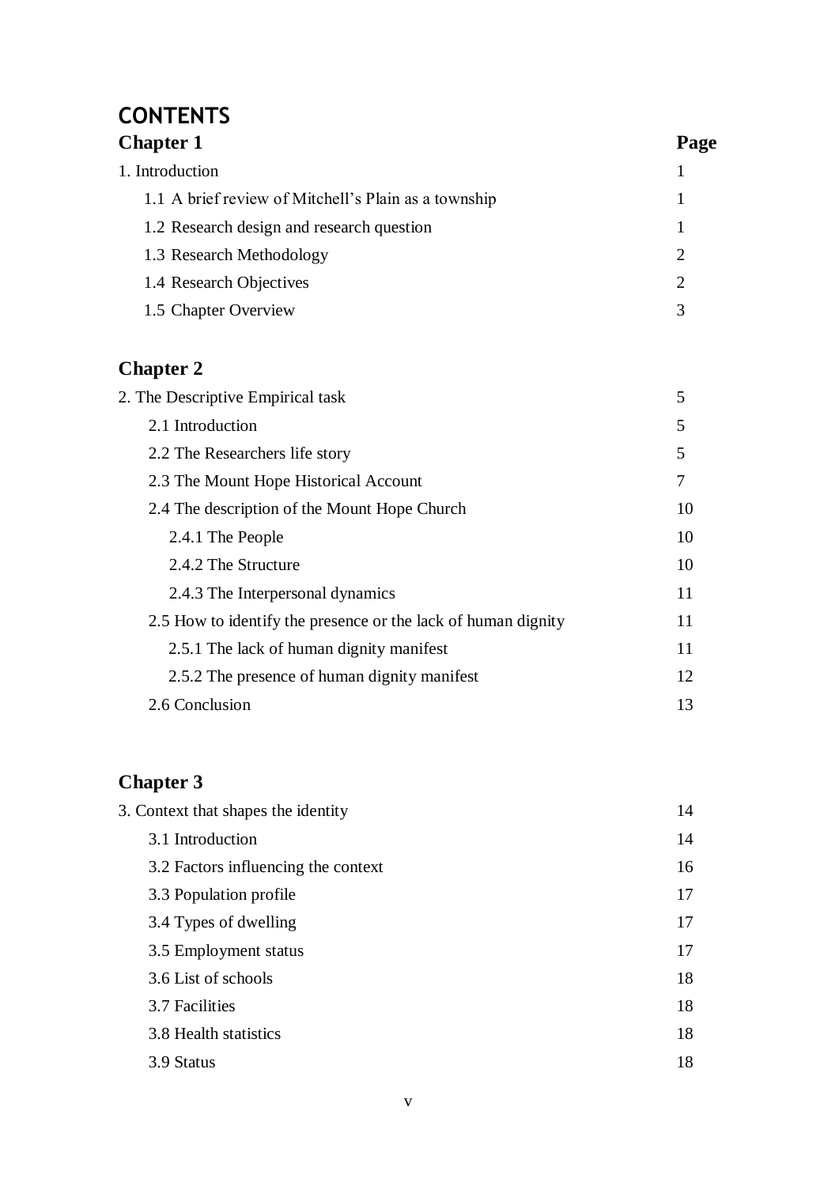# CONTENTS

| Chapter 1 | Page |
|---|---|
| 1. Introduction | 1 |
| 1.1 A brief review of Mitchell's Plain as a township | 1 |
| 1.2 Research design and research question | 1 |
| 1.3 Research Methodology | 2 |
| 1.4 Research Objectives | 2 |
| 1.5 Chapter Overview | 3 |

| Chapter 2 | |
|---|---|
| 2. The Descriptive Empirical task | 5 |
| 2.1 Introduction | 5 |
| 2.2 The Researchers life story | 5 |
| 2.3 The Mount Hope Historical Account | 7 |
| 2.4 The description of the Mount Hope Church | 10 |
| 2.4.1 The People | 10 |
| 2.4.2 The Structure | 10 |
| 2.4.3 The Interpersonal dynamics | 11 |
| 2.5 How to identify the presence or the lack of human dignity | 11 |
| 2.5.1 The lack of human dignity manifest | 11 |
| 2.5.2 The presence of human dignity manifest | 12 |
| 2.6 Conclusion | 13 |

| Chapter 3 | |
|---|---|
| 3. Context that shapes the identity | 14 |
| 3.1 Introduction | 14 |
| 3.2 Factors influencing the context | 16 |
| 3.3 Population profile | 17 |
| 3.4 Types of dwelling | 17 |
| 3.5 Employment status | 17 |
| 3.6 List of schools | 18 |
| 3.7 Facilities | 18 |
| 3.8 Health statistics | 18 |
| 3.9 Status | 18 |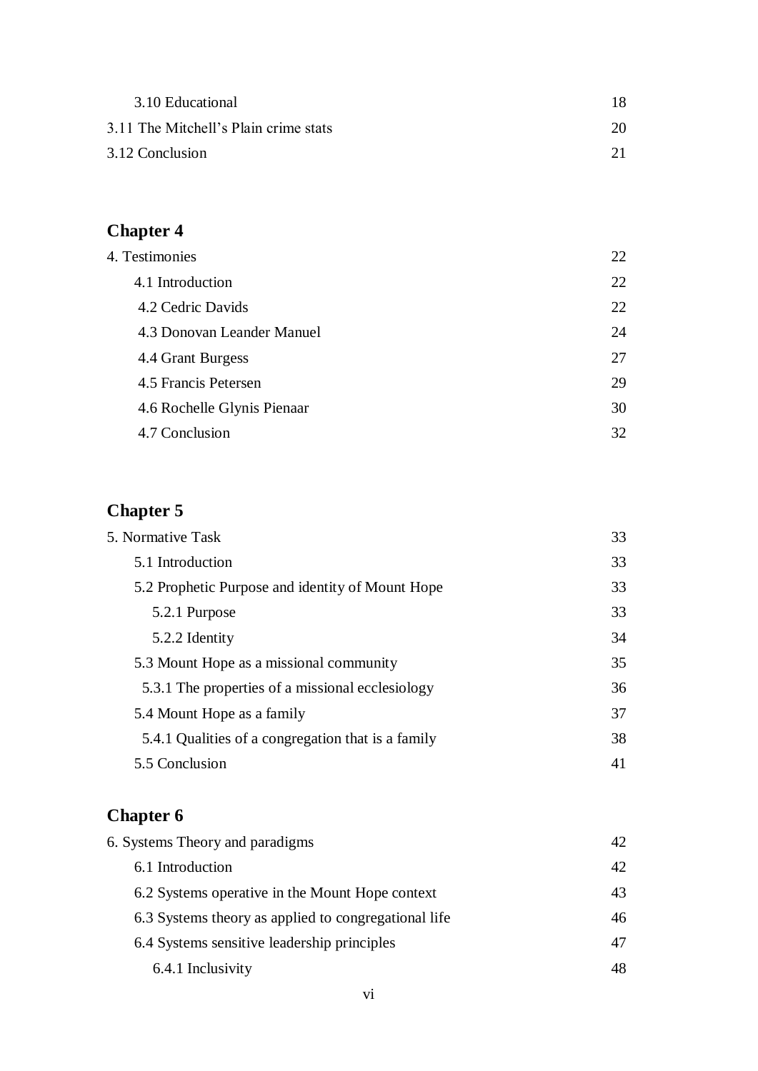| | |
|---|---|
| 3.10 Educational | 18 |
| 3.11 The Mitchell's Plain crime stats | 20 |
| 3.12 Conclusion | 21 |

## Chapter 4

| | |
|---|---|
| 4. Testimonies | 22 |
| 4.1 Introduction | 22 |
| 4.2 Cedric Davids | 22 |
| 4.3 Donovan Leander Manuel | 24 |
| 4.4 Grant Burgess | 27 |
| 4.5 Francis Petersen | 29 |
| 4.6 Rochelle Glynis Pienaar | 30 |
| 4.7 Conclusion | 32 |

## Chapter 5

| | |
|---|---|
| 5. Normative Task | 33 |
| 5.1 Introduction | 33 |
| 5.2 Prophetic Purpose and identity of Mount Hope | 33 |
| 5.2.1 Purpose | 33 |
| 5.2.2 Identity | 34 |
| 5.3 Mount Hope as a missional community | 35 |
| 5.3.1 The properties of a missional ecclesiology | 36 |
| 5.4 Mount Hope as a family | 37 |
| 5.4.1 Qualities of a congregation that is a family | 38 |
| 5.5 Conclusion | 41 |

## Chapter 6

| | |
|---|---|
| 6. Systems Theory and paradigms | 42 |
| 6.1 Introduction | 42 |
| 6.2 Systems operative in the Mount Hope context | 43 |
| 6.3 Systems theory as applied to congregational life | 46 |
| 6.4 Systems sensitive leadership principles | 47 |
| 6.4.1 Inclusivity | 48 |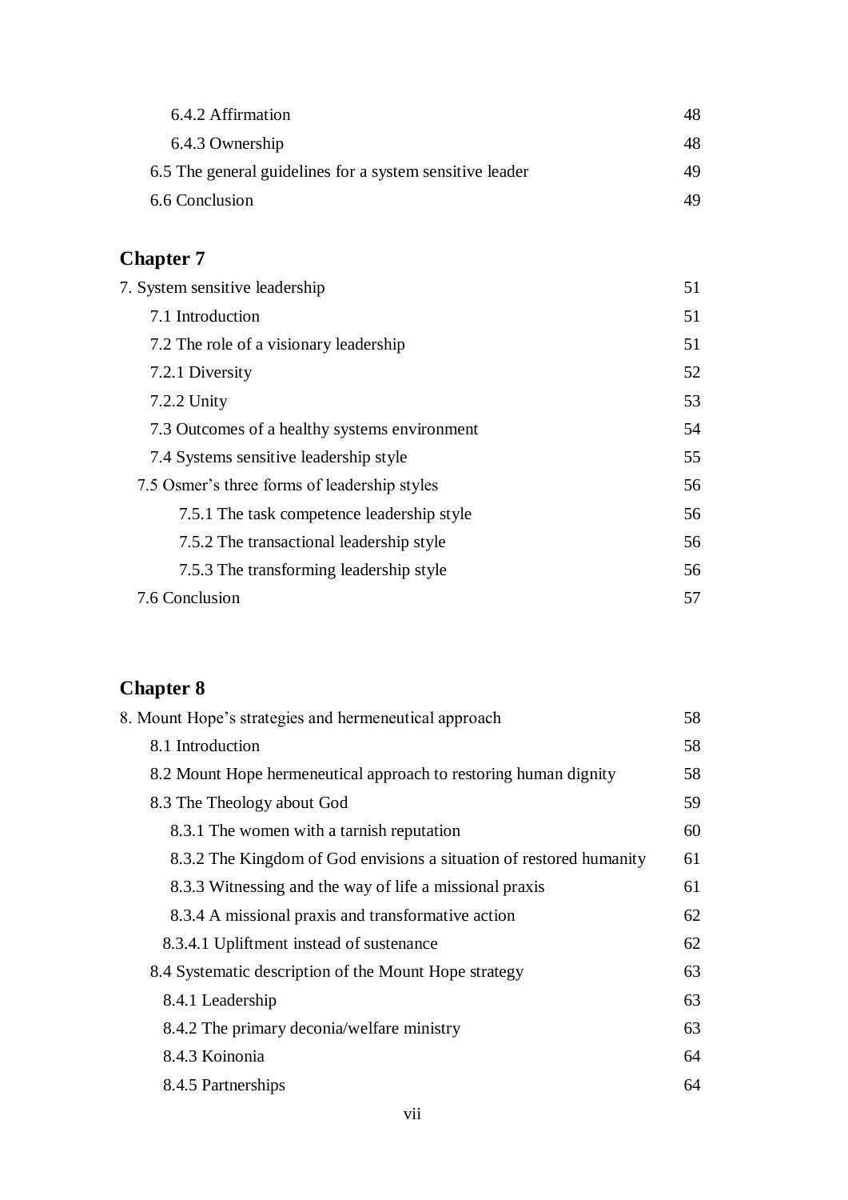6.4.2 Affirmation 48

6.4.3 Ownership 48

6.5 The general guidelines for a system sensitive leader 49

6.6 Conclusion 49

## Chapter 7

7. System sensitive leadership 51

7.1 Introduction 51

7.2 The role of a visionary leadership 51

7.2.1 Diversity 52

7.2.2 Unity 53

7.3 Outcomes of a healthy systems environment 54

7.4 Systems sensitive leadership style 55

7.5 Osmer's three forms of leadership styles 56

7.5.1 The task competence leadership style 56

7.5.2 The transactional leadership style 56

7.5.3 The transforming leadership style 56

7.6 Conclusion 57

## Chapter 8

8. Mount Hope's strategies and hermeneutical approach 58

8.1 Introduction 58

8.2 Mount Hope hermeneutical approach to restoring human dignity 58

8.3 The Theology about God 59

8.3.1 The women with a tarnish reputation 60

8.3.2 The Kingdom of God envisions a situation of restored humanity 61

8.3.3 Witnessing and the way of life a missional praxis 61

8.3.4 A missional praxis and transformative action 62

8.3.4.1 Upliftment instead of sustenance 62

8.4 Systematic description of the Mount Hope strategy 63

8.4.1 Leadership 63

8.4.2 The primary deconia/welfare ministry 63

8.4.3 Koinonia 64

8.4.5 Partnerships 64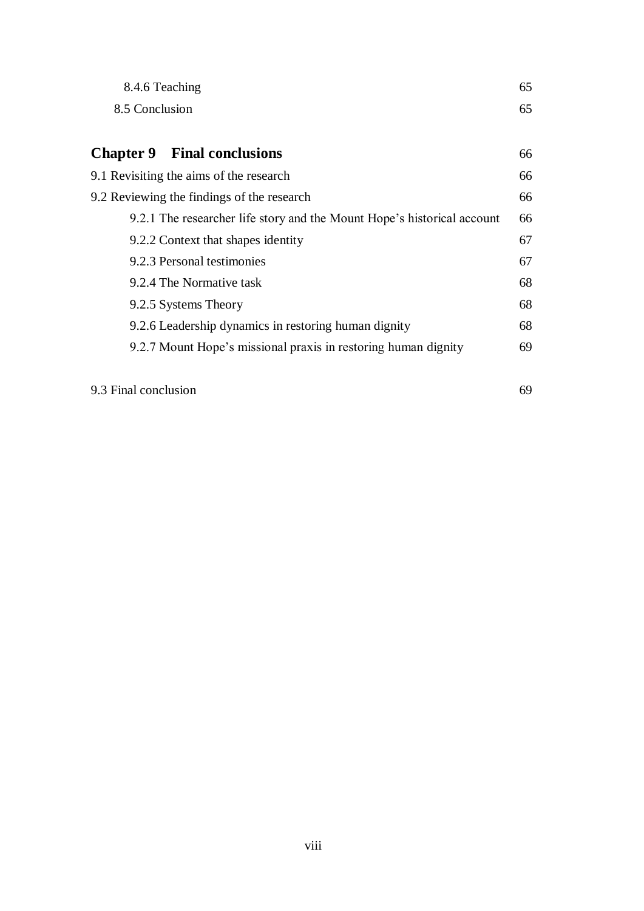8.4.6 Teaching 65

8.5 Conclusion 65

**Chapter 9 Final conclusions** 66

9.1 Revisiting the aims of the research 66

9.2 Reviewing the findings of the research 66

9.2.1 The researcher life story and the Mount Hope's historical account 66

9.2.2 Context that shapes identity 67

9.2.3 Personal testimonies 67

9.2.4 The Normative task 68

9.2.5 Systems Theory 68

9.2.6 Leadership dynamics in restoring human dignity 68

9.2.7 Mount Hope's missional praxis in restoring human dignity 69

9.3 Final conclusion 69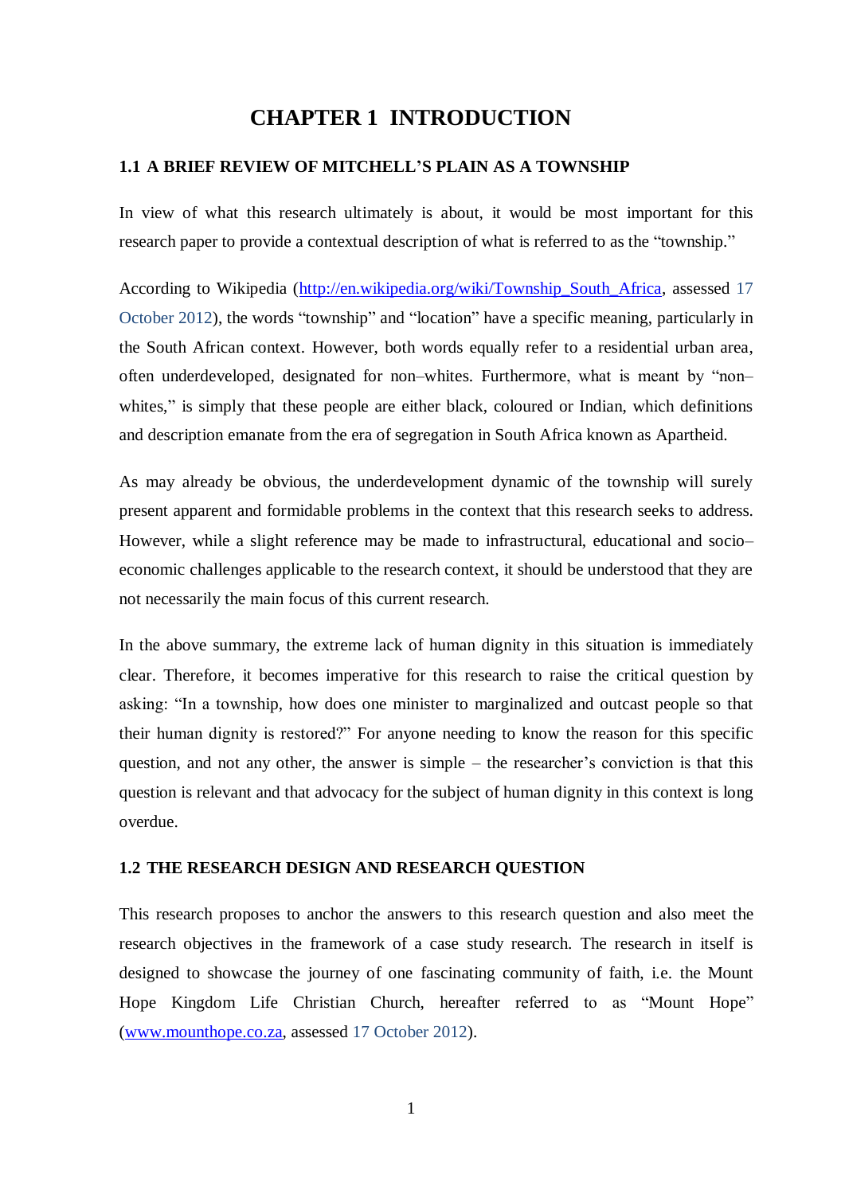# CHAPTER 1 INTRODUCTION

## 1.1 A BRIEF REVIEW OF MITCHELL'S PLAIN AS A TOWNSHIP

In view of what this research ultimately is about, it would be most important for this research paper to provide a contextual description of what is referred to as the "township."

According to Wikipedia (http://en.wikipedia.org/wiki/Township_South_Africa, assessed 17 October 2012), the words "township" and "location" have a specific meaning, particularly in the South African context. However, both words equally refer to a residential urban area, often underdeveloped, designated for non–whites. Furthermore, what is meant by "non–whites," is simply that these people are either black, coloured or Indian, which definitions and description emanate from the era of segregation in South Africa known as Apartheid.

As may already be obvious, the underdevelopment dynamic of the township will surely present apparent and formidable problems in the context that this research seeks to address. However, while a slight reference may be made to infrastructural, educational and socio–economic challenges applicable to the research context, it should be understood that they are not necessarily the main focus of this current research.

In the above summary, the extreme lack of human dignity in this situation is immediately clear. Therefore, it becomes imperative for this research to raise the critical question by asking: "In a township, how does one minister to marginalized and outcast people so that their human dignity is restored?" For anyone needing to know the reason for this specific question, and not any other, the answer is simple – the researcher's conviction is that this question is relevant and that advocacy for the subject of human dignity in this context is long overdue.

## 1.2 THE RESEARCH DESIGN AND RESEARCH QUESTION

This research proposes to anchor the answers to this research question and also meet the research objectives in the framework of a case study research. The research in itself is designed to showcase the journey of one fascinating community of faith, i.e. the Mount Hope Kingdom Life Christian Church, hereafter referred to as "Mount Hope" (www.mounthope.co.za, assessed 17 October 2012).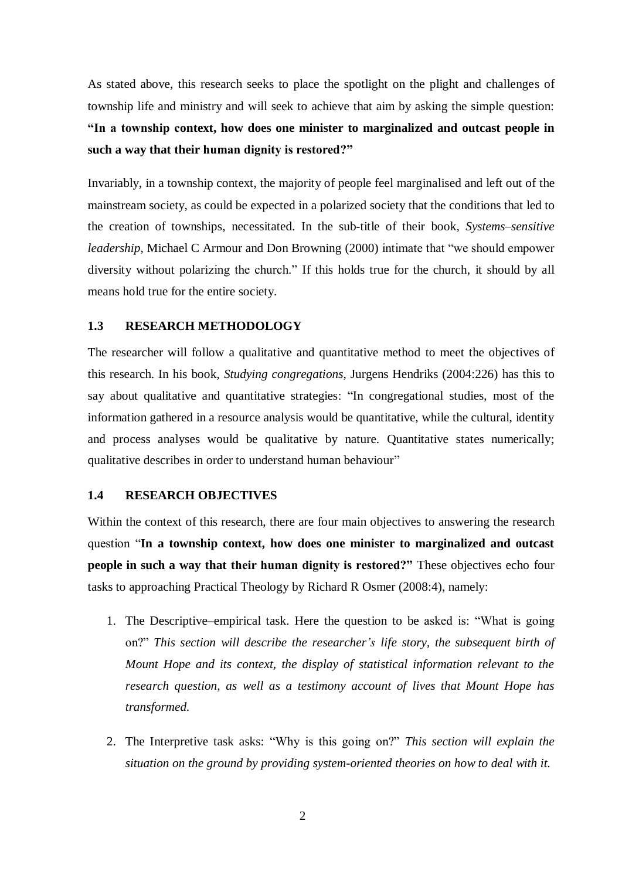As stated above, this research seeks to place the spotlight on the plight and challenges of township life and ministry and will seek to achieve that aim by asking the simple question: **"In a township context, how does one minister to marginalized and outcast people in such a way that their human dignity is restored?"**

Invariably, in a township context, the majority of people feel marginalised and left out of the mainstream society, as could be expected in a polarized society that the conditions that led to the creation of townships, necessitated. In the sub-title of their book, *Systems–sensitive leadership*, Michael C Armour and Don Browning (2000) intimate that "we should empower diversity without polarizing the church." If this holds true for the church, it should by all means hold true for the entire society.

### 1.3 RESEARCH METHODOLOGY

The researcher will follow a qualitative and quantitative method to meet the objectives of this research. In his book, *Studying congregations*, Jurgens Hendriks (2004:226) has this to say about qualitative and quantitative strategies: "In congregational studies, most of the information gathered in a resource analysis would be quantitative, while the cultural, identity and process analyses would be qualitative by nature. Quantitative states numerically; qualitative describes in order to understand human behaviour"

### 1.4 RESEARCH OBJECTIVES

Within the context of this research, there are four main objectives to answering the research question "**In a township context, how does one minister to marginalized and outcast people in such a way that their human dignity is restored?"** These objectives echo four tasks to approaching Practical Theology by Richard R Osmer (2008:4), namely:

1. The Descriptive–empirical task. Here the question to be asked is: "What is going on?" *This section will describe the researcher's life story, the subsequent birth of Mount Hope and its context, the display of statistical information relevant to the research question, as well as a testimony account of lives that Mount Hope has transformed.*

2. The Interpretive task asks: "Why is this going on?" *This section will explain the situation on the ground by providing system-oriented theories on how to deal with it.*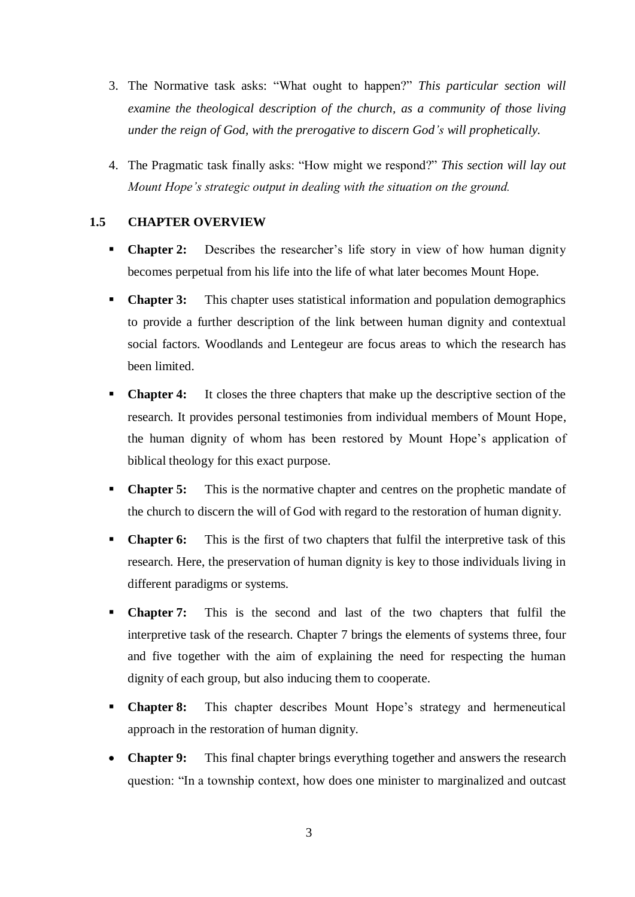3. The Normative task asks: "What ought to happen?" *This particular section will examine the theological description of the church, as a community of those living under the reign of God, with the prerogative to discern God's will prophetically.*

4. The Pragmatic task finally asks: "How might we respond?" *This section will lay out Mount Hope's strategic output in dealing with the situation on the ground.*

## 1.5 CHAPTER OVERVIEW

- **Chapter 2:** Describes the researcher's life story in view of how human dignity becomes perpetual from his life into the life of what later becomes Mount Hope.
- **Chapter 3:** This chapter uses statistical information and population demographics to provide a further description of the link between human dignity and contextual social factors. Woodlands and Lentegeur are focus areas to which the research has been limited.
- **Chapter 4:** It closes the three chapters that make up the descriptive section of the research. It provides personal testimonies from individual members of Mount Hope, the human dignity of whom has been restored by Mount Hope's application of biblical theology for this exact purpose.
- **Chapter 5:** This is the normative chapter and centres on the prophetic mandate of the church to discern the will of God with regard to the restoration of human dignity.
- **Chapter 6:** This is the first of two chapters that fulfil the interpretive task of this research. Here, the preservation of human dignity is key to those individuals living in different paradigms or systems.
- **Chapter 7:** This is the second and last of the two chapters that fulfil the interpretive task of the research. Chapter 7 brings the elements of systems three, four and five together with the aim of explaining the need for respecting the human dignity of each group, but also inducing them to cooperate.
- **Chapter 8:** This chapter describes Mount Hope's strategy and hermeneutical approach in the restoration of human dignity.
- **Chapter 9:** This final chapter brings everything together and answers the research question: "In a township context, how does one minister to marginalized and outcast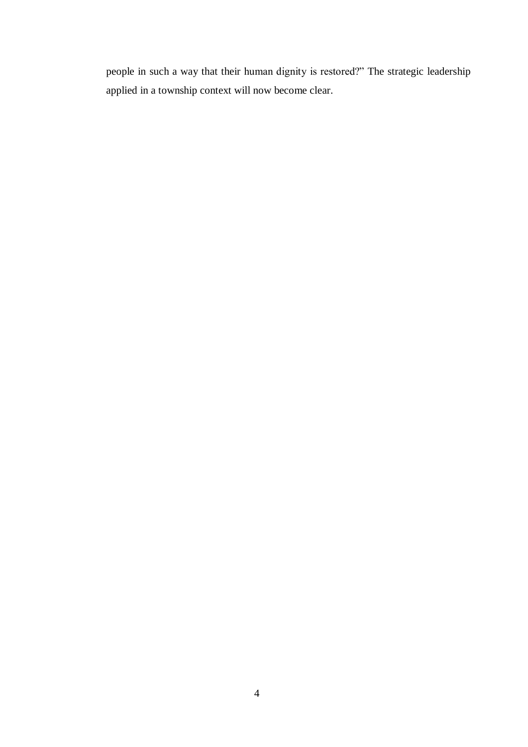people in such a way that their human dignity is restored?" The strategic leadership applied in a township context will now become clear.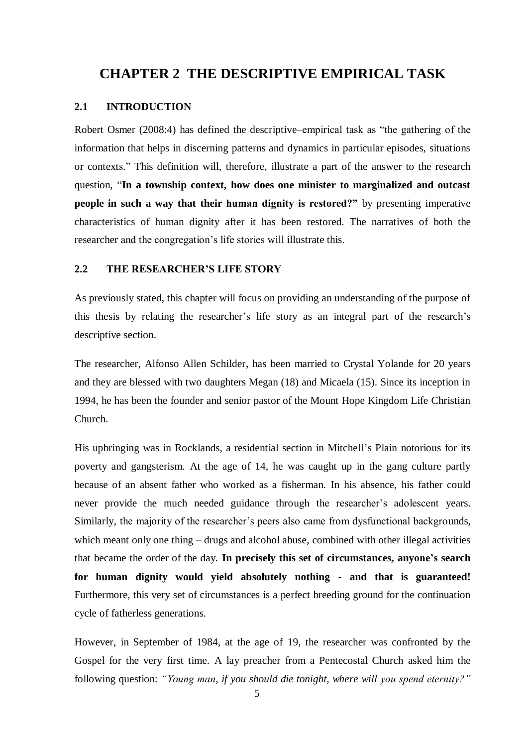# CHAPTER 2 THE DESCRIPTIVE EMPIRICAL TASK

## 2.1 INTRODUCTION

Robert Osmer (2008:4) has defined the descriptive–empirical task as "the gathering of the information that helps in discerning patterns and dynamics in particular episodes, situations or contexts." This definition will, therefore, illustrate a part of the answer to the research question, "**In a township context, how does one minister to marginalized and outcast people in such a way that their human dignity is restored?"** by presenting imperative characteristics of human dignity after it has been restored. The narratives of both the researcher and the congregation's life stories will illustrate this.

## 2.2 THE RESEARCHER'S LIFE STORY

As previously stated, this chapter will focus on providing an understanding of the purpose of this thesis by relating the researcher's life story as an integral part of the research's descriptive section.

The researcher, Alfonso Allen Schilder, has been married to Crystal Yolande for 20 years and they are blessed with two daughters Megan (18) and Micaela (15). Since its inception in 1994, he has been the founder and senior pastor of the Mount Hope Kingdom Life Christian Church.

His upbringing was in Rocklands, a residential section in Mitchell's Plain notorious for its poverty and gangsterism. At the age of 14, he was caught up in the gang culture partly because of an absent father who worked as a fisherman. In his absence, his father could never provide the much needed guidance through the researcher's adolescent years. Similarly, the majority of the researcher's peers also came from dysfunctional backgrounds, which meant only one thing – drugs and alcohol abuse, combined with other illegal activities that became the order of the day. **In precisely this set of circumstances, anyone's search for human dignity would yield absolutely nothing - and that is guaranteed!** Furthermore, this very set of circumstances is a perfect breeding ground for the continuation cycle of fatherless generations.

However, in September of 1984, at the age of 19, the researcher was confronted by the Gospel for the very first time. A lay preacher from a Pentecostal Church asked him the following question: *"Young man, if you should die tonight, where will you spend eternity?"*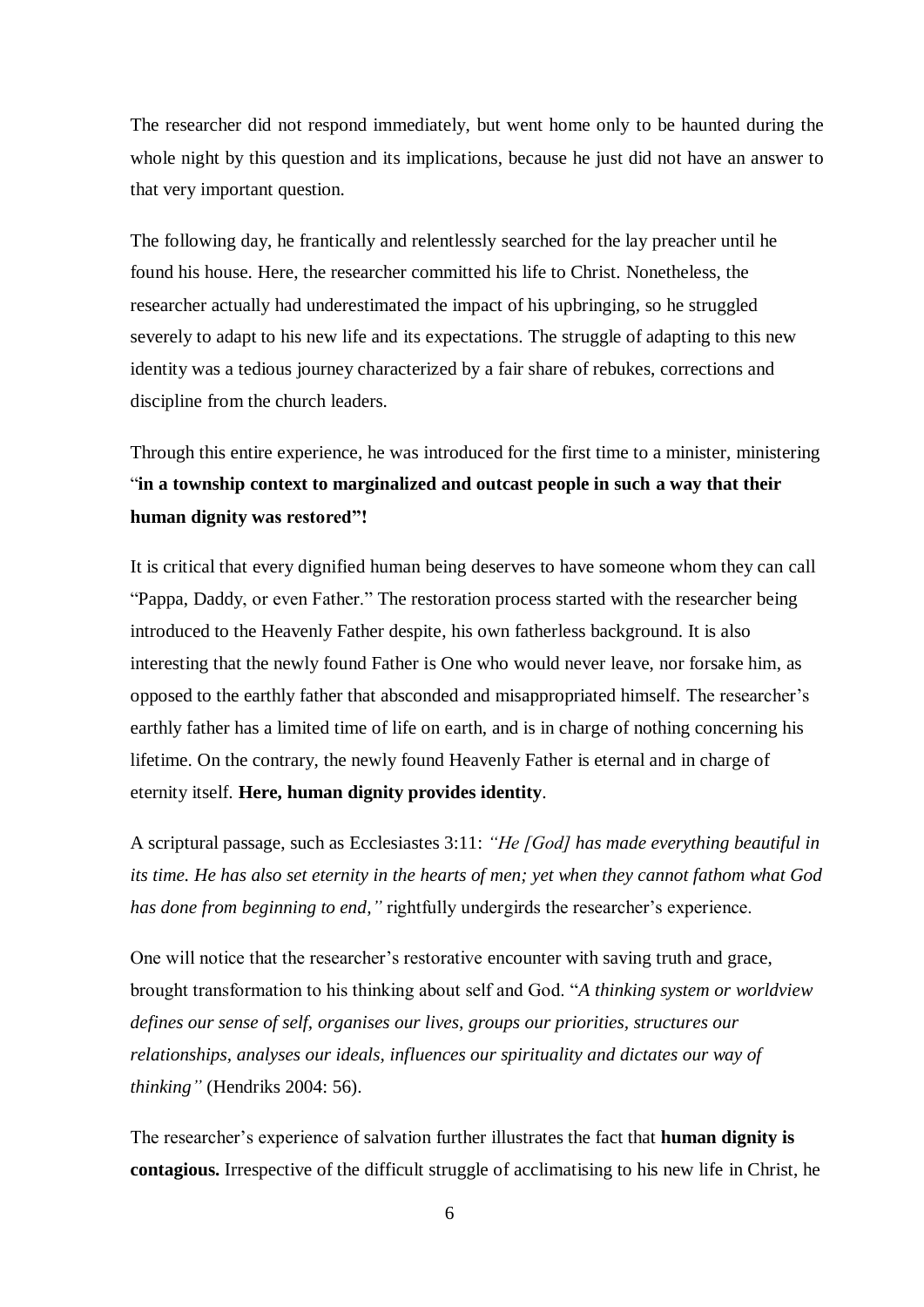The researcher did not respond immediately, but went home only to be haunted during the whole night by this question and its implications, because he just did not have an answer to that very important question.

The following day, he frantically and relentlessly searched for the lay preacher until he found his house. Here, the researcher committed his life to Christ. Nonetheless, the researcher actually had underestimated the impact of his upbringing, so he struggled severely to adapt to his new life and its expectations. The struggle of adapting to this new identity was a tedious journey characterized by a fair share of rebukes, corrections and discipline from the church leaders.

Through this entire experience, he was introduced for the first time to a minister, ministering "**in a township context to marginalized and outcast people in such a way that their human dignity was restored"!**

It is critical that every dignified human being deserves to have someone whom they can call "Pappa, Daddy, or even Father." The restoration process started with the researcher being introduced to the Heavenly Father despite, his own fatherless background. It is also interesting that the newly found Father is One who would never leave, nor forsake him, as opposed to the earthly father that absconded and misappropriated himself. The researcher's earthly father has a limited time of life on earth, and is in charge of nothing concerning his lifetime. On the contrary, the newly found Heavenly Father is eternal and in charge of eternity itself. **Here, human dignity provides identity**.

A scriptural passage, such as Ecclesiastes 3:11: *"He [God] has made everything beautiful in its time. He has also set eternity in the hearts of men; yet when they cannot fathom what God has done from beginning to end,"* rightfully undergirds the researcher's experience.

One will notice that the researcher's restorative encounter with saving truth and grace, brought transformation to his thinking about self and God. "*A thinking system or worldview defines our sense of self, organises our lives, groups our priorities, structures our relationships, analyses our ideals, influences our spirituality and dictates our way of thinking"* (Hendriks 2004: 56).

The researcher's experience of salvation further illustrates the fact that **human dignity is contagious.** Irrespective of the difficult struggle of acclimatising to his new life in Christ, he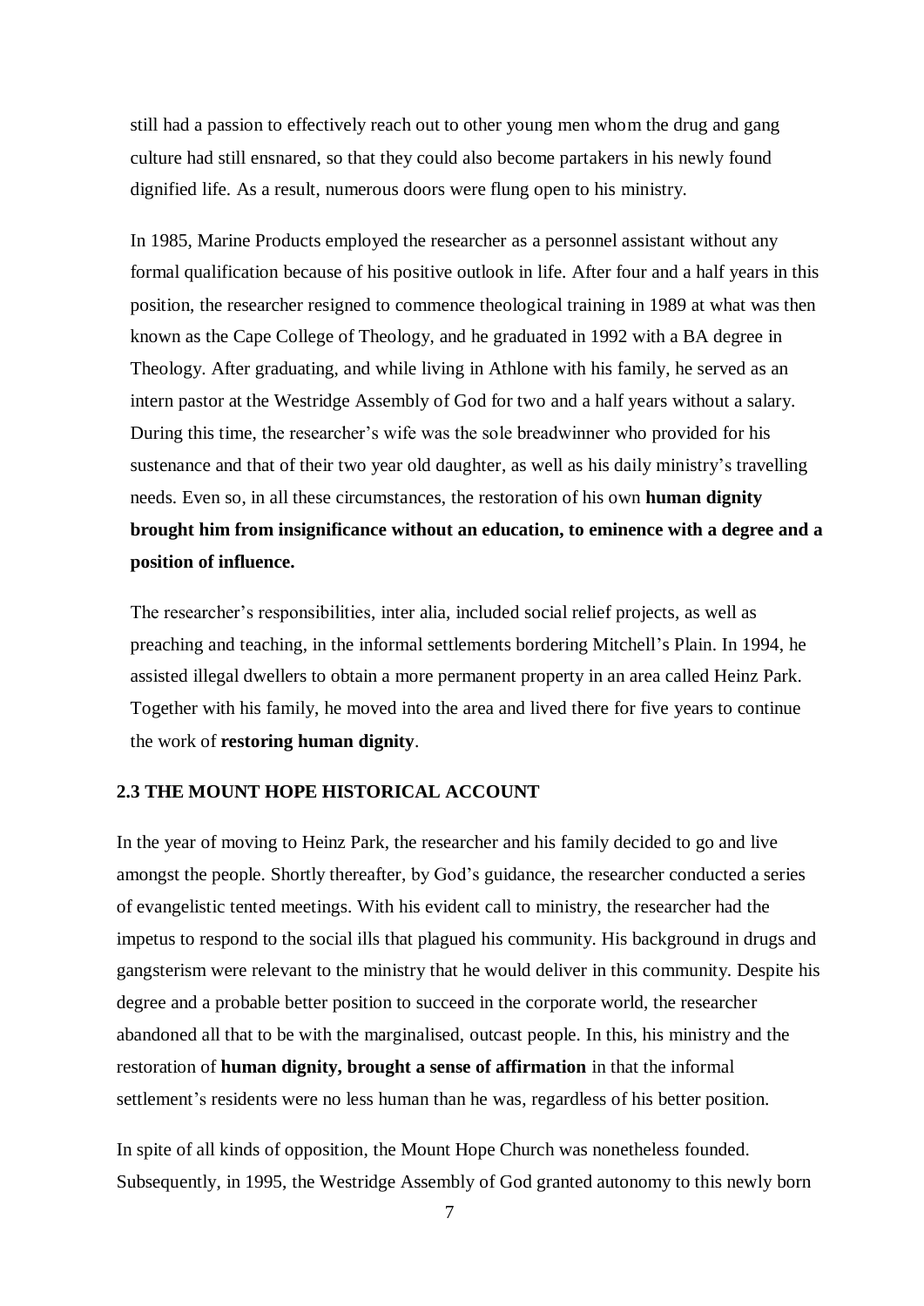still had a passion to effectively reach out to other young men whom the drug and gang culture had still ensnared, so that they could also become partakers in his newly found dignified life. As a result, numerous doors were flung open to his ministry.

In 1985, Marine Products employed the researcher as a personnel assistant without any formal qualification because of his positive outlook in life. After four and a half years in this position, the researcher resigned to commence theological training in 1989 at what was then known as the Cape College of Theology, and he graduated in 1992 with a BA degree in Theology. After graduating, and while living in Athlone with his family, he served as an intern pastor at the Westridge Assembly of God for two and a half years without a salary. During this time, the researcher's wife was the sole breadwinner who provided for his sustenance and that of their two year old daughter, as well as his daily ministry's travelling needs. Even so, in all these circumstances, the restoration of his own **human dignity brought him from insignificance without an education, to eminence with a degree and a position of influence.**

The researcher's responsibilities, inter alia, included social relief projects, as well as preaching and teaching, in the informal settlements bordering Mitchell's Plain. In 1994, he assisted illegal dwellers to obtain a more permanent property in an area called Heinz Park. Together with his family, he moved into the area and lived there for five years to continue the work of **restoring human dignity**.

### 2.3 THE MOUNT HOPE HISTORICAL ACCOUNT

In the year of moving to Heinz Park, the researcher and his family decided to go and live amongst the people. Shortly thereafter, by God's guidance, the researcher conducted a series of evangelistic tented meetings. With his evident call to ministry, the researcher had the impetus to respond to the social ills that plagued his community. His background in drugs and gangsterism were relevant to the ministry that he would deliver in this community. Despite his degree and a probable better position to succeed in the corporate world, the researcher abandoned all that to be with the marginalised, outcast people. In this, his ministry and the restoration of **human dignity, brought a sense of affirmation** in that the informal settlement's residents were no less human than he was, regardless of his better position.

In spite of all kinds of opposition, the Mount Hope Church was nonetheless founded. Subsequently, in 1995, the Westridge Assembly of God granted autonomy to this newly born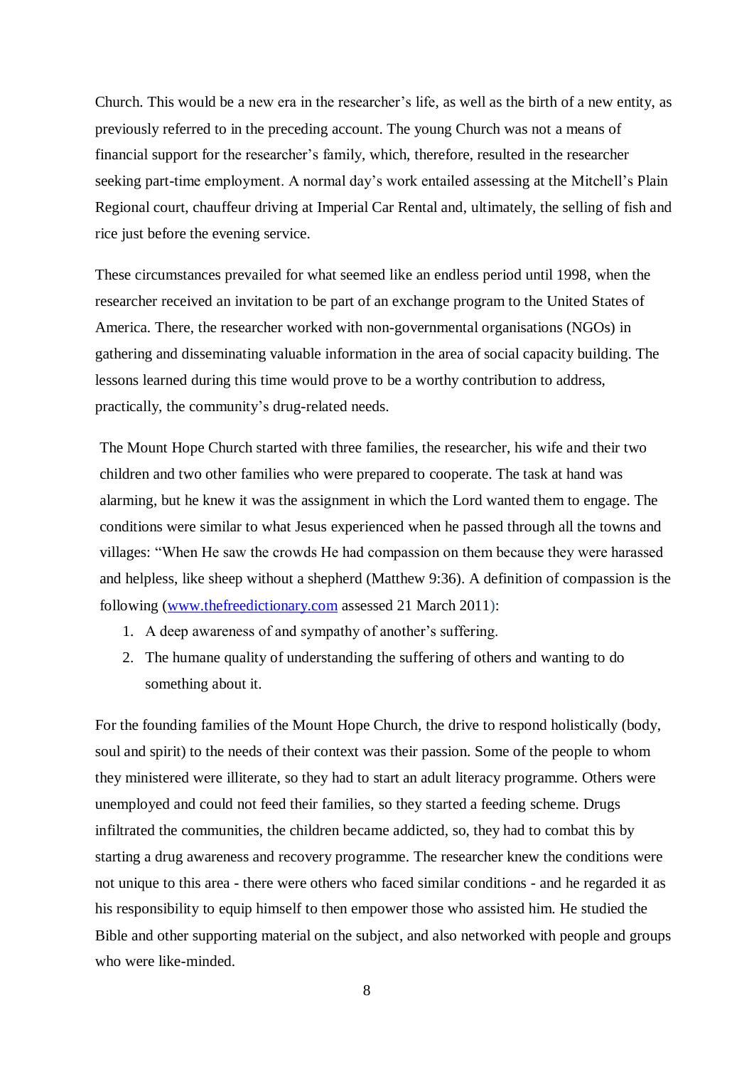Church. This would be a new era in the researcher's life, as well as the birth of a new entity, as previously referred to in the preceding account. The young Church was not a means of financial support for the researcher's family, which, therefore, resulted in the researcher seeking part-time employment. A normal day's work entailed assessing at the Mitchell's Plain Regional court, chauffeur driving at Imperial Car Rental and, ultimately, the selling of fish and rice just before the evening service.

These circumstances prevailed for what seemed like an endless period until 1998, when the researcher received an invitation to be part of an exchange program to the United States of America. There, the researcher worked with non-governmental organisations (NGOs) in gathering and disseminating valuable information in the area of social capacity building. The lessons learned during this time would prove to be a worthy contribution to address, practically, the community's drug-related needs.

The Mount Hope Church started with three families, the researcher, his wife and their two children and two other families who were prepared to cooperate. The task at hand was alarming, but he knew it was the assignment in which the Lord wanted them to engage. The conditions were similar to what Jesus experienced when he passed through all the towns and villages: "When He saw the crowds He had compassion on them because they were harassed and helpless, like sheep without a shepherd (Matthew 9:36). A definition of compassion is the following (www.thefreedictionary.com assessed 21 March 2011):

1. A deep awareness of and sympathy of another's suffering.
2. The humane quality of understanding the suffering of others and wanting to do something about it.

For the founding families of the Mount Hope Church, the drive to respond holistically (body, soul and spirit) to the needs of their context was their passion. Some of the people to whom they ministered were illiterate, so they had to start an adult literacy programme. Others were unemployed and could not feed their families, so they started a feeding scheme. Drugs infiltrated the communities, the children became addicted, so, they had to combat this by starting a drug awareness and recovery programme. The researcher knew the conditions were not unique to this area - there were others who faced similar conditions - and he regarded it as his responsibility to equip himself to then empower those who assisted him. He studied the Bible and other supporting material on the subject, and also networked with people and groups who were like-minded.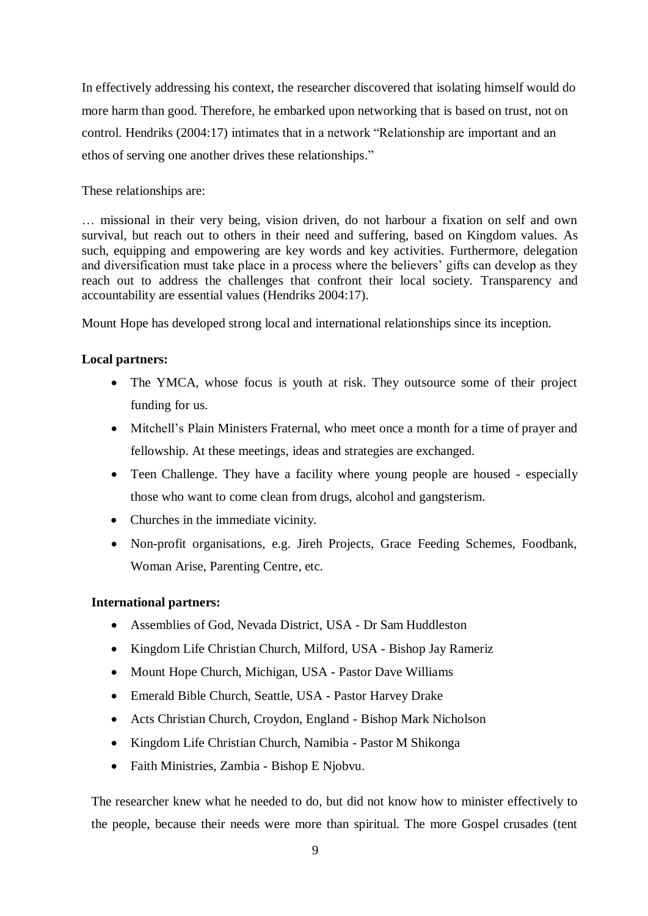In effectively addressing his context, the researcher discovered that isolating himself would do more harm than good. Therefore, he embarked upon networking that is based on trust, not on control. Hendriks (2004:17) intimates that in a network "Relationship are important and an ethos of serving one another drives these relationships."

These relationships are:

> … missional in their very being, vision driven, do not harbour a fixation on self and own survival, but reach out to others in their need and suffering, based on Kingdom values. As such, equipping and empowering are key words and key activities. Furthermore, delegation and diversification must take place in a process where the believers' gifts can develop as they reach out to address the challenges that confront their local society. Transparency and accountability are essential values (Hendriks 2004:17).

Mount Hope has developed strong local and international relationships since its inception.

**Local partners:**

- The YMCA, whose focus is youth at risk. They outsource some of their project funding for us.
- Mitchell's Plain Ministers Fraternal, who meet once a month for a time of prayer and fellowship. At these meetings, ideas and strategies are exchanged.
- Teen Challenge. They have a facility where young people are housed - especially those who want to come clean from drugs, alcohol and gangsterism.
- Churches in the immediate vicinity.
- Non-profit organisations, e.g. Jireh Projects, Grace Feeding Schemes, Foodbank, Woman Arise, Parenting Centre, etc.

**International partners:**

- Assemblies of God, Nevada District, USA - Dr Sam Huddleston
- Kingdom Life Christian Church, Milford, USA - Bishop Jay Rameriz
- Mount Hope Church, Michigan, USA - Pastor Dave Williams
- Emerald Bible Church, Seattle, USA - Pastor Harvey Drake
- Acts Christian Church, Croydon, England - Bishop Mark Nicholson
- Kingdom Life Christian Church, Namibia - Pastor M Shikonga
- Faith Ministries, Zambia - Bishop E Njobvu.

The researcher knew what he needed to do, but did not know how to minister effectively to the people, because their needs were more than spiritual. The more Gospel crusades (tent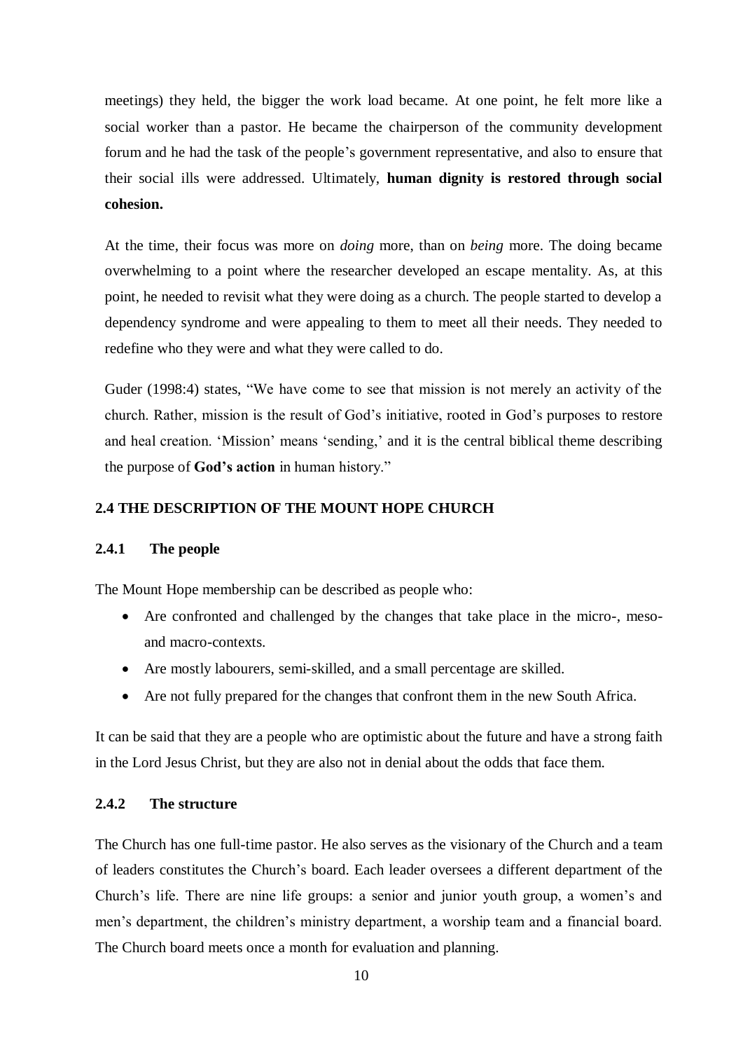meetings) they held, the bigger the work load became. At one point, he felt more like a social worker than a pastor. He became the chairperson of the community development forum and he had the task of the people's government representative, and also to ensure that their social ills were addressed. Ultimately, **human dignity is restored through social cohesion.**

At the time, their focus was more on *doing* more, than on *being* more. The doing became overwhelming to a point where the researcher developed an escape mentality. As, at this point, he needed to revisit what they were doing as a church. The people started to develop a dependency syndrome and were appealing to them to meet all their needs. They needed to redefine who they were and what they were called to do.

Guder (1998:4) states, "We have come to see that mission is not merely an activity of the church. Rather, mission is the result of God's initiative, rooted in God's purposes to restore and heal creation. 'Mission' means 'sending,' and it is the central biblical theme describing the purpose of **God's action** in human history."

## 2.4 THE DESCRIPTION OF THE MOUNT HOPE CHURCH

### 2.4.1 The people

The Mount Hope membership can be described as people who:

- Are confronted and challenged by the changes that take place in the micro-, meso- and macro-contexts.
- Are mostly labourers, semi-skilled, and a small percentage are skilled.
- Are not fully prepared for the changes that confront them in the new South Africa.

It can be said that they are a people who are optimistic about the future and have a strong faith in the Lord Jesus Christ, but they are also not in denial about the odds that face them.

### 2.4.2 The structure

The Church has one full-time pastor. He also serves as the visionary of the Church and a team of leaders constitutes the Church's board. Each leader oversees a different department of the Church's life. There are nine life groups: a senior and junior youth group, a women's and men's department, the children's ministry department, a worship team and a financial board. The Church board meets once a month for evaluation and planning.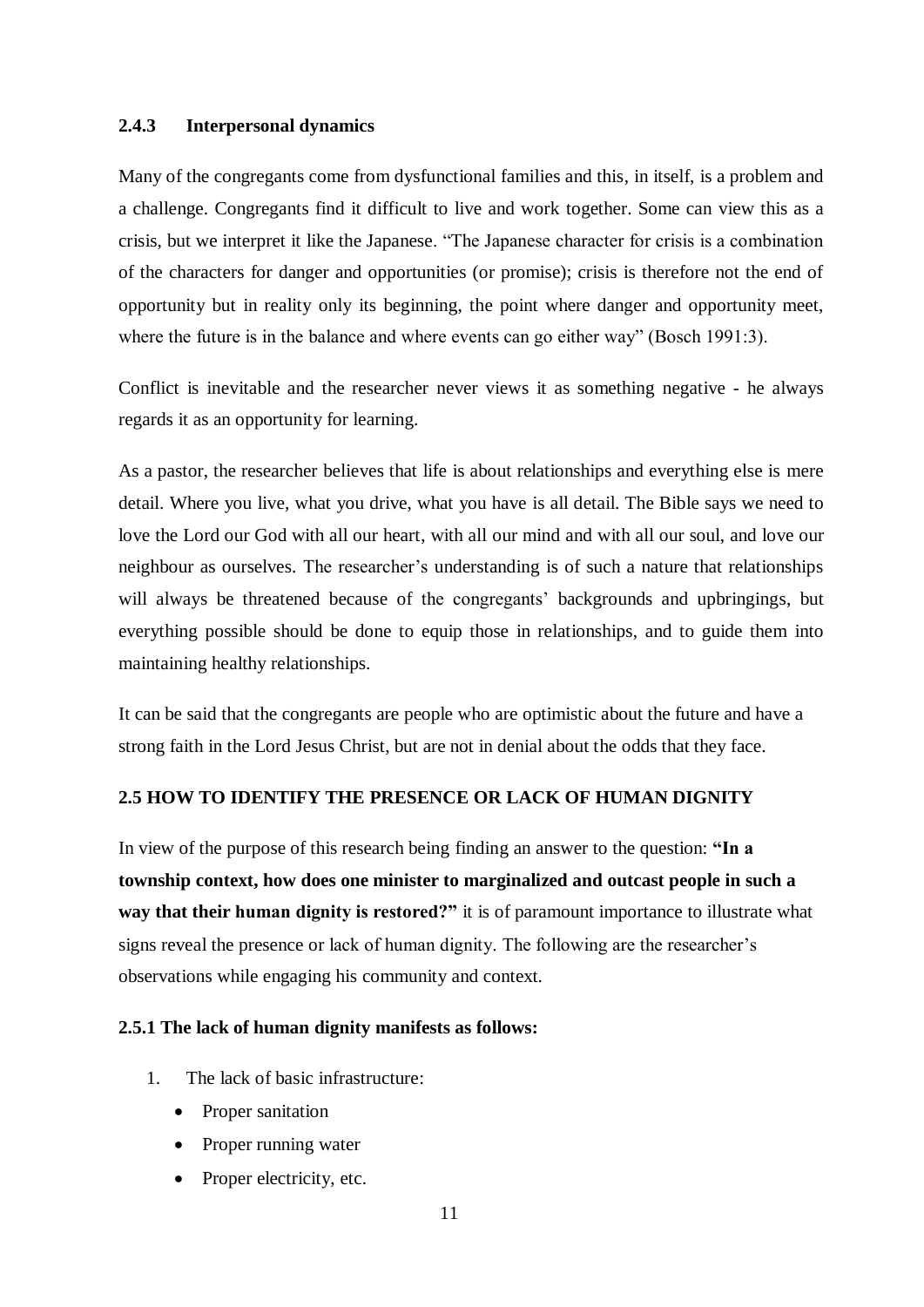### 2.4.3 Interpersonal dynamics

Many of the congregants come from dysfunctional families and this, in itself, is a problem and a challenge. Congregants find it difficult to live and work together. Some can view this as a crisis, but we interpret it like the Japanese. "The Japanese character for crisis is a combination of the characters for danger and opportunities (or promise); crisis is therefore not the end of opportunity but in reality only its beginning, the point where danger and opportunity meet, where the future is in the balance and where events can go either way" (Bosch 1991:3).

Conflict is inevitable and the researcher never views it as something negative - he always regards it as an opportunity for learning.

As a pastor, the researcher believes that life is about relationships and everything else is mere detail. Where you live, what you drive, what you have is all detail. The Bible says we need to love the Lord our God with all our heart, with all our mind and with all our soul, and love our neighbour as ourselves. The researcher's understanding is of such a nature that relationships will always be threatened because of the congregants' backgrounds and upbringings, but everything possible should be done to equip those in relationships, and to guide them into maintaining healthy relationships.

It can be said that the congregants are people who are optimistic about the future and have a strong faith in the Lord Jesus Christ, but are not in denial about the odds that they face.

## 2.5 HOW TO IDENTIFY THE PRESENCE OR LACK OF HUMAN DIGNITY

In view of the purpose of this research being finding an answer to the question: **"In a township context, how does one minister to marginalized and outcast people in such a way that their human dignity is restored?"** it is of paramount importance to illustrate what signs reveal the presence or lack of human dignity. The following are the researcher's observations while engaging his community and context.

### 2.5.1 The lack of human dignity manifests as follows:

1. The lack of basic infrastructure:
   - Proper sanitation
   - Proper running water
   - Proper electricity, etc.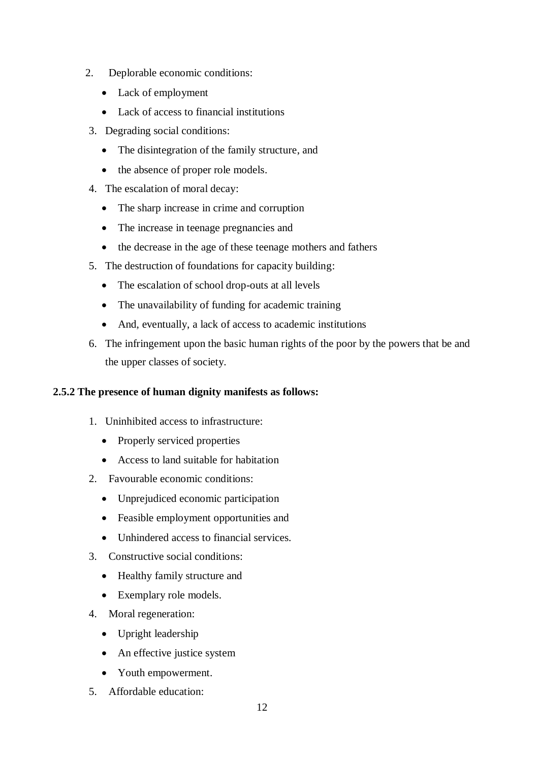2. Deplorable economic conditions:
   - Lack of employment
   - Lack of access to financial institutions
3. Degrading social conditions:
   - The disintegration of the family structure, and
   - the absence of proper role models.
4. The escalation of moral decay:
   - The sharp increase in crime and corruption
   - The increase in teenage pregnancies and
   - the decrease in the age of these teenage mothers and fathers
5. The destruction of foundations for capacity building:
   - The escalation of school drop-outs at all levels
   - The unavailability of funding for academic training
   - And, eventually, a lack of access to academic institutions
6. The infringement upon the basic human rights of the poor by the powers that be and the upper classes of society.

**2.5.2 The presence of human dignity manifests as follows:**

1. Uninhibited access to infrastructure:
   - Properly serviced properties
   - Access to land suitable for habitation
2. Favourable economic conditions:
   - Unprejudiced economic participation
   - Feasible employment opportunities and
   - Unhindered access to financial services.
3. Constructive social conditions:
   - Healthy family structure and
   - Exemplary role models.
4. Moral regeneration:
   - Upright leadership
   - An effective justice system
   - Youth empowerment.
5. Affordable education: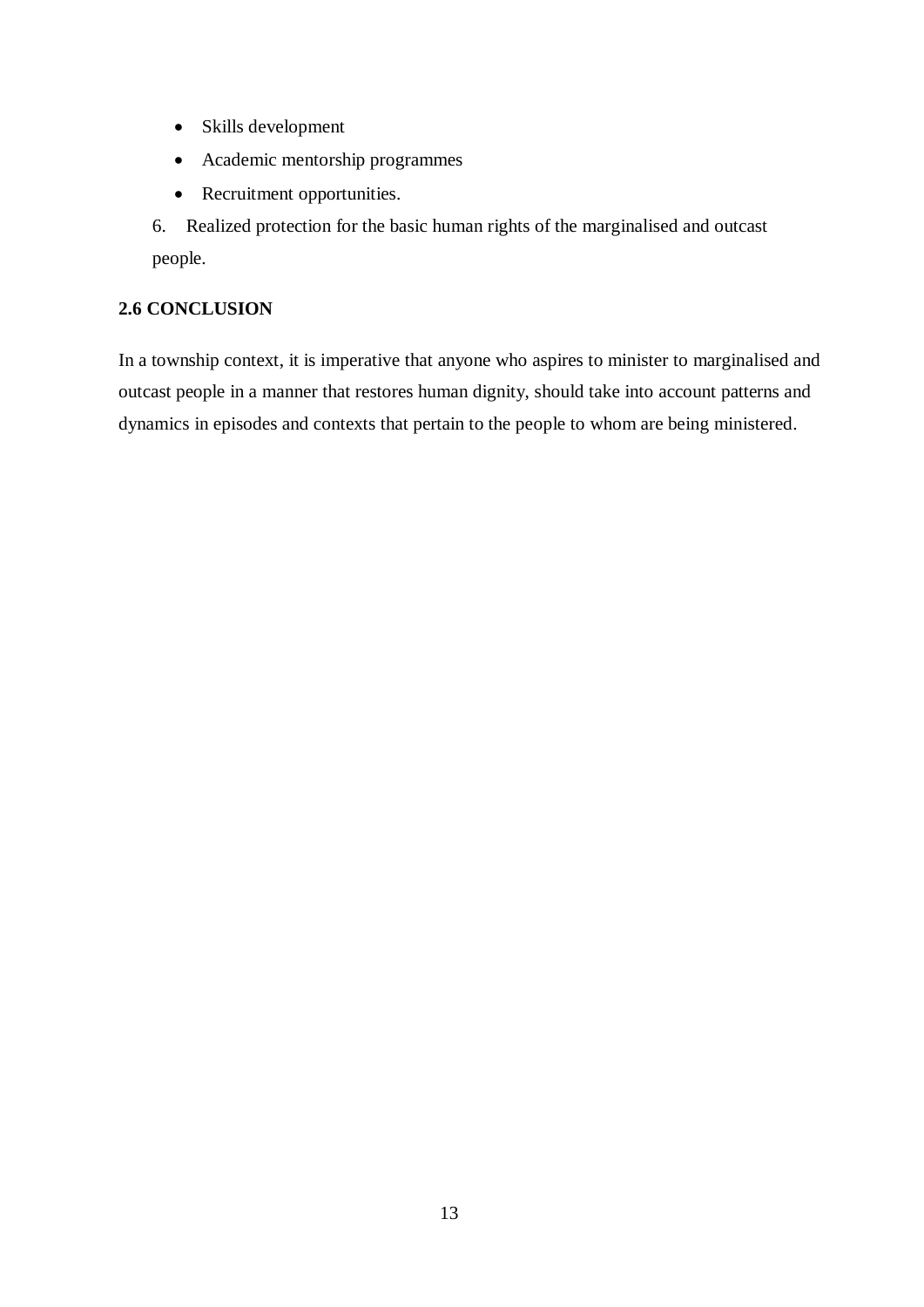- Skills development
- Academic mentorship programmes
- Recruitment opportunities.

6. Realized protection for the basic human rights of the marginalised and outcast people.

**2.6 CONCLUSION**

In a township context, it is imperative that anyone who aspires to minister to marginalised and outcast people in a manner that restores human dignity, should take into account patterns and dynamics in episodes and contexts that pertain to the people to whom are being ministered.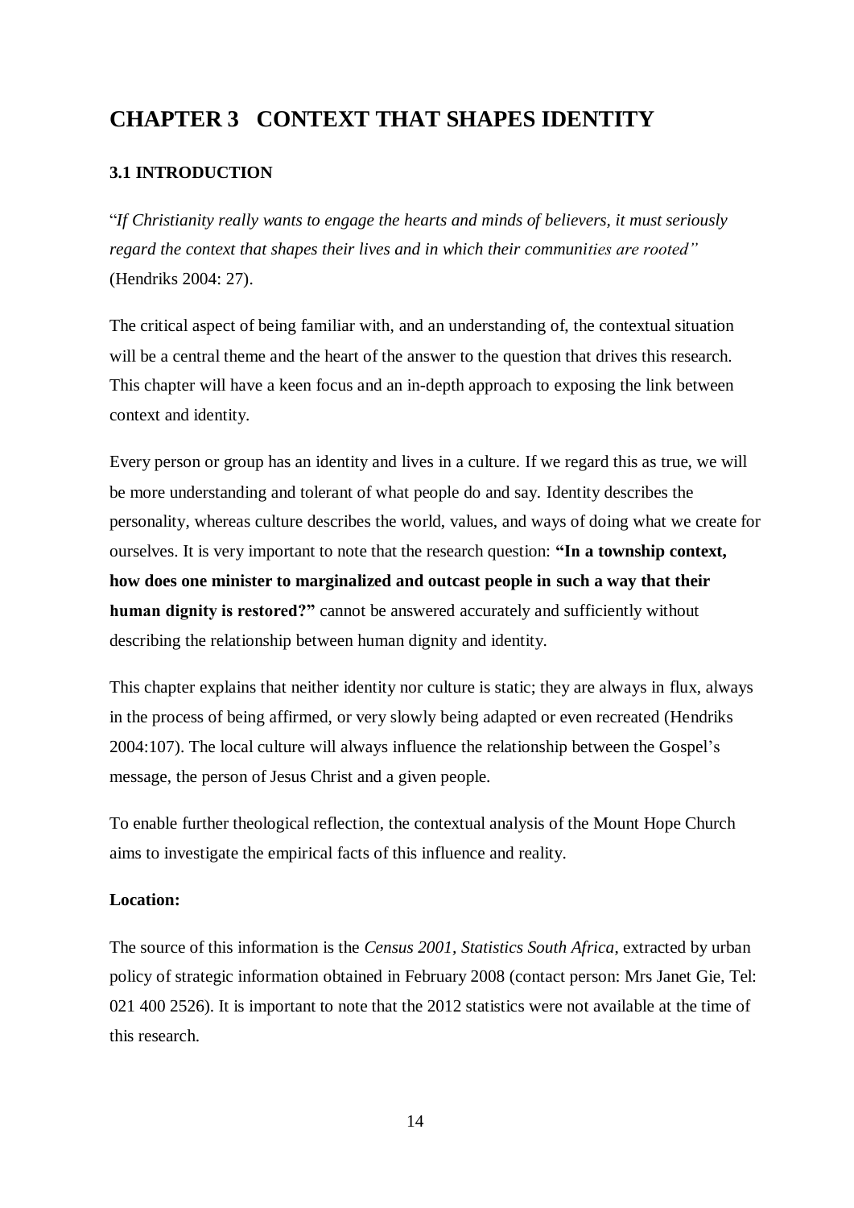# CHAPTER 3 CONTEXT THAT SHAPES IDENTITY

## 3.1 INTRODUCTION

"*If Christianity really wants to engage the hearts and minds of believers, it must seriously regard the context that shapes their lives and in which their communities are rooted"* (Hendriks 2004: 27).

The critical aspect of being familiar with, and an understanding of, the contextual situation will be a central theme and the heart of the answer to the question that drives this research. This chapter will have a keen focus and an in-depth approach to exposing the link between context and identity.

Every person or group has an identity and lives in a culture. If we regard this as true, we will be more understanding and tolerant of what people do and say. Identity describes the personality, whereas culture describes the world, values, and ways of doing what we create for ourselves. It is very important to note that the research question: **"In a township context, how does one minister to marginalized and outcast people in such a way that their human dignity is restored?"** cannot be answered accurately and sufficiently without describing the relationship between human dignity and identity.

This chapter explains that neither identity nor culture is static; they are always in flux, always in the process of being affirmed, or very slowly being adapted or even recreated (Hendriks 2004:107). The local culture will always influence the relationship between the Gospel's message, the person of Jesus Christ and a given people.

To enable further theological reflection, the contextual analysis of the Mount Hope Church aims to investigate the empirical facts of this influence and reality.

**Location:**

The source of this information is the *Census 2001, Statistics South Africa*, extracted by urban policy of strategic information obtained in February 2008 (contact person: Mrs Janet Gie, Tel: 021 400 2526). It is important to note that the 2012 statistics were not available at the time of this research.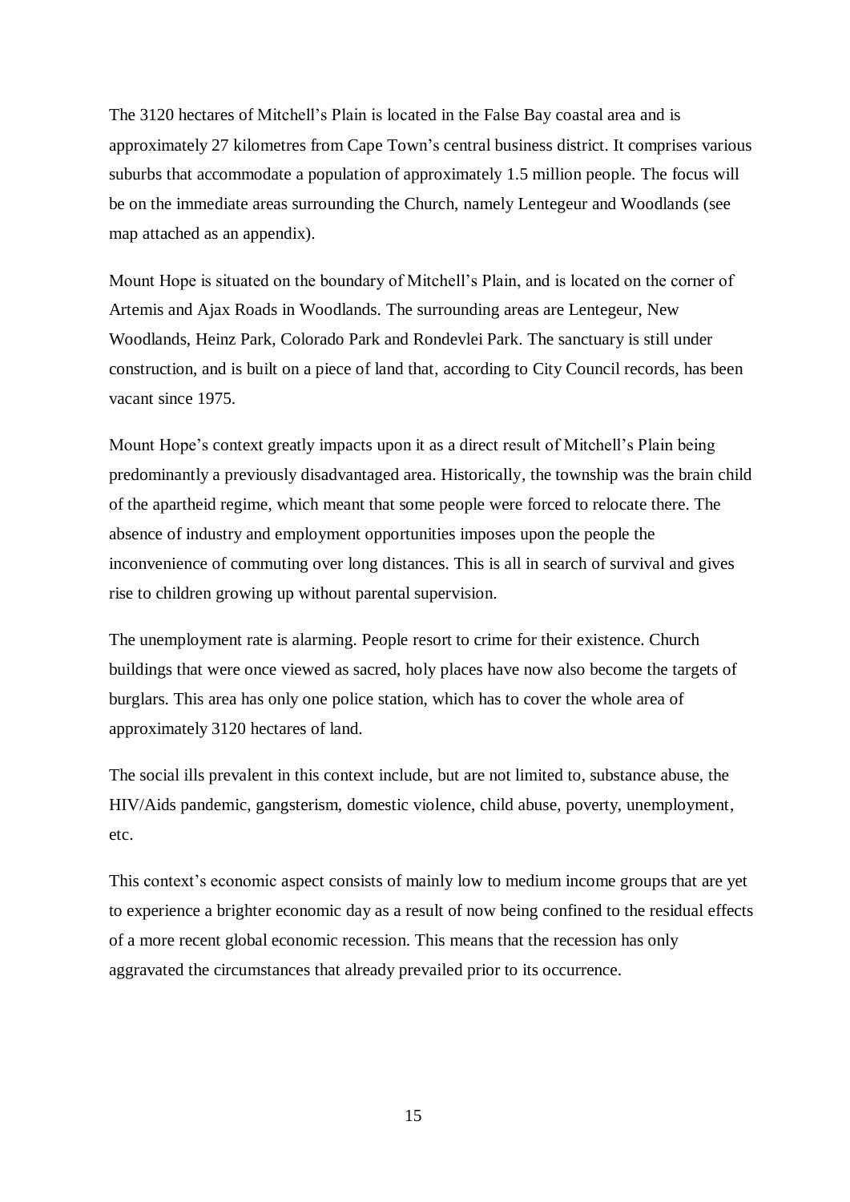The 3120 hectares of Mitchell's Plain is located in the False Bay coastal area and is approximately 27 kilometres from Cape Town's central business district. It comprises various suburbs that accommodate a population of approximately 1.5 million people. The focus will be on the immediate areas surrounding the Church, namely Lentegeur and Woodlands (see map attached as an appendix).

Mount Hope is situated on the boundary of Mitchell's Plain, and is located on the corner of Artemis and Ajax Roads in Woodlands. The surrounding areas are Lentegeur, New Woodlands, Heinz Park, Colorado Park and Rondevlei Park. The sanctuary is still under construction, and is built on a piece of land that, according to City Council records, has been vacant since 1975.

Mount Hope's context greatly impacts upon it as a direct result of Mitchell's Plain being predominantly a previously disadvantaged area. Historically, the township was the brain child of the apartheid regime, which meant that some people were forced to relocate there. The absence of industry and employment opportunities imposes upon the people the inconvenience of commuting over long distances. This is all in search of survival and gives rise to children growing up without parental supervision.

The unemployment rate is alarming. People resort to crime for their existence. Church buildings that were once viewed as sacred, holy places have now also become the targets of burglars. This area has only one police station, which has to cover the whole area of approximately 3120 hectares of land.

The social ills prevalent in this context include, but are not limited to, substance abuse, the HIV/Aids pandemic, gangsterism, domestic violence, child abuse, poverty, unemployment, etc.

This context's economic aspect consists of mainly low to medium income groups that are yet to experience a brighter economic day as a result of now being confined to the residual effects of a more recent global economic recession. This means that the recession has only aggravated the circumstances that already prevailed prior to its occurrence.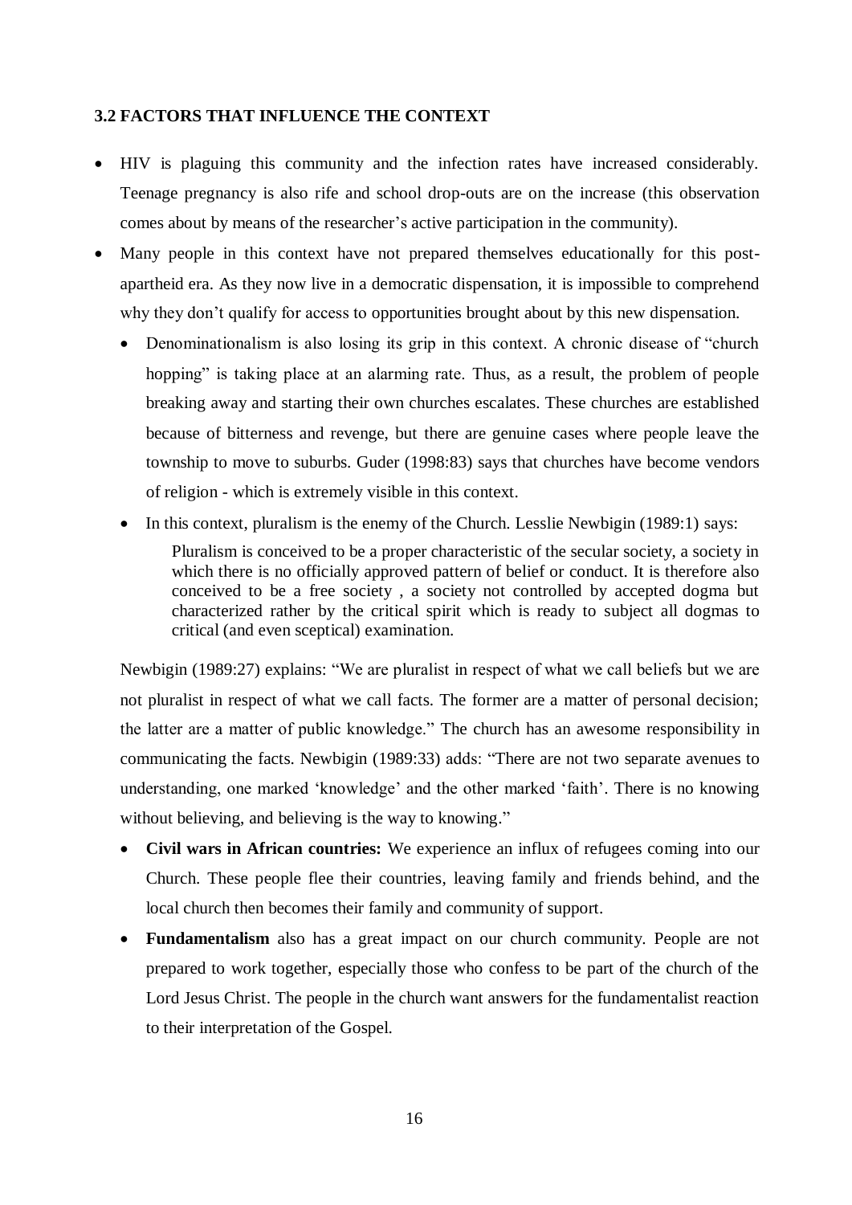### 3.2 FACTORS THAT INFLUENCE THE CONTEXT

- HIV is plaguing this community and the infection rates have increased considerably. Teenage pregnancy is also rife and school drop-outs are on the increase (this observation comes about by means of the researcher's active participation in the community).
- Many people in this context have not prepared themselves educationally for this post-apartheid era. As they now live in a democratic dispensation, it is impossible to comprehend why they don't qualify for access to opportunities brought about by this new dispensation.
  - Denominationalism is also losing its grip in this context. A chronic disease of "church hopping" is taking place at an alarming rate. Thus, as a result, the problem of people breaking away and starting their own churches escalates. These churches are established because of bitterness and revenge, but there are genuine cases where people leave the township to move to suburbs. Guder (1998:83) says that churches have become vendors of religion - which is extremely visible in this context.
  - In this context, pluralism is the enemy of the Church. Lesslie Newbigin (1989:1) says:

    > Pluralism is conceived to be a proper characteristic of the secular society, a society in which there is no officially approved pattern of belief or conduct. It is therefore also conceived to be a free society , a society not controlled by accepted dogma but characterized rather by the critical spirit which is ready to subject all dogmas to critical (and even sceptical) examination.

  Newbigin (1989:27) explains: "We are pluralist in respect of what we call beliefs but we are not pluralist in respect of what we call facts. The former are a matter of personal decision; the latter are a matter of public knowledge." The church has an awesome responsibility in communicating the facts. Newbigin (1989:33) adds: "There are not two separate avenues to understanding, one marked 'knowledge' and the other marked 'faith'. There is no knowing without believing, and believing is the way to knowing."

  - **Civil wars in African countries:** We experience an influx of refugees coming into our Church. These people flee their countries, leaving family and friends behind, and the local church then becomes their family and community of support.
  - **Fundamentalism** also has a great impact on our church community. People are not prepared to work together, especially those who confess to be part of the church of the Lord Jesus Christ. The people in the church want answers for the fundamentalist reaction to their interpretation of the Gospel.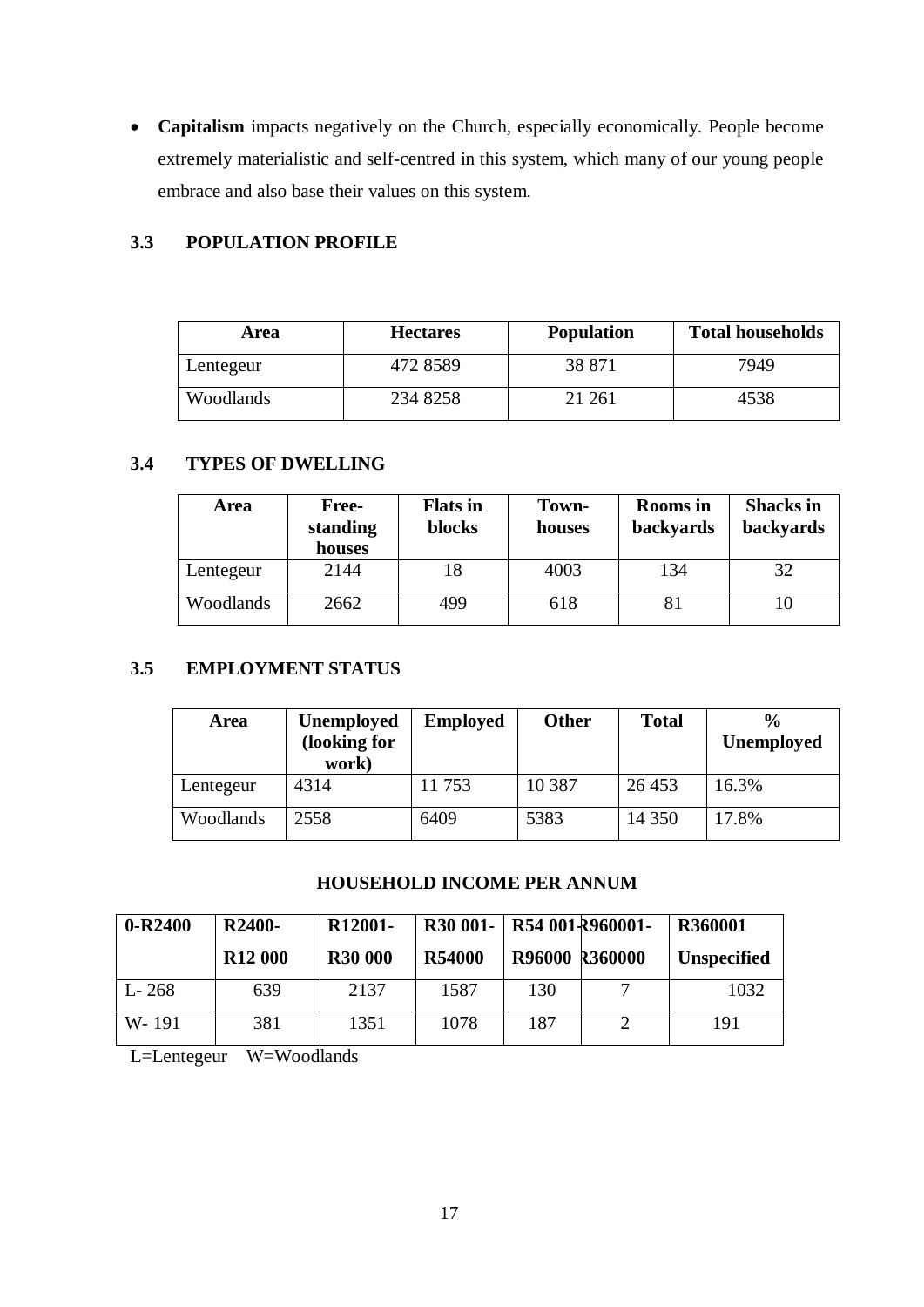- **Capitalism** impacts negatively on the Church, especially economically. People become extremely materialistic and self-centred in this system, which many of our young people embrace and also base their values on this system.

### 3.3 POPULATION PROFILE

| Area | Hectares | Population | Total households |
|---|---|---|---|
| Lentegeur | 472 8589 | 38 871 | 7949 |
| Woodlands | 234 8258 | 21 261 | 4538 |

### 3.4 TYPES OF DWELLING

| Area | Free-standing houses | Flats in blocks | Town-houses | Rooms in backyards | Shacks in backyards |
|---|---|---|---|---|---|
| Lentegeur | 2144 | 18 | 4003 | 134 | 32 |
| Woodlands | 2662 | 499 | 618 | 81 | 10 |

### 3.5 EMPLOYMENT STATUS

| Area | Unemployed (looking for work) | Employed | Other | Total | % Unemployed |
|---|---|---|---|---|---|
| Lentegeur | 4314 | 11 753 | 10 387 | 26 453 | 16.3% |
| Woodlands | 2558 | 6409 | 5383 | 14 350 | 17.8% |

**HOUSEHOLD INCOME PER ANNUM**

| 0-R2400 | R2400- R12 000 | R12001- R30 000 | R30 001- R54000 | R54 001- R96000 | R96000 1- R360000 | R360001 Unspecified |
|---|---|---|---|---|---|---|
| L- 268 | 639 | 2137 | 1587 | 130 | 7 | 1032 |
| W- 191 | 381 | 1351 | 1078 | 187 | 2 | 191 |

L=Lentegeur W=Woodlands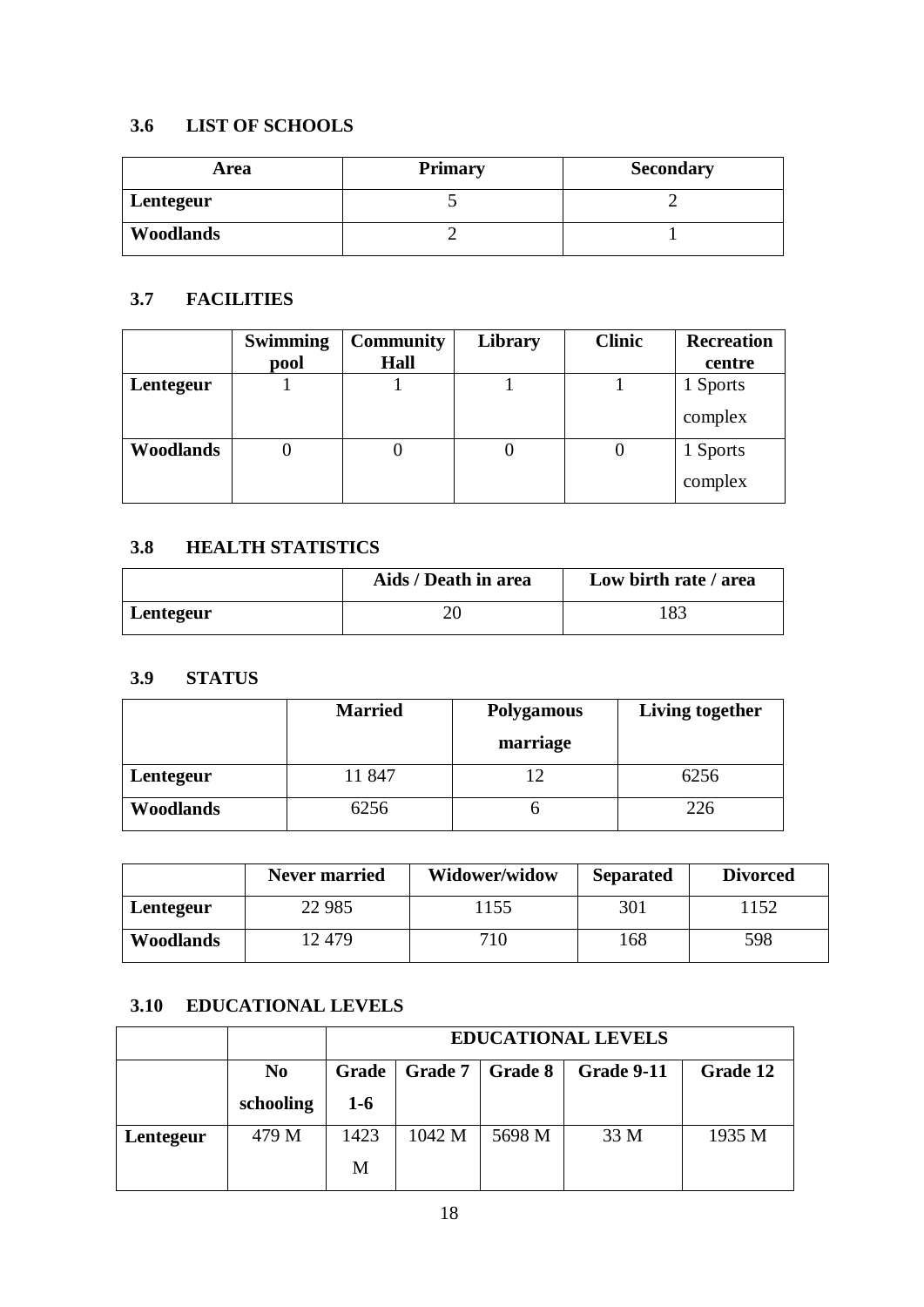### 3.6 LIST OF SCHOOLS

| Area | Primary | Secondary |
|---|---|---|
| **Lentegeur** | 5 | 2 |
| **Woodlands** | 2 | 1 |

### 3.7 FACILITIES

| | Swimming pool | Community Hall | Library | Clinic | Recreation centre |
|---|---|---|---|---|---|
| **Lentegeur** | 1 | 1 | 1 | 1 | 1 Sports complex |
| **Woodlands** | 0 | 0 | 0 | 0 | 1 Sports complex |

### 3.8 HEALTH STATISTICS

| | Aids / Death in area | Low birth rate / area |
|---|---|---|
| **Lentegeur** | 20 | 183 |

### 3.9 STATUS

| | Married | Polygamous marriage | Living together |
|---|---|---|---|
| **Lentegeur** | 11 847 | 12 | 6256 |
| **Woodlands** | 6256 | 6 | 226 |

| | Never married | Widower/widow | Separated | Divorced |
|---|---|---|---|---|
| **Lentegeur** | 22 985 | 1155 | 301 | 1152 |
| **Woodlands** | 12 479 | 710 | 168 | 598 |

### 3.10 EDUCATIONAL LEVELS

| | | EDUCATIONAL LEVELS | | | | |
|---|---|---|---|---|---|---|
| | **No schooling** | **Grade 1-6** | **Grade 7** | **Grade 8** | **Grade 9-11** | **Grade 12** |
| **Lentegeur** | 479 M | 1423 M | 1042 M | 5698 M | 33 M | 1935 M |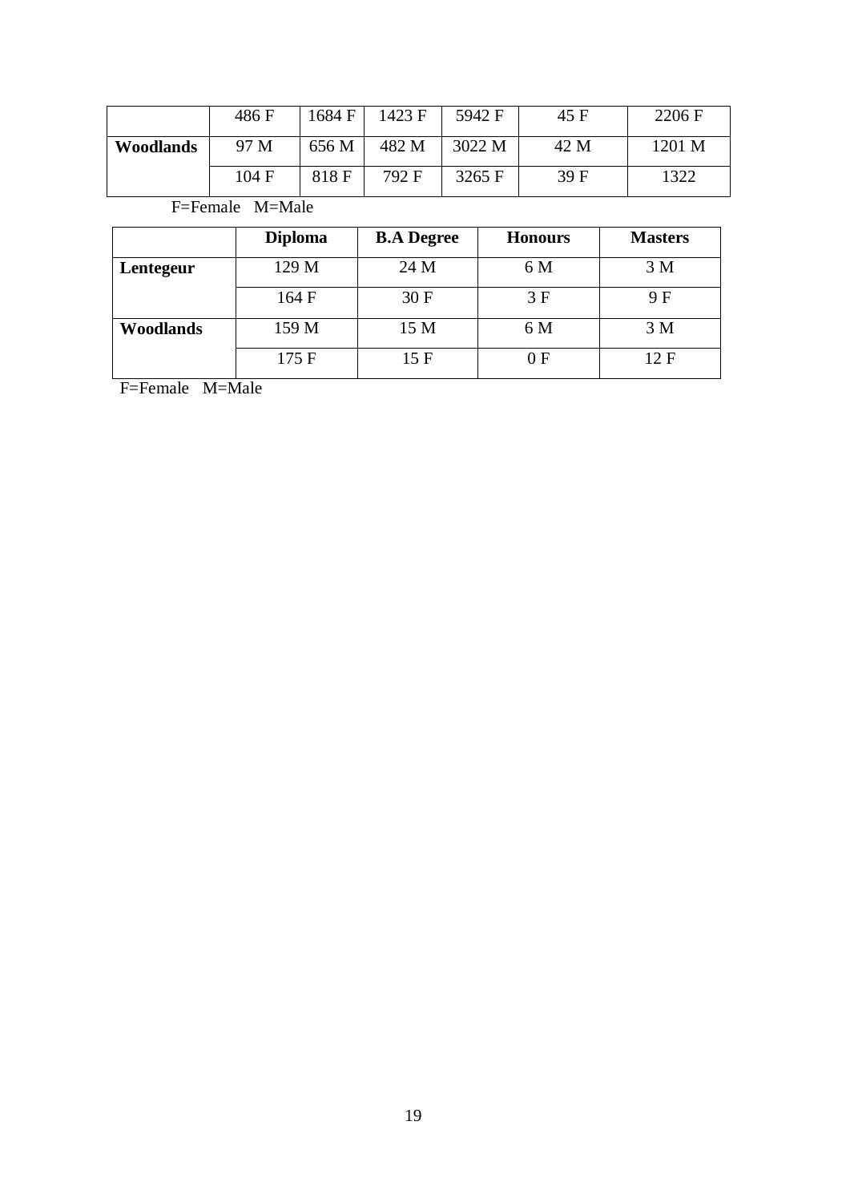| | | | | | | |
|---|---|---|---|---|---|---|
| | 486 F | 1684 F | 1423 F | 5942 F | 45 F | 2206 F |
| **Woodlands** | 97 M | 656 M | 482 M | 3022 M | 42 M | 1201 M |
| | 104 F | 818 F | 792 F | 3265 F | 39 F | 1322 |

F=Female M=Male

| | **Diploma** | **B.A Degree** | **Honours** | **Masters** |
|---|---|---|---|---|
| **Lentegeur** | 129 M | 24 M | 6 M | 3 M |
| | 164 F | 30 F | 3 F | 9 F |
| **Woodlands** | 159 M | 15 M | 6 M | 3 M |
| | 175 F | 15 F | 0 F | 12 F |

F=Female M=Male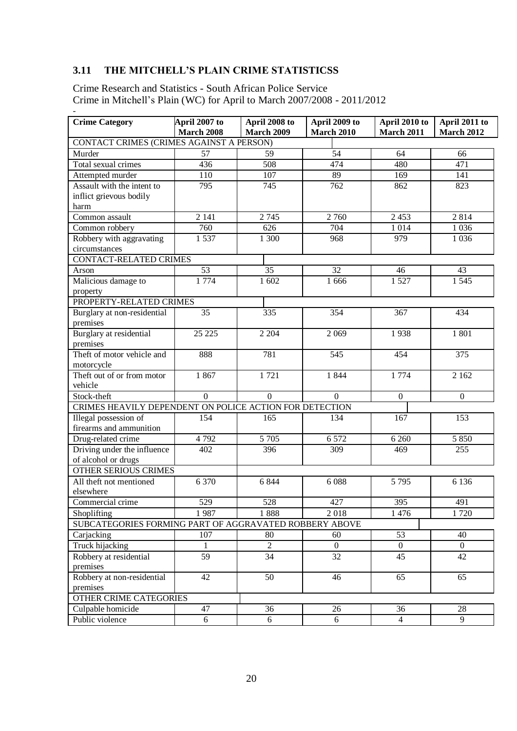## 3.11 THE MITCHELL'S PLAIN CRIME STATISTICSS

Crime Research and Statistics - South African Police Service
Crime in Mitchell's Plain (WC) for April to March 2007/2008 - 2011/2012

-

| Crime Category | April 2007 to March 2008 | April 2008 to March 2009 | April 2009 to March 2010 | April 2010 to March 2011 | April 2011 to March 2012 |
|---|---|---|---|---|---|
| CONTACT CRIMES (CRIMES AGAINST A PERSON) | | | | | |
| Murder | 57 | 59 | 54 | 64 | 66 |
| Total sexual crimes | 436 | 508 | 474 | 480 | 471 |
| Attempted murder | 110 | 107 | 89 | 169 | 141 |
| Assault with the intent to inflict grievous bodily harm | 795 | 745 | 762 | 862 | 823 |
| Common assault | 2 141 | 2 745 | 2 760 | 2 453 | 2 814 |
| Common robbery | 760 | 626 | 704 | 1 014 | 1 036 |
| Robbery with aggravating circumstances | 1 537 | 1 300 | 968 | 979 | 1 036 |
| CONTACT-RELATED CRIMES | | | | | |
| Arson | 53 | 35 | 32 | 46 | 43 |
| Malicious damage to property | 1 774 | 1 602 | 1 666 | 1 527 | 1 545 |
| PROPERTY-RELATED CRIMES | | | | | |
| Burglary at non-residential premises | 35 | 335 | 354 | 367 | 434 |
| Burglary at residential premises | 25 225 | 2 204 | 2 069 | 1 938 | 1 801 |
| Theft of motor vehicle and motorcycle | 888 | 781 | 545 | 454 | 375 |
| Theft out of or from motor vehicle | 1 867 | 1 721 | 1 844 | 1 774 | 2 162 |
| Stock-theft | 0 | 0 | 0 | 0 | 0 |
| CRIMES HEAVILY DEPENDENT ON POLICE ACTION FOR DETECTION | | | | | |
| Illegal possession of firearms and ammunition | 154 | 165 | 134 | 167 | 153 |
| Drug-related crime | 4 792 | 5 705 | 6 572 | 6 260 | 5 850 |
| Driving under the influence of alcohol or drugs | 402 | 396 | 309 | 469 | 255 |
| OTHER SERIOUS CRIMES | | | | | |
| All theft not mentioned elsewhere | 6 370 | 6 844 | 6 088 | 5 795 | 6 136 |
| Commercial crime | 529 | 528 | 427 | 395 | 491 |
| Shoplifting | 1 987 | 1 888 | 2 018 | 1 476 | 1 720 |
| SUBCATEGORIES FORMING PART OF AGGRAVATED ROBBERY ABOVE | | | | | |
| Carjacking | 107 | 80 | 60 | 53 | 40 |
| Truck hijacking | 1 | 2 | 0 | 0 | 0 |
| Robbery at residential premises | 59 | 34 | 32 | 45 | 42 |
| Robbery at non-residential premises | 42 | 50 | 46 | 65 | 65 |
| OTHER CRIME CATEGORIES | | | | | |
| Culpable homicide | 47 | 36 | 26 | 36 | 28 |
| Public violence | 6 | 6 | 6 | 4 | 9 |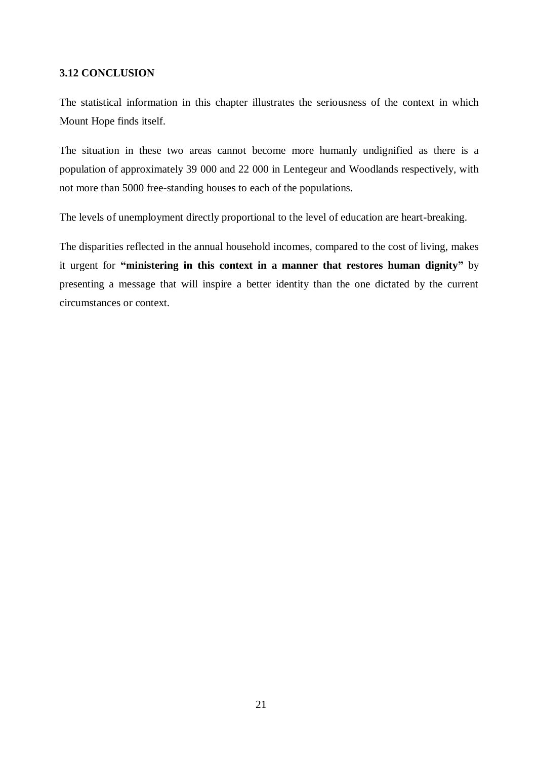## 3.12 CONCLUSION

The statistical information in this chapter illustrates the seriousness of the context in which Mount Hope finds itself.

The situation in these two areas cannot become more humanly undignified as there is a population of approximately 39 000 and 22 000 in Lentegeur and Woodlands respectively, with not more than 5000 free-standing houses to each of the populations.

The levels of unemployment directly proportional to the level of education are heart-breaking.

The disparities reflected in the annual household incomes, compared to the cost of living, makes it urgent for **"ministering in this context in a manner that restores human dignity"** by presenting a message that will inspire a better identity than the one dictated by the current circumstances or context.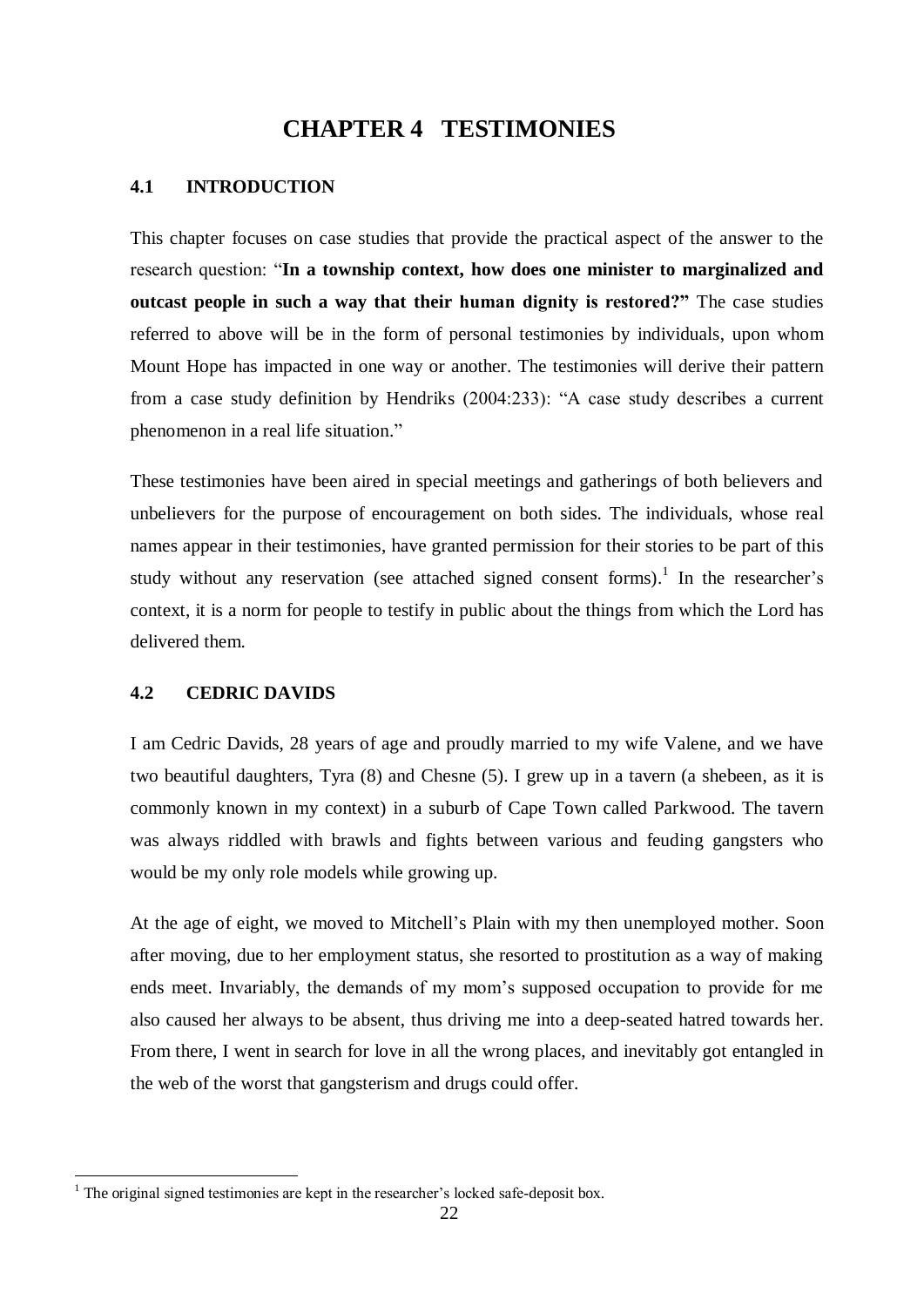# CHAPTER 4 TESTIMONIES

## 4.1 INTRODUCTION

This chapter focuses on case studies that provide the practical aspect of the answer to the research question: "**In a township context, how does one minister to marginalized and outcast people in such a way that their human dignity is restored?"** The case studies referred to above will be in the form of personal testimonies by individuals, upon whom Mount Hope has impacted in one way or another. The testimonies will derive their pattern from a case study definition by Hendriks (2004:233): "A case study describes a current phenomenon in a real life situation."

These testimonies have been aired in special meetings and gatherings of both believers and unbelievers for the purpose of encouragement on both sides. The individuals, whose real names appear in their testimonies, have granted permission for their stories to be part of this study without any reservation (see attached signed consent forms).[1] In the researcher's context, it is a norm for people to testify in public about the things from which the Lord has delivered them.

## 4.2 CEDRIC DAVIDS

I am Cedric Davids, 28 years of age and proudly married to my wife Valene, and we have two beautiful daughters, Tyra (8) and Chesne (5). I grew up in a tavern (a shebeen, as it is commonly known in my context) in a suburb of Cape Town called Parkwood. The tavern was always riddled with brawls and fights between various and feuding gangsters who would be my only role models while growing up.

At the age of eight, we moved to Mitchell's Plain with my then unemployed mother. Soon after moving, due to her employment status, she resorted to prostitution as a way of making ends meet. Invariably, the demands of my mom's supposed occupation to provide for me also caused her always to be absent, thus driving me into a deep-seated hatred towards her. From there, I went in search for love in all the wrong places, and inevitably got entangled in the web of the worst that gangsterism and drugs could offer.

[1] The original signed testimonies are kept in the researcher's locked safe-deposit box.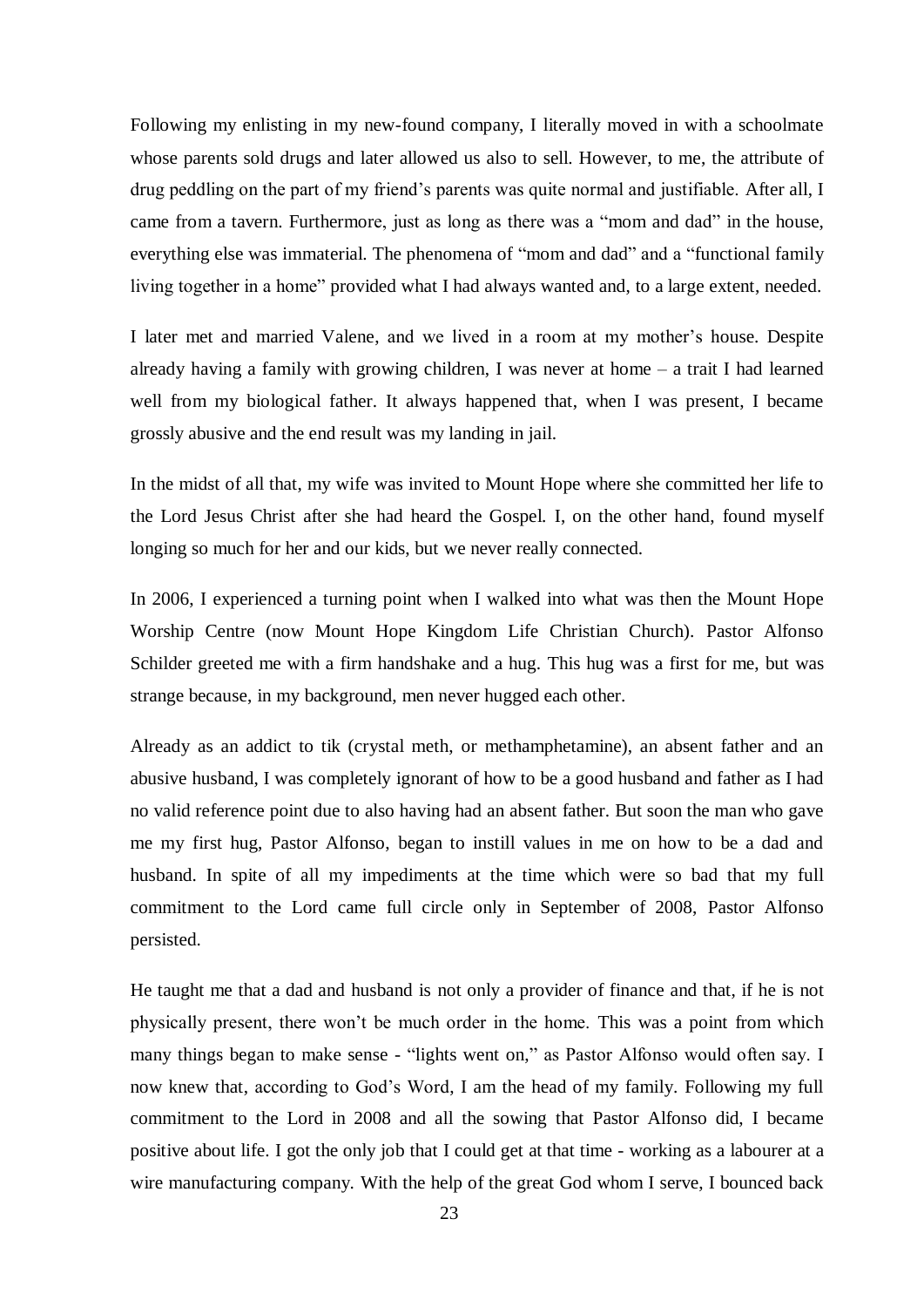Following my enlisting in my new-found company, I literally moved in with a schoolmate whose parents sold drugs and later allowed us also to sell. However, to me, the attribute of drug peddling on the part of my friend's parents was quite normal and justifiable. After all, I came from a tavern. Furthermore, just as long as there was a "mom and dad" in the house, everything else was immaterial. The phenomena of "mom and dad" and a "functional family living together in a home" provided what I had always wanted and, to a large extent, needed.

I later met and married Valene, and we lived in a room at my mother's house. Despite already having a family with growing children, I was never at home – a trait I had learned well from my biological father. It always happened that, when I was present, I became grossly abusive and the end result was my landing in jail.

In the midst of all that, my wife was invited to Mount Hope where she committed her life to the Lord Jesus Christ after she had heard the Gospel. I, on the other hand, found myself longing so much for her and our kids, but we never really connected.

In 2006, I experienced a turning point when I walked into what was then the Mount Hope Worship Centre (now Mount Hope Kingdom Life Christian Church). Pastor Alfonso Schilder greeted me with a firm handshake and a hug. This hug was a first for me, but was strange because, in my background, men never hugged each other.

Already as an addict to tik (crystal meth, or methamphetamine), an absent father and an abusive husband, I was completely ignorant of how to be a good husband and father as I had no valid reference point due to also having had an absent father. But soon the man who gave me my first hug, Pastor Alfonso, began to instill values in me on how to be a dad and husband. In spite of all my impediments at the time which were so bad that my full commitment to the Lord came full circle only in September of 2008, Pastor Alfonso persisted.

He taught me that a dad and husband is not only a provider of finance and that, if he is not physically present, there won't be much order in the home. This was a point from which many things began to make sense - "lights went on," as Pastor Alfonso would often say. I now knew that, according to God's Word, I am the head of my family. Following my full commitment to the Lord in 2008 and all the sowing that Pastor Alfonso did, I became positive about life. I got the only job that I could get at that time - working as a labourer at a wire manufacturing company. With the help of the great God whom I serve, I bounced back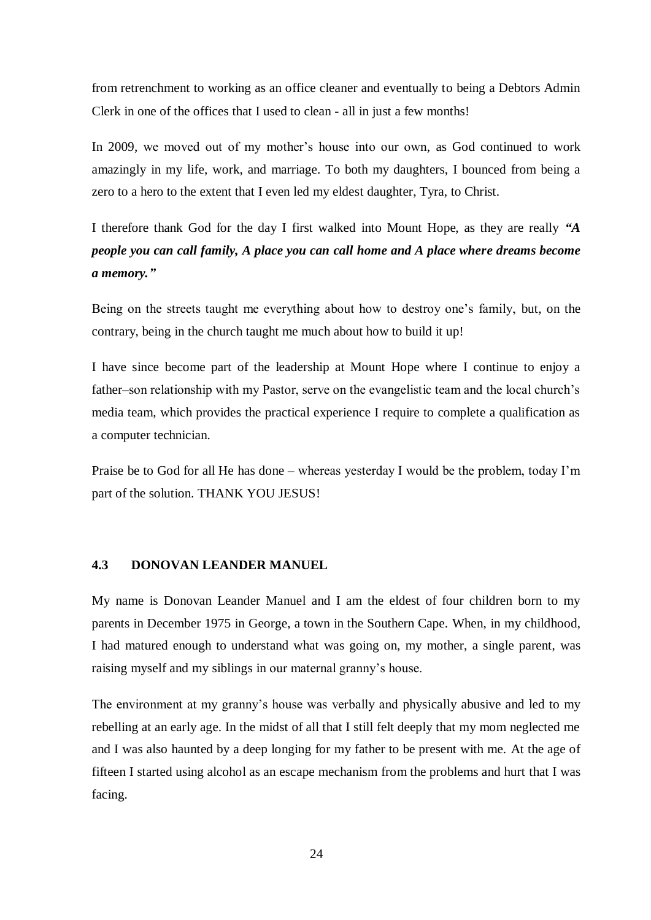from retrenchment to working as an office cleaner and eventually to being a Debtors Admin Clerk in one of the offices that I used to clean - all in just a few months!

In 2009, we moved out of my mother's house into our own, as God continued to work amazingly in my life, work, and marriage. To both my daughters, I bounced from being a zero to a hero to the extent that I even led my eldest daughter, Tyra, to Christ.

I therefore thank God for the day I first walked into Mount Hope, as they are really ***"A people you can call family, A place you can call home and A place where dreams become a memory."***

Being on the streets taught me everything about how to destroy one's family, but, on the contrary, being in the church taught me much about how to build it up!

I have since become part of the leadership at Mount Hope where I continue to enjoy a father–son relationship with my Pastor, serve on the evangelistic team and the local church's media team, which provides the practical experience I require to complete a qualification as a computer technician.

Praise be to God for all He has done – whereas yesterday I would be the problem, today I'm part of the solution. THANK YOU JESUS!

### 4.3 DONOVAN LEANDER MANUEL

My name is Donovan Leander Manuel and I am the eldest of four children born to my parents in December 1975 in George, a town in the Southern Cape. When, in my childhood, I had matured enough to understand what was going on, my mother, a single parent, was raising myself and my siblings in our maternal granny's house.

The environment at my granny's house was verbally and physically abusive and led to my rebelling at an early age. In the midst of all that I still felt deeply that my mom neglected me and I was also haunted by a deep longing for my father to be present with me. At the age of fifteen I started using alcohol as an escape mechanism from the problems and hurt that I was facing.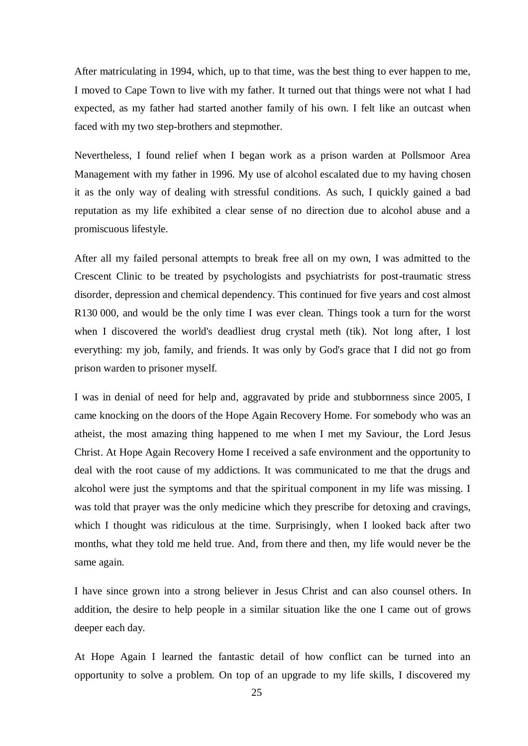After matriculating in 1994, which, up to that time, was the best thing to ever happen to me, I moved to Cape Town to live with my father. It turned out that things were not what I had expected, as my father had started another family of his own. I felt like an outcast when faced with my two step-brothers and stepmother.

Nevertheless, I found relief when I began work as a prison warden at Pollsmoor Area Management with my father in 1996. My use of alcohol escalated due to my having chosen it as the only way of dealing with stressful conditions. As such, I quickly gained a bad reputation as my life exhibited a clear sense of no direction due to alcohol abuse and a promiscuous lifestyle.

After all my failed personal attempts to break free all on my own, I was admitted to the Crescent Clinic to be treated by psychologists and psychiatrists for post-traumatic stress disorder, depression and chemical dependency. This continued for five years and cost almost R130 000, and would be the only time I was ever clean. Things took a turn for the worst when I discovered the world's deadliest drug crystal meth (tik). Not long after, I lost everything: my job, family, and friends. It was only by God's grace that I did not go from prison warden to prisoner myself.

I was in denial of need for help and, aggravated by pride and stubbornness since 2005, I came knocking on the doors of the Hope Again Recovery Home. For somebody who was an atheist, the most amazing thing happened to me when I met my Saviour, the Lord Jesus Christ. At Hope Again Recovery Home I received a safe environment and the opportunity to deal with the root cause of my addictions. It was communicated to me that the drugs and alcohol were just the symptoms and that the spiritual component in my life was missing. I was told that prayer was the only medicine which they prescribe for detoxing and cravings, which I thought was ridiculous at the time. Surprisingly, when I looked back after two months, what they told me held true. And, from there and then, my life would never be the same again.

I have since grown into a strong believer in Jesus Christ and can also counsel others. In addition, the desire to help people in a similar situation like the one I came out of grows deeper each day.

At Hope Again I learned the fantastic detail of how conflict can be turned into an opportunity to solve a problem. On top of an upgrade to my life skills, I discovered my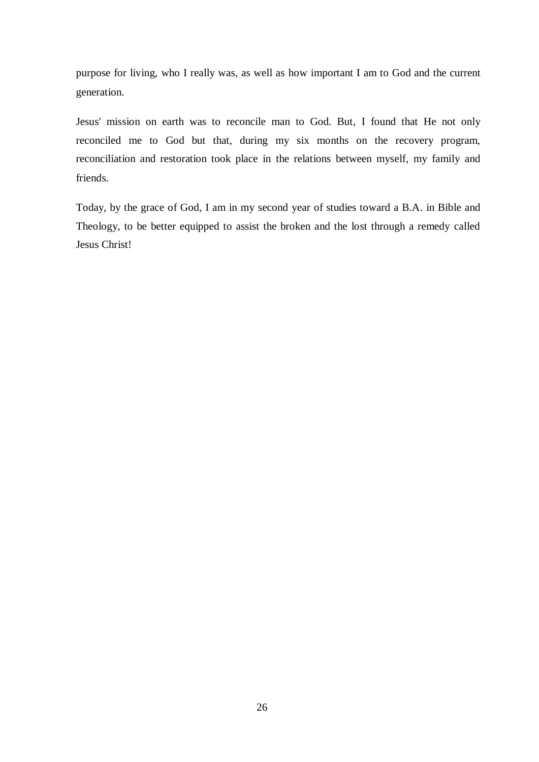purpose for living, who I really was, as well as how important I am to God and the current generation.

Jesus' mission on earth was to reconcile man to God. But, I found that He not only reconciled me to God but that, during my six months on the recovery program, reconciliation and restoration took place in the relations between myself, my family and friends.

Today, by the grace of God, I am in my second year of studies toward a B.A. in Bible and Theology, to be better equipped to assist the broken and the lost through a remedy called Jesus Christ!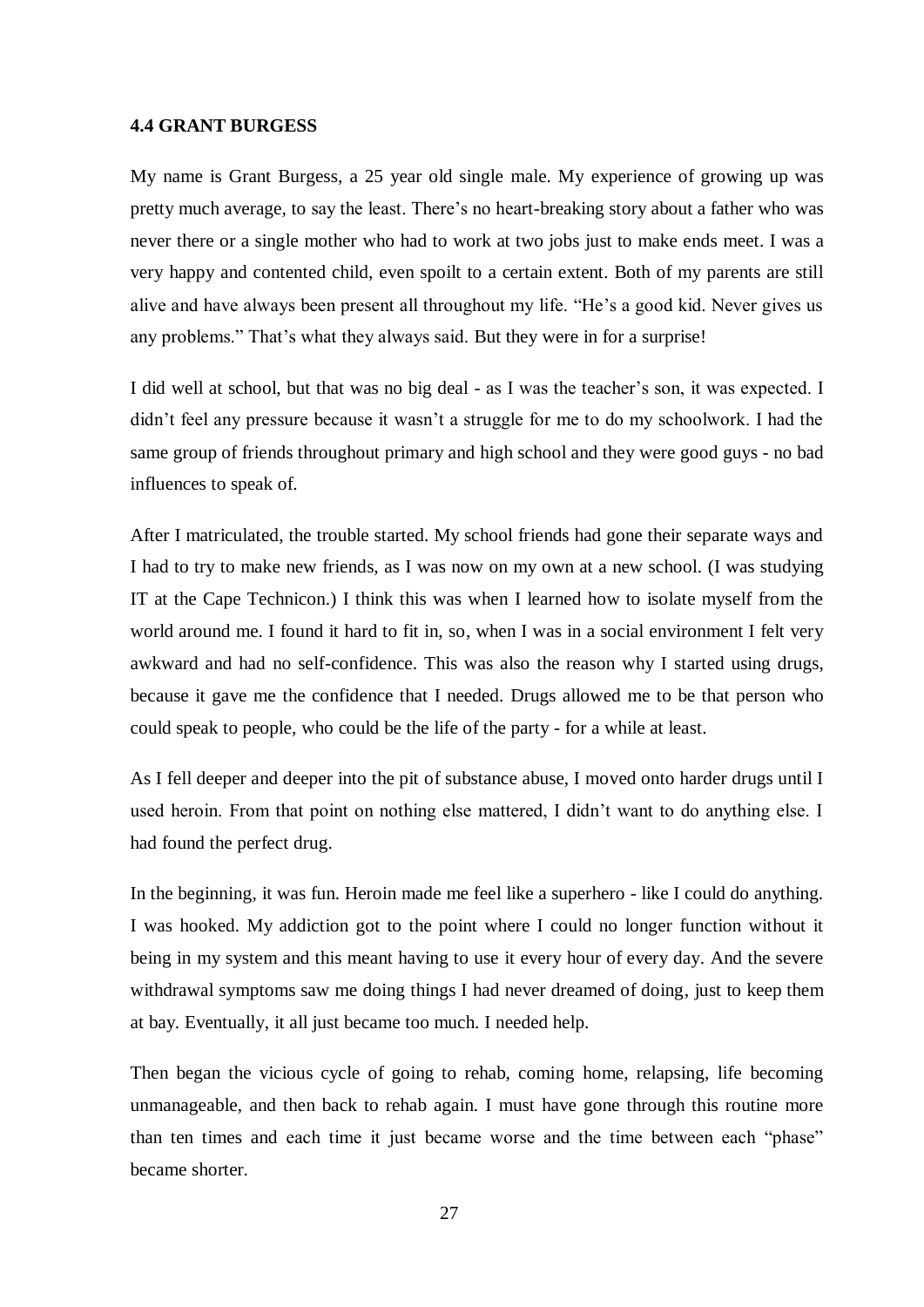### 4.4 GRANT BURGESS

My name is Grant Burgess, a 25 year old single male. My experience of growing up was pretty much average, to say the least. There's no heart-breaking story about a father who was never there or a single mother who had to work at two jobs just to make ends meet. I was a very happy and contented child, even spoilt to a certain extent. Both of my parents are still alive and have always been present all throughout my life. "He's a good kid. Never gives us any problems." That's what they always said. But they were in for a surprise!

I did well at school, but that was no big deal - as I was the teacher's son, it was expected. I didn't feel any pressure because it wasn't a struggle for me to do my schoolwork. I had the same group of friends throughout primary and high school and they were good guys - no bad influences to speak of.

After I matriculated, the trouble started. My school friends had gone their separate ways and I had to try to make new friends, as I was now on my own at a new school. (I was studying IT at the Cape Technicon.) I think this was when I learned how to isolate myself from the world around me. I found it hard to fit in, so, when I was in a social environment I felt very awkward and had no self-confidence. This was also the reason why I started using drugs, because it gave me the confidence that I needed. Drugs allowed me to be that person who could speak to people, who could be the life of the party - for a while at least.

As I fell deeper and deeper into the pit of substance abuse, I moved onto harder drugs until I used heroin. From that point on nothing else mattered, I didn't want to do anything else. I had found the perfect drug.

In the beginning, it was fun. Heroin made me feel like a superhero - like I could do anything. I was hooked. My addiction got to the point where I could no longer function without it being in my system and this meant having to use it every hour of every day. And the severe withdrawal symptoms saw me doing things I had never dreamed of doing, just to keep them at bay. Eventually, it all just became too much. I needed help.

Then began the vicious cycle of going to rehab, coming home, relapsing, life becoming unmanageable, and then back to rehab again. I must have gone through this routine more than ten times and each time it just became worse and the time between each "phase" became shorter.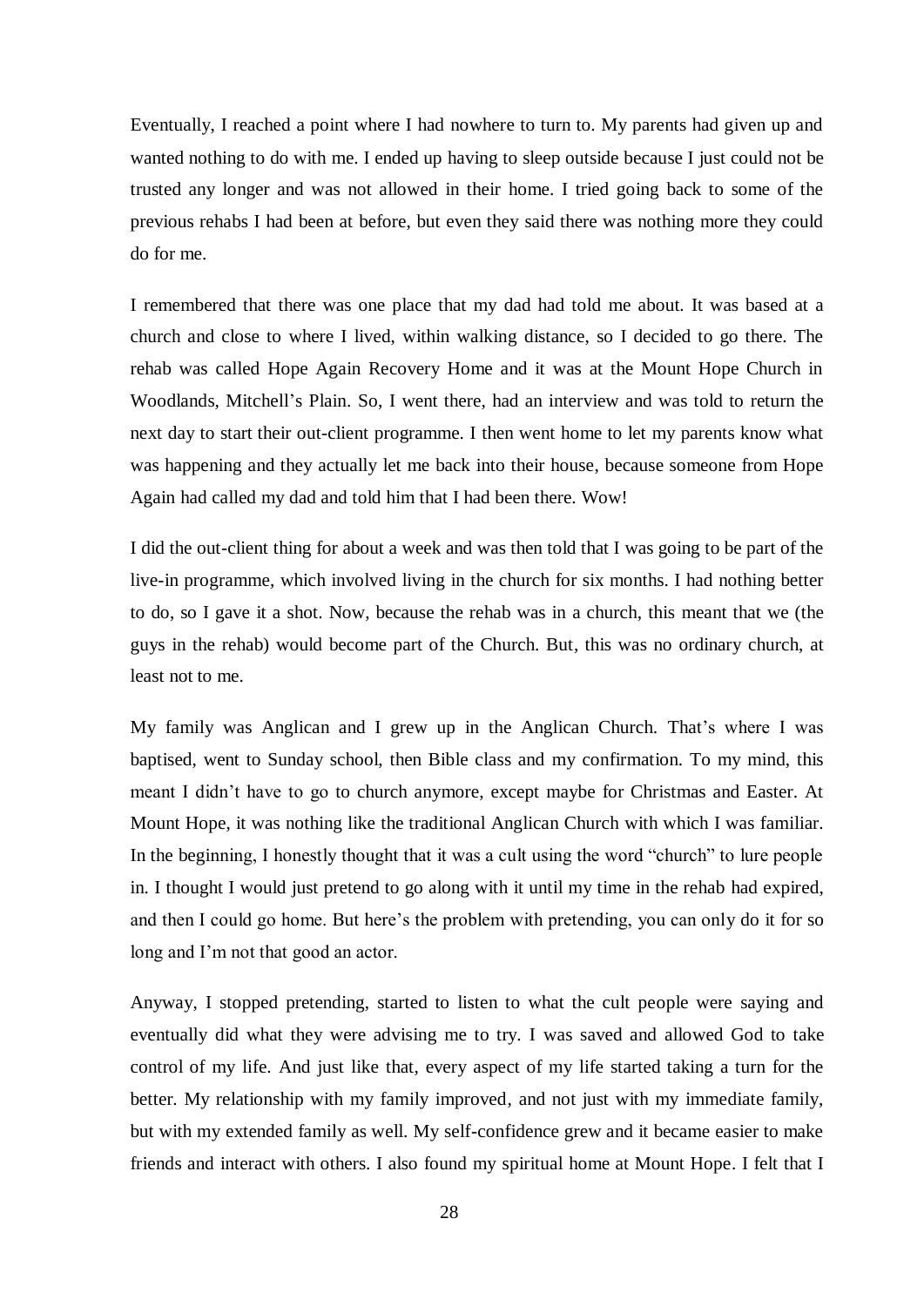Eventually, I reached a point where I had nowhere to turn to. My parents had given up and wanted nothing to do with me. I ended up having to sleep outside because I just could not be trusted any longer and was not allowed in their home. I tried going back to some of the previous rehabs I had been at before, but even they said there was nothing more they could do for me.

I remembered that there was one place that my dad had told me about. It was based at a church and close to where I lived, within walking distance, so I decided to go there. The rehab was called Hope Again Recovery Home and it was at the Mount Hope Church in Woodlands, Mitchell's Plain. So, I went there, had an interview and was told to return the next day to start their out-client programme. I then went home to let my parents know what was happening and they actually let me back into their house, because someone from Hope Again had called my dad and told him that I had been there. Wow!

I did the out-client thing for about a week and was then told that I was going to be part of the live-in programme, which involved living in the church for six months. I had nothing better to do, so I gave it a shot. Now, because the rehab was in a church, this meant that we (the guys in the rehab) would become part of the Church. But, this was no ordinary church, at least not to me.

My family was Anglican and I grew up in the Anglican Church. That's where I was baptised, went to Sunday school, then Bible class and my confirmation. To my mind, this meant I didn't have to go to church anymore, except maybe for Christmas and Easter. At Mount Hope, it was nothing like the traditional Anglican Church with which I was familiar. In the beginning, I honestly thought that it was a cult using the word "church" to lure people in. I thought I would just pretend to go along with it until my time in the rehab had expired, and then I could go home. But here's the problem with pretending, you can only do it for so long and I'm not that good an actor.

Anyway, I stopped pretending, started to listen to what the cult people were saying and eventually did what they were advising me to try. I was saved and allowed God to take control of my life. And just like that, every aspect of my life started taking a turn for the better. My relationship with my family improved, and not just with my immediate family, but with my extended family as well. My self-confidence grew and it became easier to make friends and interact with others. I also found my spiritual home at Mount Hope. I felt that I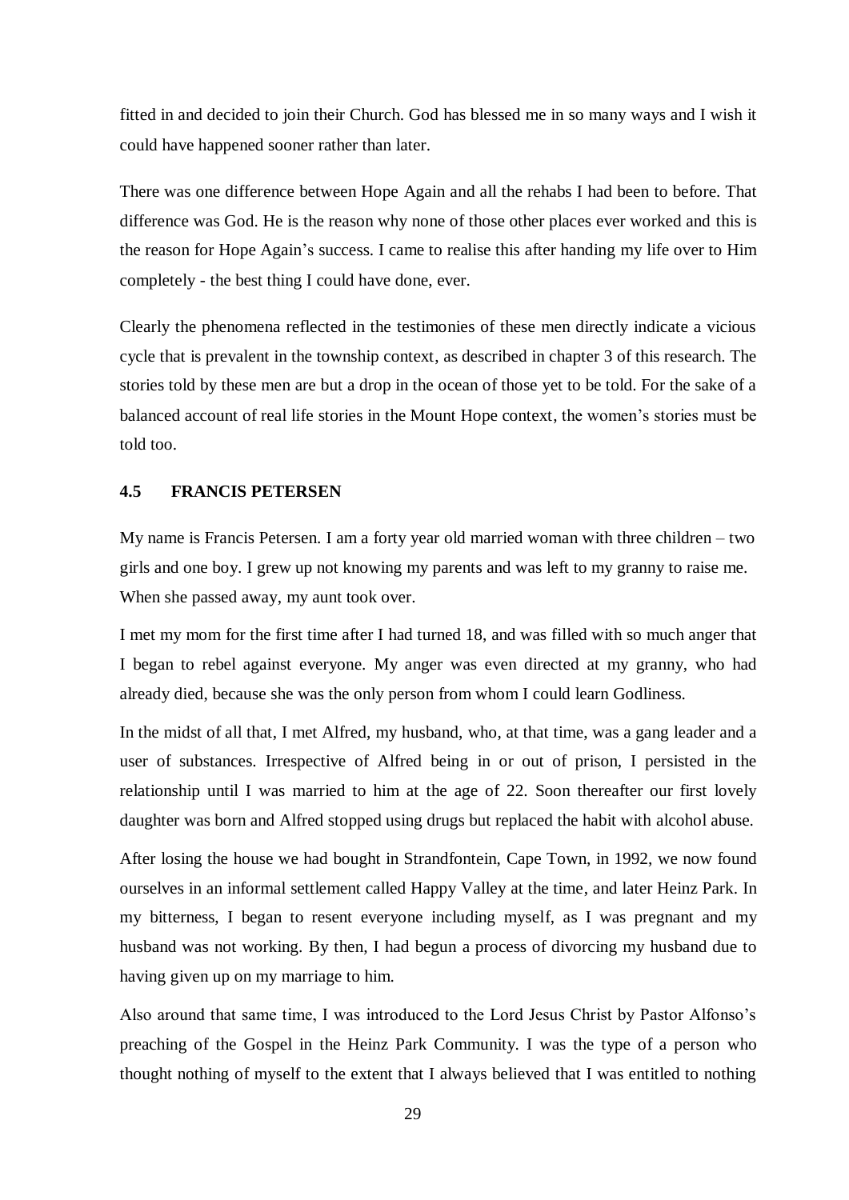fitted in and decided to join their Church. God has blessed me in so many ways and I wish it could have happened sooner rather than later.

There was one difference between Hope Again and all the rehabs I had been to before. That difference was God. He is the reason why none of those other places ever worked and this is the reason for Hope Again's success. I came to realise this after handing my life over to Him completely - the best thing I could have done, ever.

Clearly the phenomena reflected in the testimonies of these men directly indicate a vicious cycle that is prevalent in the township context, as described in chapter 3 of this research. The stories told by these men are but a drop in the ocean of those yet to be told. For the sake of a balanced account of real life stories in the Mount Hope context, the women's stories must be told too.

### 4.5 FRANCIS PETERSEN

My name is Francis Petersen. I am a forty year old married woman with three children – two girls and one boy. I grew up not knowing my parents and was left to my granny to raise me. When she passed away, my aunt took over.

I met my mom for the first time after I had turned 18, and was filled with so much anger that I began to rebel against everyone. My anger was even directed at my granny, who had already died, because she was the only person from whom I could learn Godliness.

In the midst of all that, I met Alfred, my husband, who, at that time, was a gang leader and a user of substances. Irrespective of Alfred being in or out of prison, I persisted in the relationship until I was married to him at the age of 22. Soon thereafter our first lovely daughter was born and Alfred stopped using drugs but replaced the habit with alcohol abuse.

After losing the house we had bought in Strandfontein, Cape Town, in 1992, we now found ourselves in an informal settlement called Happy Valley at the time, and later Heinz Park. In my bitterness, I began to resent everyone including myself, as I was pregnant and my husband was not working. By then, I had begun a process of divorcing my husband due to having given up on my marriage to him.

Also around that same time, I was introduced to the Lord Jesus Christ by Pastor Alfonso's preaching of the Gospel in the Heinz Park Community. I was the type of a person who thought nothing of myself to the extent that I always believed that I was entitled to nothing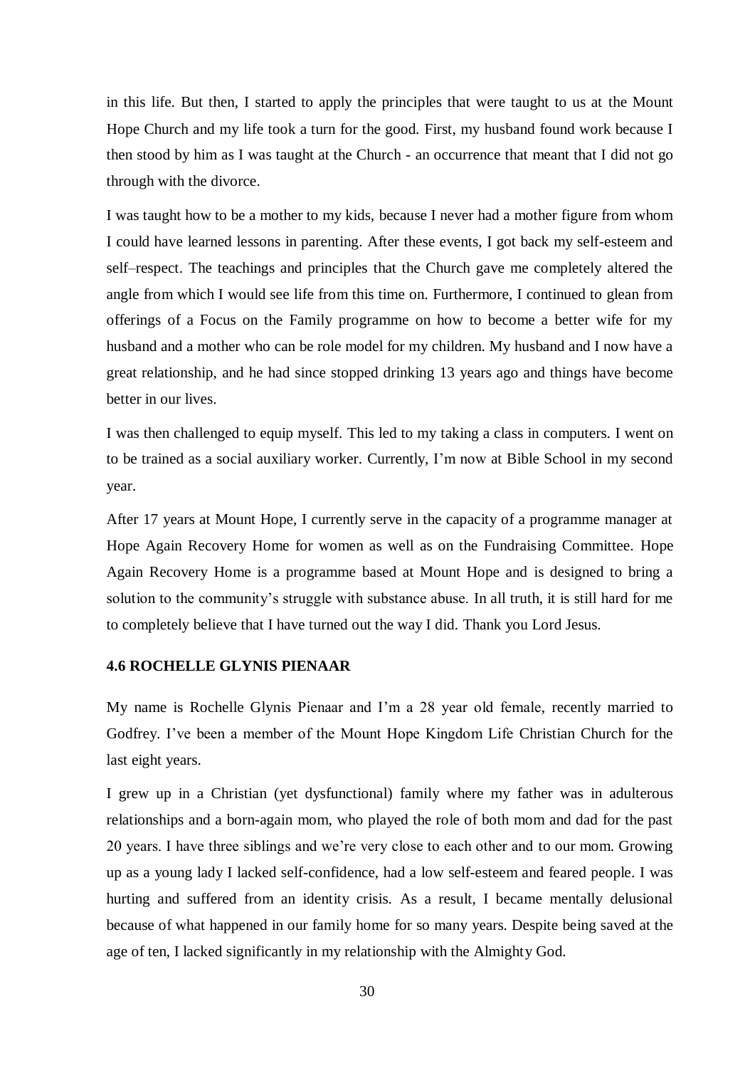in this life. But then, I started to apply the principles that were taught to us at the Mount Hope Church and my life took a turn for the good. First, my husband found work because I then stood by him as I was taught at the Church - an occurrence that meant that I did not go through with the divorce.

I was taught how to be a mother to my kids, because I never had a mother figure from whom I could have learned lessons in parenting. After these events, I got back my self-esteem and self–respect. The teachings and principles that the Church gave me completely altered the angle from which I would see life from this time on. Furthermore, I continued to glean from offerings of a Focus on the Family programme on how to become a better wife for my husband and a mother who can be role model for my children. My husband and I now have a great relationship, and he had since stopped drinking 13 years ago and things have become better in our lives.

I was then challenged to equip myself. This led to my taking a class in computers. I went on to be trained as a social auxiliary worker. Currently, I'm now at Bible School in my second year.

After 17 years at Mount Hope, I currently serve in the capacity of a programme manager at Hope Again Recovery Home for women as well as on the Fundraising Committee. Hope Again Recovery Home is a programme based at Mount Hope and is designed to bring a solution to the community's struggle with substance abuse. In all truth, it is still hard for me to completely believe that I have turned out the way I did. Thank you Lord Jesus.

### 4.6 ROCHELLE GLYNIS PIENAAR

My name is Rochelle Glynis Pienaar and I'm a 28 year old female, recently married to Godfrey. I've been a member of the Mount Hope Kingdom Life Christian Church for the last eight years.

I grew up in a Christian (yet dysfunctional) family where my father was in adulterous relationships and a born-again mom, who played the role of both mom and dad for the past 20 years. I have three siblings and we're very close to each other and to our mom. Growing up as a young lady I lacked self-confidence, had a low self-esteem and feared people. I was hurting and suffered from an identity crisis. As a result, I became mentally delusional because of what happened in our family home for so many years. Despite being saved at the age of ten, I lacked significantly in my relationship with the Almighty God.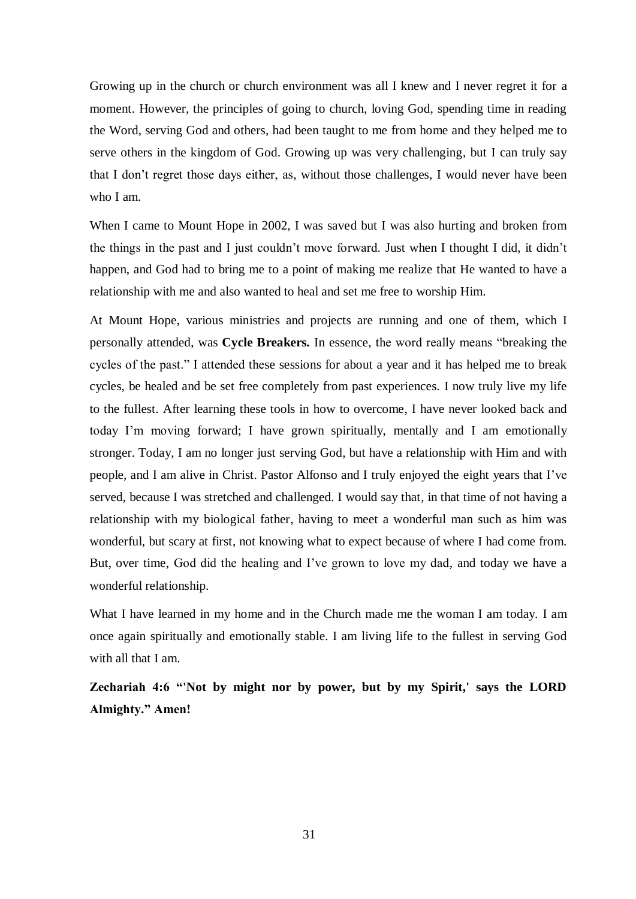Growing up in the church or church environment was all I knew and I never regret it for a moment. However, the principles of going to church, loving God, spending time in reading the Word, serving God and others, had been taught to me from home and they helped me to serve others in the kingdom of God. Growing up was very challenging, but I can truly say that I don't regret those days either, as, without those challenges, I would never have been who I am.

When I came to Mount Hope in 2002, I was saved but I was also hurting and broken from the things in the past and I just couldn't move forward. Just when I thought I did, it didn't happen, and God had to bring me to a point of making me realize that He wanted to have a relationship with me and also wanted to heal and set me free to worship Him.

At Mount Hope, various ministries and projects are running and one of them, which I personally attended, was **Cycle Breakers.** In essence, the word really means "breaking the cycles of the past." I attended these sessions for about a year and it has helped me to break cycles, be healed and be set free completely from past experiences. I now truly live my life to the fullest. After learning these tools in how to overcome, I have never looked back and today I'm moving forward; I have grown spiritually, mentally and I am emotionally stronger. Today, I am no longer just serving God, but have a relationship with Him and with people, and I am alive in Christ. Pastor Alfonso and I truly enjoyed the eight years that I've served, because I was stretched and challenged. I would say that, in that time of not having a relationship with my biological father, having to meet a wonderful man such as him was wonderful, but scary at first, not knowing what to expect because of where I had come from. But, over time, God did the healing and I've grown to love my dad, and today we have a wonderful relationship.

What I have learned in my home and in the Church made me the woman I am today. I am once again spiritually and emotionally stable. I am living life to the fullest in serving God with all that I am.

**Zechariah 4:6 "'Not by might nor by power, but by my Spirit,' says the LORD Almighty." Amen!**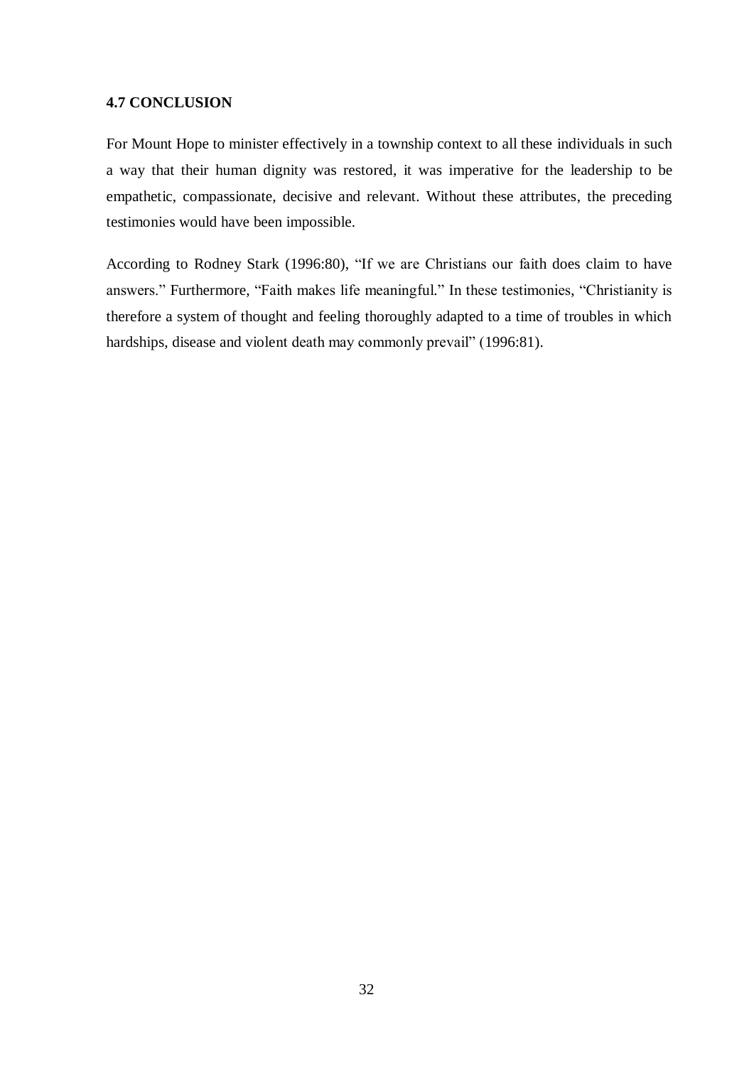### 4.7 CONCLUSION

For Mount Hope to minister effectively in a township context to all these individuals in such a way that their human dignity was restored, it was imperative for the leadership to be empathetic, compassionate, decisive and relevant. Without these attributes, the preceding testimonies would have been impossible.

According to Rodney Stark (1996:80), "If we are Christians our faith does claim to have answers." Furthermore, "Faith makes life meaningful." In these testimonies, "Christianity is therefore a system of thought and feeling thoroughly adapted to a time of troubles in which hardships, disease and violent death may commonly prevail" (1996:81).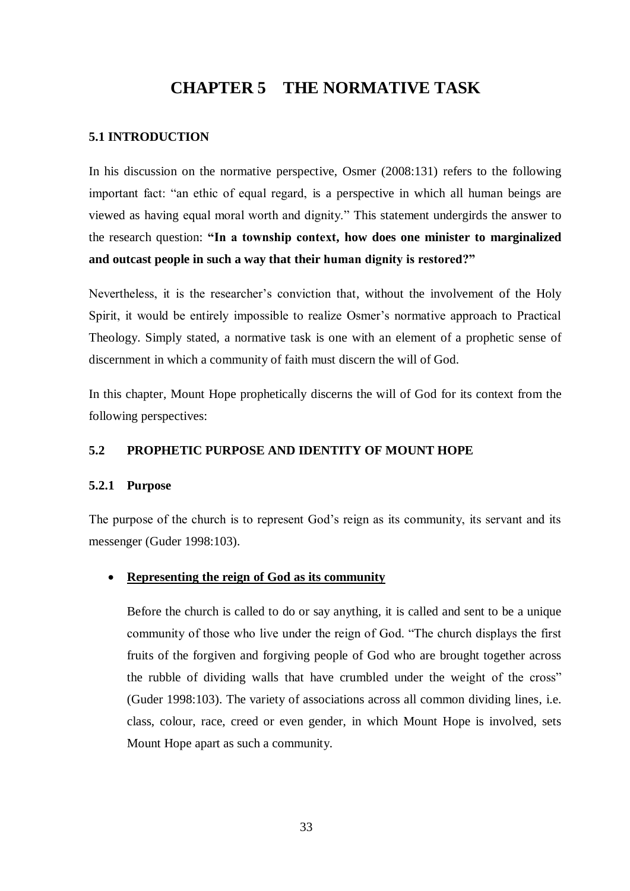# CHAPTER 5 THE NORMATIVE TASK

## 5.1 INTRODUCTION

In his discussion on the normative perspective, Osmer (2008:131) refers to the following important fact: "an ethic of equal regard, is a perspective in which all human beings are viewed as having equal moral worth and dignity." This statement undergirds the answer to the research question: **"In a township context, how does one minister to marginalized and outcast people in such a way that their human dignity is restored?"**

Nevertheless, it is the researcher's conviction that, without the involvement of the Holy Spirit, it would be entirely impossible to realize Osmer's normative approach to Practical Theology. Simply stated, a normative task is one with an element of a prophetic sense of discernment in which a community of faith must discern the will of God.

In this chapter, Mount Hope prophetically discerns the will of God for its context from the following perspectives:

## 5.2 PROPHETIC PURPOSE AND IDENTITY OF MOUNT HOPE

### 5.2.1 Purpose

The purpose of the church is to represent God's reign as its community, its servant and its messenger (Guder 1998:103).

- **<u>Representing the reign of God as its community</u>**

  Before the church is called to do or say anything, it is called and sent to be a unique community of those who live under the reign of God. "The church displays the first fruits of the forgiven and forgiving people of God who are brought together across the rubble of dividing walls that have crumbled under the weight of the cross" (Guder 1998:103). The variety of associations across all common dividing lines, i.e. class, colour, race, creed or even gender, in which Mount Hope is involved, sets Mount Hope apart as such a community.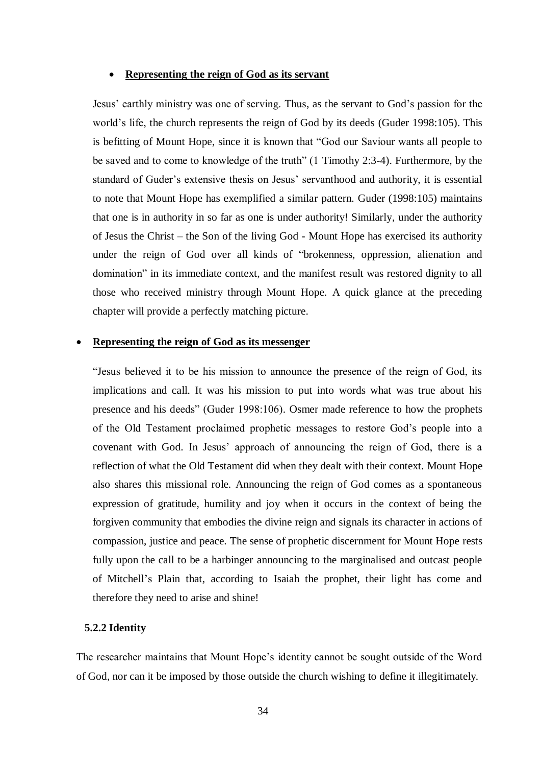- **Representing the reign of God as its servant**

  Jesus' earthly ministry was one of serving. Thus, as the servant to God's passion for the world's life, the church represents the reign of God by its deeds (Guder 1998:105). This is befitting of Mount Hope, since it is known that "God our Saviour wants all people to be saved and to come to knowledge of the truth" (1 Timothy 2:3-4). Furthermore, by the standard of Guder's extensive thesis on Jesus' servanthood and authority, it is essential to note that Mount Hope has exemplified a similar pattern. Guder (1998:105) maintains that one is in authority in so far as one is under authority! Similarly, under the authority of Jesus the Christ – the Son of the living God - Mount Hope has exercised its authority under the reign of God over all kinds of "brokenness, oppression, alienation and domination" in its immediate context, and the manifest result was restored dignity to all those who received ministry through Mount Hope. A quick glance at the preceding chapter will provide a perfectly matching picture.

- **Representing the reign of God as its messenger**

  "Jesus believed it to be his mission to announce the presence of the reign of God, its implications and call. It was his mission to put into words what was true about his presence and his deeds" (Guder 1998:106). Osmer made reference to how the prophets of the Old Testament proclaimed prophetic messages to restore God's people into a covenant with God. In Jesus' approach of announcing the reign of God, there is a reflection of what the Old Testament did when they dealt with their context. Mount Hope also shares this missional role. Announcing the reign of God comes as a spontaneous expression of gratitude, humility and joy when it occurs in the context of being the forgiven community that embodies the divine reign and signals its character in actions of compassion, justice and peace. The sense of prophetic discernment for Mount Hope rests fully upon the call to be a harbinger announcing to the marginalised and outcast people of Mitchell's Plain that, according to Isaiah the prophet, their light has come and therefore they need to arise and shine!

### 5.2.2 Identity

The researcher maintains that Mount Hope's identity cannot be sought outside of the Word of God, nor can it be imposed by those outside the church wishing to define it illegitimately.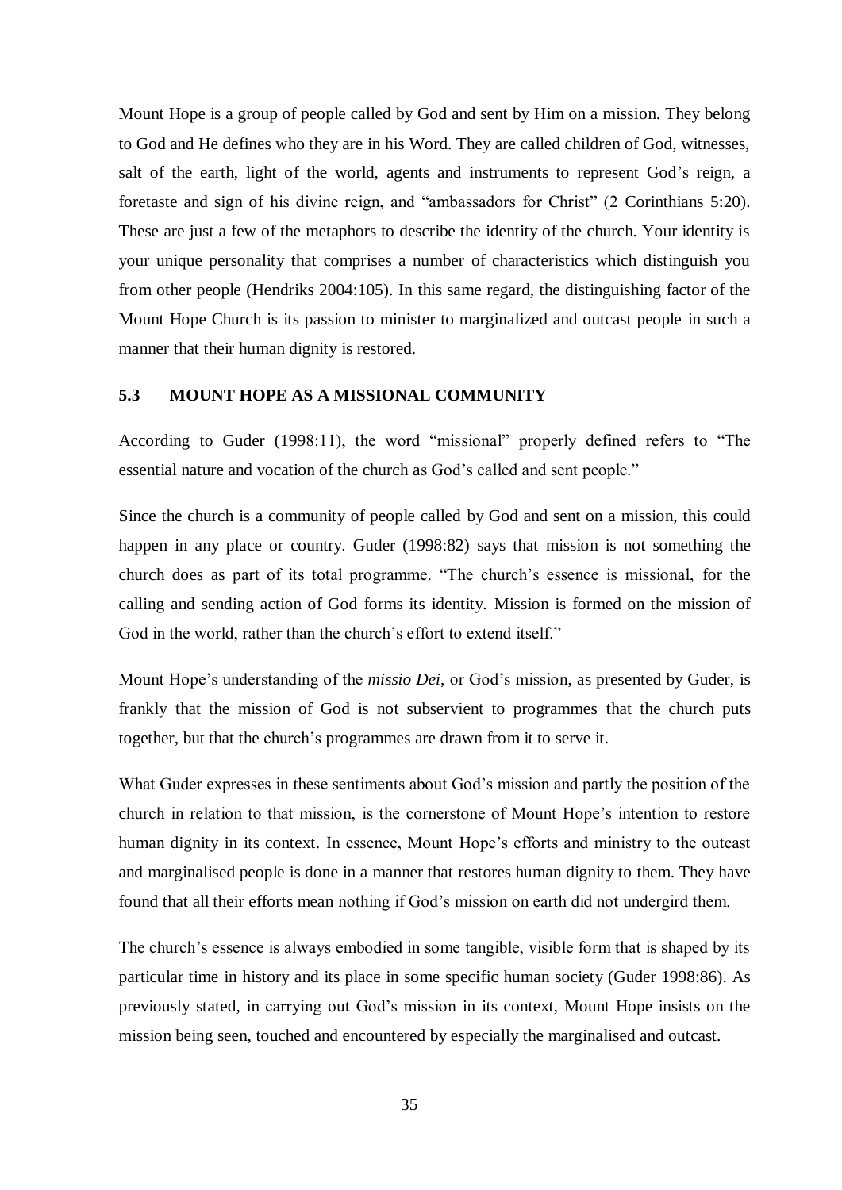Mount Hope is a group of people called by God and sent by Him on a mission. They belong to God and He defines who they are in his Word. They are called children of God, witnesses, salt of the earth, light of the world, agents and instruments to represent God's reign, a foretaste and sign of his divine reign, and "ambassadors for Christ" (2 Corinthians 5:20). These are just a few of the metaphors to describe the identity of the church. Your identity is your unique personality that comprises a number of characteristics which distinguish you from other people (Hendriks 2004:105). In this same regard, the distinguishing factor of the Mount Hope Church is its passion to minister to marginalized and outcast people in such a manner that their human dignity is restored.

## 5.3 MOUNT HOPE AS A MISSIONAL COMMUNITY

According to Guder (1998:11), the word "missional" properly defined refers to "The essential nature and vocation of the church as God's called and sent people."

Since the church is a community of people called by God and sent on a mission, this could happen in any place or country. Guder (1998:82) says that mission is not something the church does as part of its total programme. "The church's essence is missional, for the calling and sending action of God forms its identity. Mission is formed on the mission of God in the world, rather than the church's effort to extend itself."

Mount Hope's understanding of the *missio Dei*, or God's mission, as presented by Guder, is frankly that the mission of God is not subservient to programmes that the church puts together, but that the church's programmes are drawn from it to serve it.

What Guder expresses in these sentiments about God's mission and partly the position of the church in relation to that mission, is the cornerstone of Mount Hope's intention to restore human dignity in its context. In essence, Mount Hope's efforts and ministry to the outcast and marginalised people is done in a manner that restores human dignity to them. They have found that all their efforts mean nothing if God's mission on earth did not undergird them.

The church's essence is always embodied in some tangible, visible form that is shaped by its particular time in history and its place in some specific human society (Guder 1998:86). As previously stated, in carrying out God's mission in its context, Mount Hope insists on the mission being seen, touched and encountered by especially the marginalised and outcast.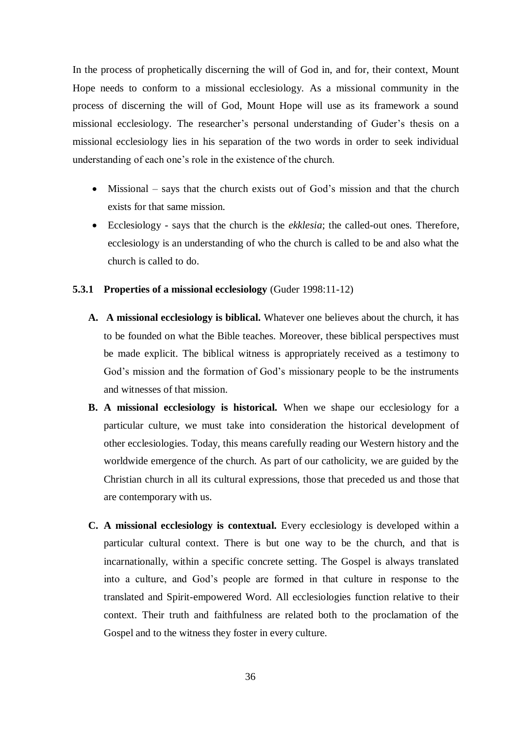In the process of prophetically discerning the will of God in, and for, their context, Mount Hope needs to conform to a missional ecclesiology. As a missional community in the process of discerning the will of God, Mount Hope will use as its framework a sound missional ecclesiology. The researcher's personal understanding of Guder's thesis on a missional ecclesiology lies in his separation of the two words in order to seek individual understanding of each one's role in the existence of the church.

- Missional – says that the church exists out of God's mission and that the church exists for that same mission.
- Ecclesiology - says that the church is the *ekklesia*; the called-out ones. Therefore, ecclesiology is an understanding of who the church is called to be and also what the church is called to do.

### 5.3.1 Properties of a missional ecclesiology (Guder 1998:11-12)

**A. A missional ecclesiology is biblical.** Whatever one believes about the church, it has to be founded on what the Bible teaches. Moreover, these biblical perspectives must be made explicit. The biblical witness is appropriately received as a testimony to God's mission and the formation of God's missionary people to be the instruments and witnesses of that mission.

**B. A missional ecclesiology is historical.** When we shape our ecclesiology for a particular culture, we must take into consideration the historical development of other ecclesiologies. Today, this means carefully reading our Western history and the worldwide emergence of the church. As part of our catholicity, we are guided by the Christian church in all its cultural expressions, those that preceded us and those that are contemporary with us.

**C. A missional ecclesiology is contextual.** Every ecclesiology is developed within a particular cultural context. There is but one way to be the church, and that is incarnationally, within a specific concrete setting. The Gospel is always translated into a culture, and God's people are formed in that culture in response to the translated and Spirit-empowered Word. All ecclesiologies function relative to their context. Their truth and faithfulness are related both to the proclamation of the Gospel and to the witness they foster in every culture.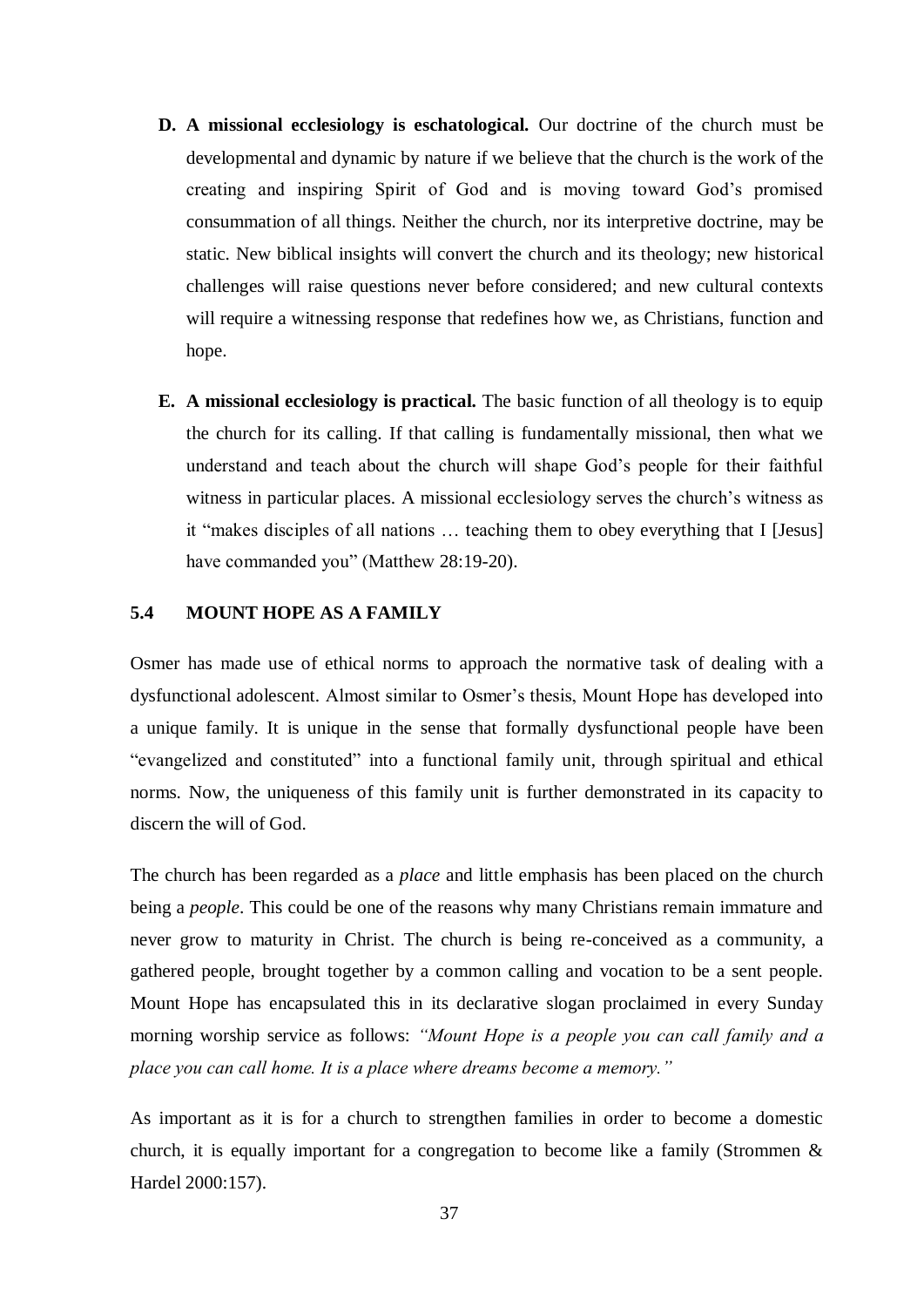**D. A missional ecclesiology is eschatological.** Our doctrine of the church must be developmental and dynamic by nature if we believe that the church is the work of the creating and inspiring Spirit of God and is moving toward God's promised consummation of all things. Neither the church, nor its interpretive doctrine, may be static. New biblical insights will convert the church and its theology; new historical challenges will raise questions never before considered; and new cultural contexts will require a witnessing response that redefines how we, as Christians, function and hope.

**E. A missional ecclesiology is practical.** The basic function of all theology is to equip the church for its calling. If that calling is fundamentally missional, then what we understand and teach about the church will shape God's people for their faithful witness in particular places. A missional ecclesiology serves the church's witness as it "makes disciples of all nations … teaching them to obey everything that I [Jesus] have commanded you" (Matthew 28:19-20).

### 5.4 MOUNT HOPE AS A FAMILY

Osmer has made use of ethical norms to approach the normative task of dealing with a dysfunctional adolescent. Almost similar to Osmer's thesis, Mount Hope has developed into a unique family. It is unique in the sense that formally dysfunctional people have been "evangelized and constituted" into a functional family unit, through spiritual and ethical norms. Now, the uniqueness of this family unit is further demonstrated in its capacity to discern the will of God.

The church has been regarded as a *place* and little emphasis has been placed on the church being a *people*. This could be one of the reasons why many Christians remain immature and never grow to maturity in Christ. The church is being re-conceived as a community, a gathered people, brought together by a common calling and vocation to be a sent people. Mount Hope has encapsulated this in its declarative slogan proclaimed in every Sunday morning worship service as follows: *"Mount Hope is a people you can call family and a place you can call home. It is a place where dreams become a memory."*

As important as it is for a church to strengthen families in order to become a domestic church, it is equally important for a congregation to become like a family (Strommen & Hardel 2000:157).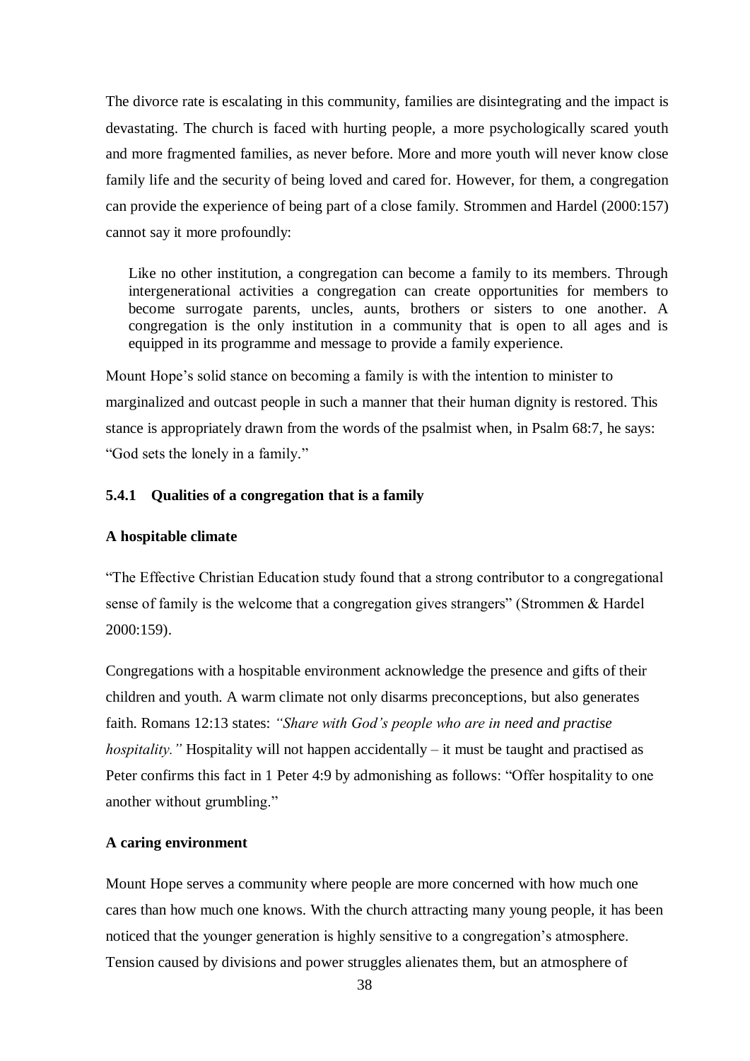The divorce rate is escalating in this community, families are disintegrating and the impact is devastating. The church is faced with hurting people, a more psychologically scared youth and more fragmented families, as never before. More and more youth will never know close family life and the security of being loved and cared for. However, for them, a congregation can provide the experience of being part of a close family. Strommen and Hardel (2000:157) cannot say it more profoundly:

> Like no other institution, a congregation can become a family to its members. Through intergenerational activities a congregation can create opportunities for members to become surrogate parents, uncles, aunts, brothers or sisters to one another. A congregation is the only institution in a community that is open to all ages and is equipped in its programme and message to provide a family experience.

Mount Hope's solid stance on becoming a family is with the intention to minister to marginalized and outcast people in such a manner that their human dignity is restored. This stance is appropriately drawn from the words of the psalmist when, in Psalm 68:7, he says: "God sets the lonely in a family."

### 5.4.1 Qualities of a congregation that is a family

**A hospitable climate**

"The Effective Christian Education study found that a strong contributor to a congregational sense of family is the welcome that a congregation gives strangers" (Strommen & Hardel 2000:159).

Congregations with a hospitable environment acknowledge the presence and gifts of their children and youth. A warm climate not only disarms preconceptions, but also generates faith. Romans 12:13 states: *"Share with God's people who are in need and practise hospitality."* Hospitality will not happen accidentally – it must be taught and practised as Peter confirms this fact in 1 Peter 4:9 by admonishing as follows: "Offer hospitality to one another without grumbling."

**A caring environment**

Mount Hope serves a community where people are more concerned with how much one cares than how much one knows. With the church attracting many young people, it has been noticed that the younger generation is highly sensitive to a congregation's atmosphere. Tension caused by divisions and power struggles alienates them, but an atmosphere of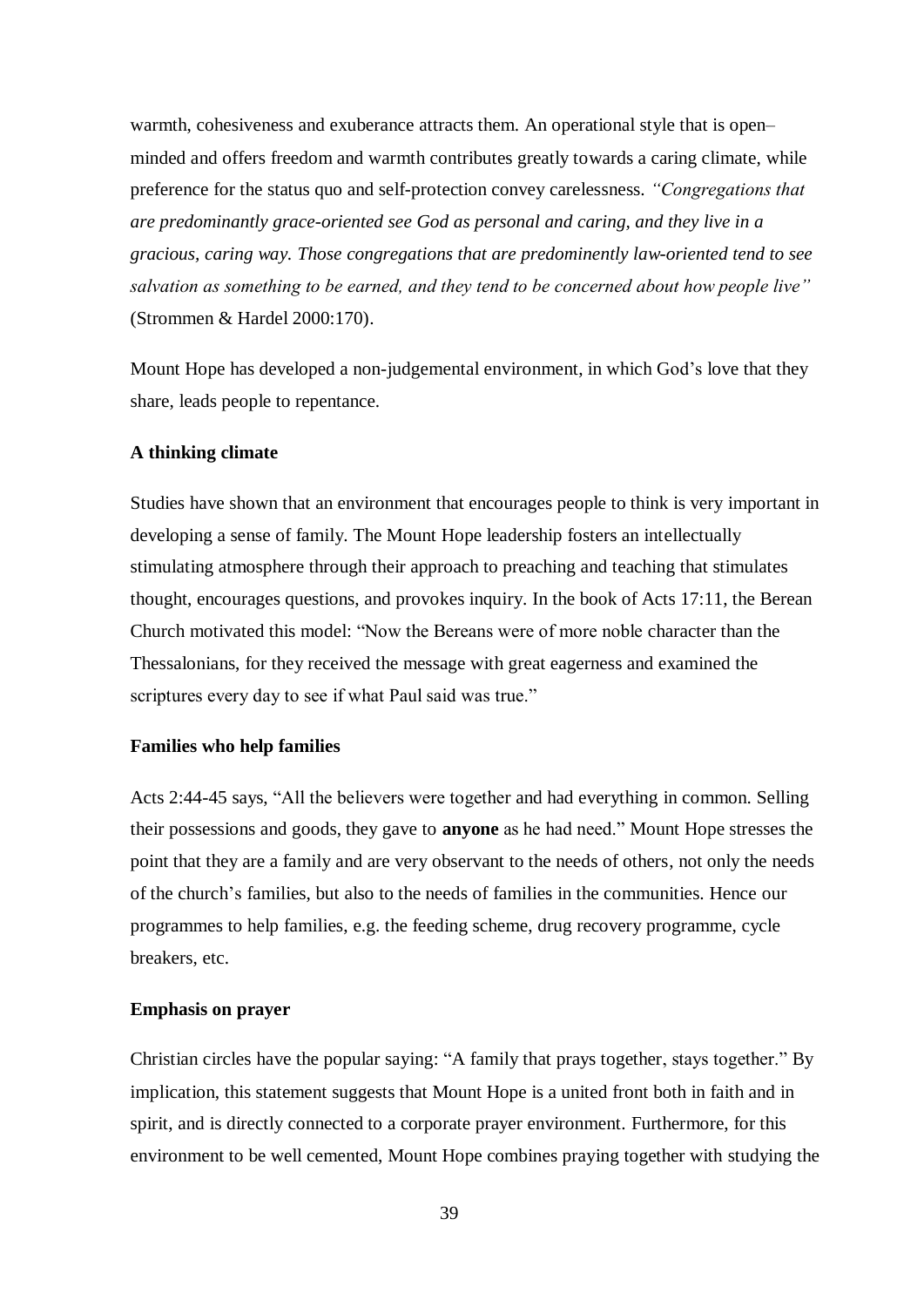warmth, cohesiveness and exuberance attracts them. An operational style that is open–minded and offers freedom and warmth contributes greatly towards a caring climate, while preference for the status quo and self-protection convey carelessness. *"Congregations that are predominantly grace-oriented see God as personal and caring, and they live in a gracious, caring way. Those congregations that are predominently law-oriented tend to see salvation as something to be earned, and they tend to be concerned about how people live"* (Strommen & Hardel 2000:170).

Mount Hope has developed a non-judgemental environment, in which God's love that they share, leads people to repentance.

**A thinking climate**

Studies have shown that an environment that encourages people to think is very important in developing a sense of family. The Mount Hope leadership fosters an intellectually stimulating atmosphere through their approach to preaching and teaching that stimulates thought, encourages questions, and provokes inquiry. In the book of Acts 17:11, the Berean Church motivated this model: "Now the Bereans were of more noble character than the Thessalonians, for they received the message with great eagerness and examined the scriptures every day to see if what Paul said was true."

**Families who help families**

Acts 2:44-45 says, "All the believers were together and had everything in common. Selling their possessions and goods, they gave to **anyone** as he had need." Mount Hope stresses the point that they are a family and are very observant to the needs of others, not only the needs of the church's families, but also to the needs of families in the communities. Hence our programmes to help families, e.g. the feeding scheme, drug recovery programme, cycle breakers, etc.

**Emphasis on prayer**

Christian circles have the popular saying: "A family that prays together, stays together." By implication, this statement suggests that Mount Hope is a united front both in faith and in spirit, and is directly connected to a corporate prayer environment. Furthermore, for this environment to be well cemented, Mount Hope combines praying together with studying the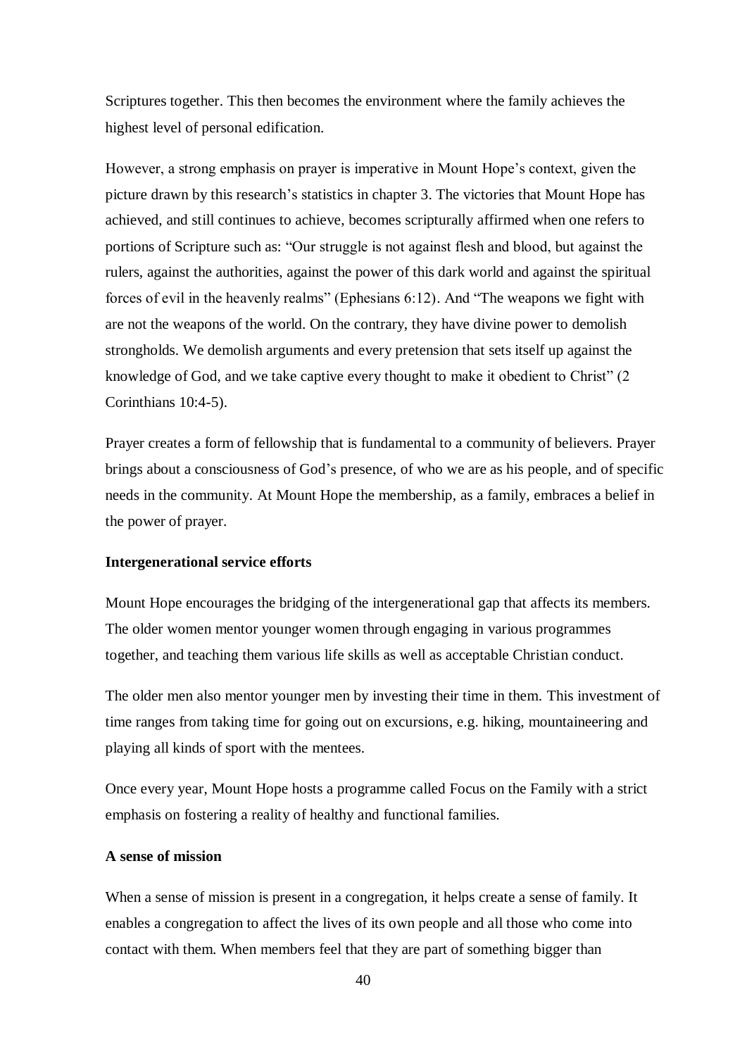Scriptures together. This then becomes the environment where the family achieves the highest level of personal edification.

However, a strong emphasis on prayer is imperative in Mount Hope's context, given the picture drawn by this research's statistics in chapter 3. The victories that Mount Hope has achieved, and still continues to achieve, becomes scripturally affirmed when one refers to portions of Scripture such as: "Our struggle is not against flesh and blood, but against the rulers, against the authorities, against the power of this dark world and against the spiritual forces of evil in the heavenly realms" (Ephesians 6:12). And "The weapons we fight with are not the weapons of the world. On the contrary, they have divine power to demolish strongholds. We demolish arguments and every pretension that sets itself up against the knowledge of God, and we take captive every thought to make it obedient to Christ" (2 Corinthians 10:4-5).

Prayer creates a form of fellowship that is fundamental to a community of believers. Prayer brings about a consciousness of God's presence, of who we are as his people, and of specific needs in the community. At Mount Hope the membership, as a family, embraces a belief in the power of prayer.

**Intergenerational service efforts**

Mount Hope encourages the bridging of the intergenerational gap that affects its members. The older women mentor younger women through engaging in various programmes together, and teaching them various life skills as well as acceptable Christian conduct.

The older men also mentor younger men by investing their time in them. This investment of time ranges from taking time for going out on excursions, e.g. hiking, mountaineering and playing all kinds of sport with the mentees.

Once every year, Mount Hope hosts a programme called Focus on the Family with a strict emphasis on fostering a reality of healthy and functional families.

**A sense of mission**

When a sense of mission is present in a congregation, it helps create a sense of family. It enables a congregation to affect the lives of its own people and all those who come into contact with them. When members feel that they are part of something bigger than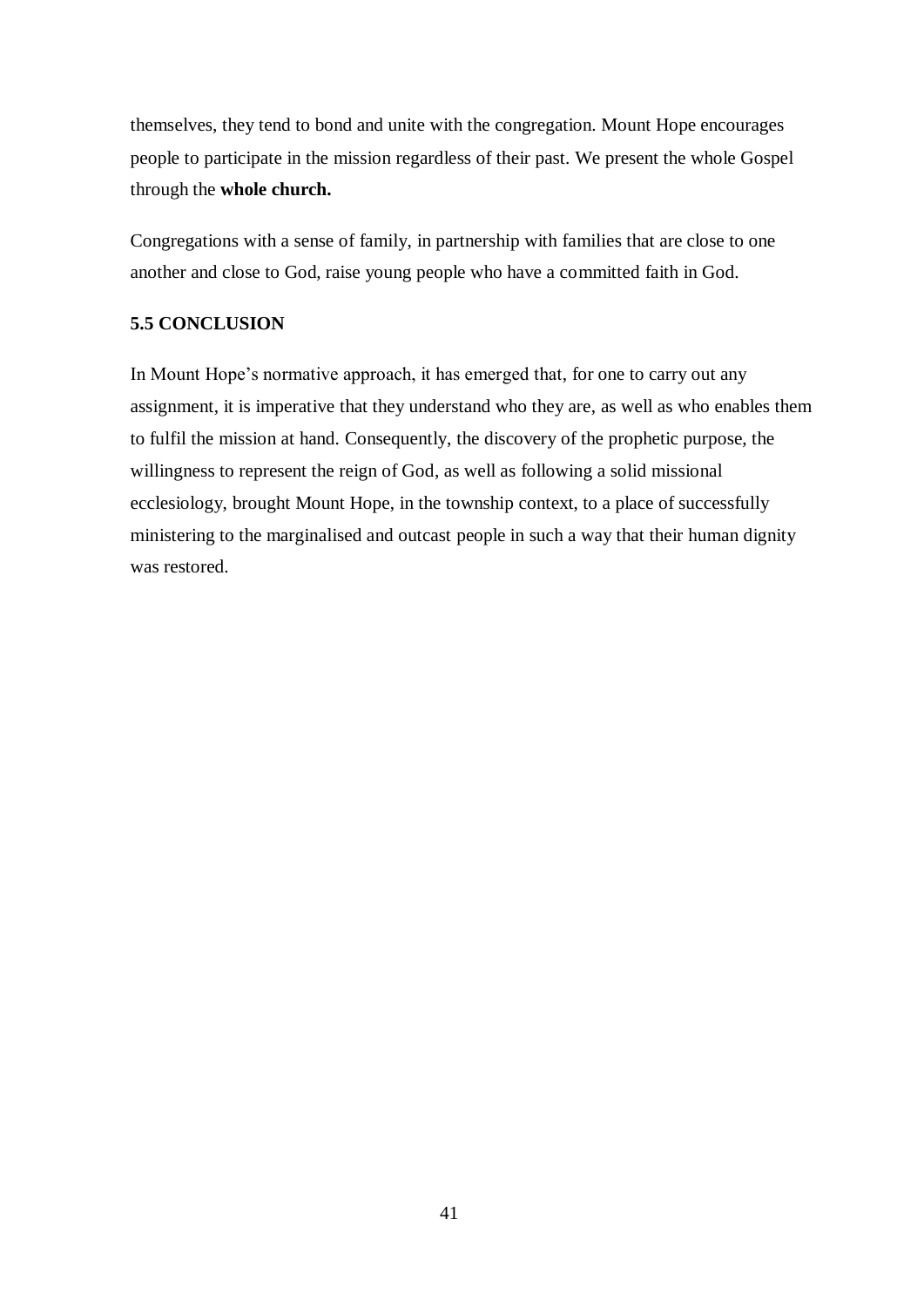themselves, they tend to bond and unite with the congregation. Mount Hope encourages people to participate in the mission regardless of their past. We present the whole Gospel through the **whole church.**

Congregations with a sense of family, in partnership with families that are close to one another and close to God, raise young people who have a committed faith in God.

### 5.5 CONCLUSION

In Mount Hope's normative approach, it has emerged that, for one to carry out any assignment, it is imperative that they understand who they are, as well as who enables them to fulfil the mission at hand. Consequently, the discovery of the prophetic purpose, the willingness to represent the reign of God, as well as following a solid missional ecclesiology, brought Mount Hope, in the township context, to a place of successfully ministering to the marginalised and outcast people in such a way that their human dignity was restored.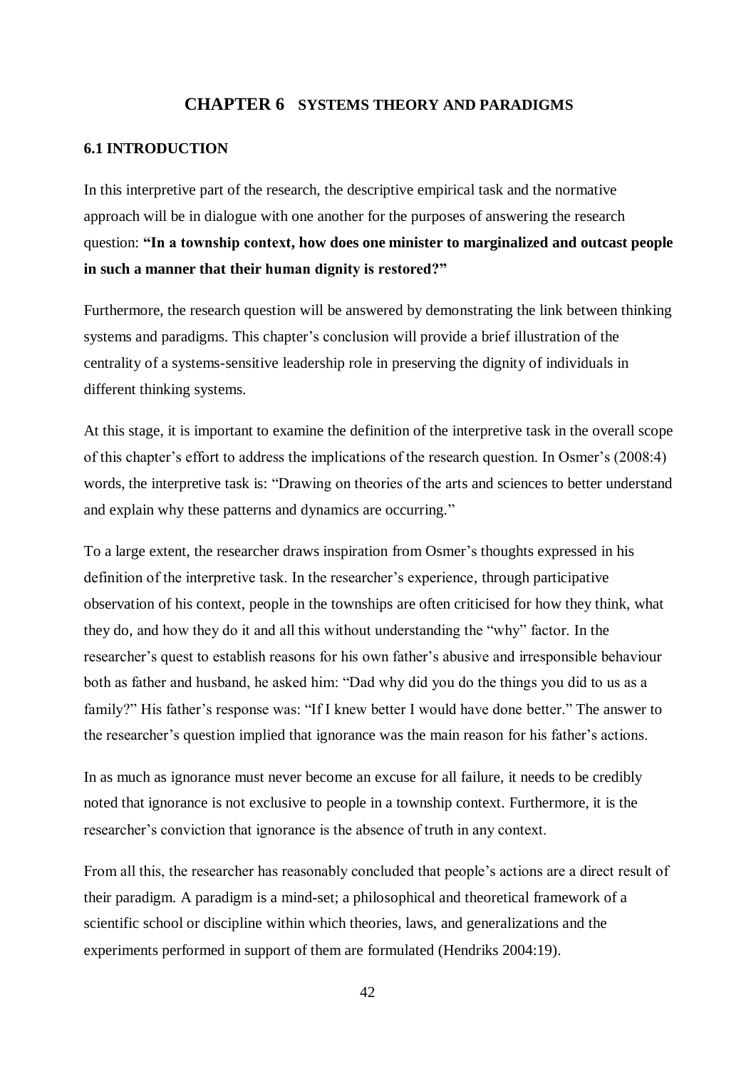# CHAPTER 6 SYSTEMS THEORY AND PARADIGMS

## 6.1 INTRODUCTION

In this interpretive part of the research, the descriptive empirical task and the normative approach will be in dialogue with one another for the purposes of answering the research question: **"In a township context, how does one minister to marginalized and outcast people in such a manner that their human dignity is restored?"**

Furthermore, the research question will be answered by demonstrating the link between thinking systems and paradigms. This chapter's conclusion will provide a brief illustration of the centrality of a systems-sensitive leadership role in preserving the dignity of individuals in different thinking systems.

At this stage, it is important to examine the definition of the interpretive task in the overall scope of this chapter's effort to address the implications of the research question. In Osmer's (2008:4) words, the interpretive task is: "Drawing on theories of the arts and sciences to better understand and explain why these patterns and dynamics are occurring."

To a large extent, the researcher draws inspiration from Osmer's thoughts expressed in his definition of the interpretive task. In the researcher's experience, through participative observation of his context, people in the townships are often criticised for how they think, what they do, and how they do it and all this without understanding the "why" factor. In the researcher's quest to establish reasons for his own father's abusive and irresponsible behaviour both as father and husband, he asked him: "Dad why did you do the things you did to us as a family?" His father's response was: "If I knew better I would have done better." The answer to the researcher's question implied that ignorance was the main reason for his father's actions.

In as much as ignorance must never become an excuse for all failure, it needs to be credibly noted that ignorance is not exclusive to people in a township context. Furthermore, it is the researcher's conviction that ignorance is the absence of truth in any context.

From all this, the researcher has reasonably concluded that people's actions are a direct result of their paradigm. A paradigm is a mind-set; a philosophical and theoretical framework of a scientific school or discipline within which theories, laws, and generalizations and the experiments performed in support of them are formulated (Hendriks 2004:19).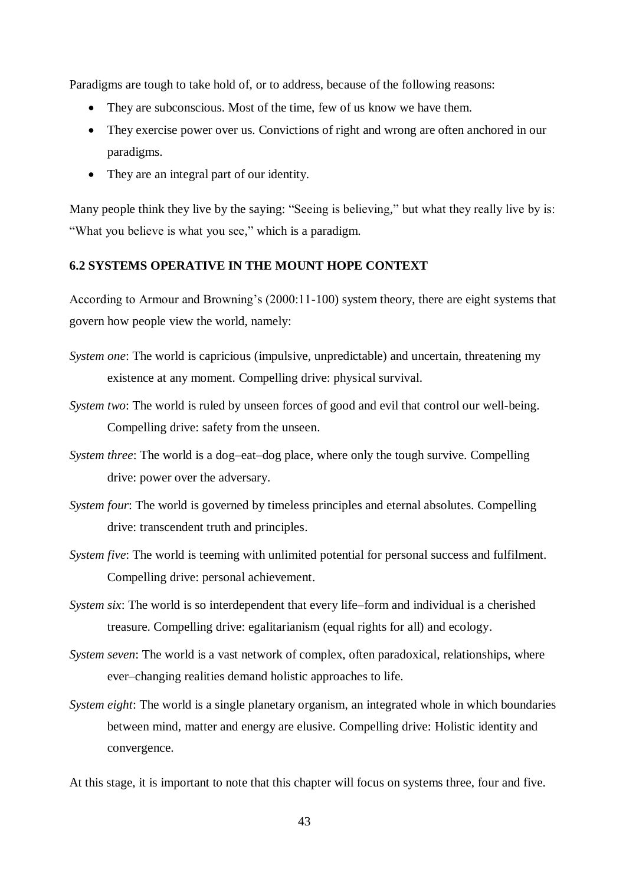Paradigms are tough to take hold of, or to address, because of the following reasons:

- They are subconscious. Most of the time, few of us know we have them.
- They exercise power over us. Convictions of right and wrong are often anchored in our paradigms.
- They are an integral part of our identity.

Many people think they live by the saying: "Seeing is believing," but what they really live by is: "What you believe is what you see," which is a paradigm.

### 6.2 SYSTEMS OPERATIVE IN THE MOUNT HOPE CONTEXT

According to Armour and Browning's (2000:11-100) system theory, there are eight systems that govern how people view the world, namely:

*System one*: The world is capricious (impulsive, unpredictable) and uncertain, threatening my existence at any moment. Compelling drive: physical survival.

*System two*: The world is ruled by unseen forces of good and evil that control our well-being. Compelling drive: safety from the unseen.

*System three*: The world is a dog–eat–dog place, where only the tough survive. Compelling drive: power over the adversary.

*System four*: The world is governed by timeless principles and eternal absolutes. Compelling drive: transcendent truth and principles.

*System five*: The world is teeming with unlimited potential for personal success and fulfilment. Compelling drive: personal achievement.

*System six*: The world is so interdependent that every life–form and individual is a cherished treasure. Compelling drive: egalitarianism (equal rights for all) and ecology.

*System seven*: The world is a vast network of complex, often paradoxical, relationships, where ever–changing realities demand holistic approaches to life.

*System eight*: The world is a single planetary organism, an integrated whole in which boundaries between mind, matter and energy are elusive. Compelling drive: Holistic identity and convergence.

At this stage, it is important to note that this chapter will focus on systems three, four and five.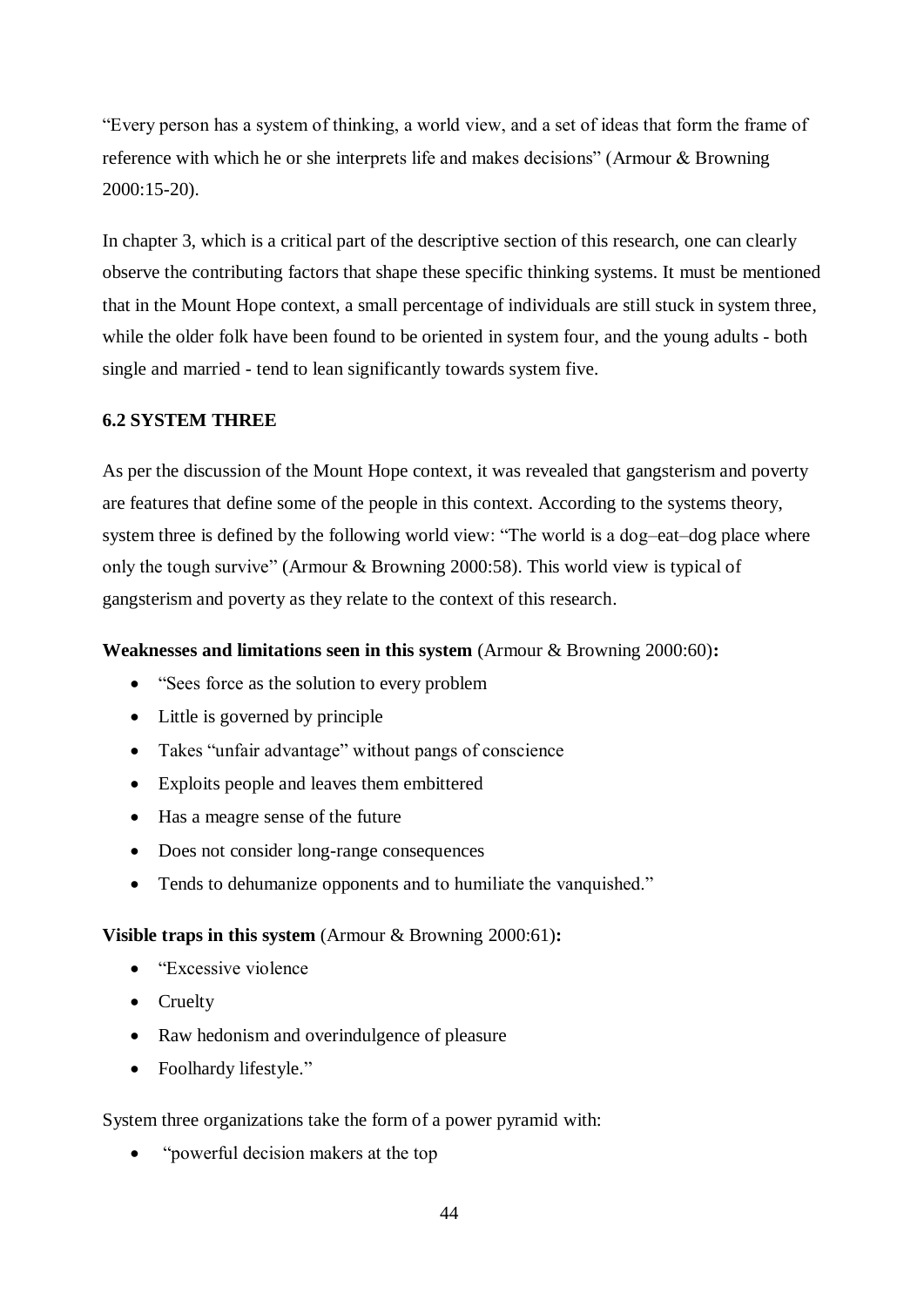"Every person has a system of thinking, a world view, and a set of ideas that form the frame of reference with which he or she interprets life and makes decisions" (Armour & Browning 2000:15-20).

In chapter 3, which is a critical part of the descriptive section of this research, one can clearly observe the contributing factors that shape these specific thinking systems. It must be mentioned that in the Mount Hope context, a small percentage of individuals are still stuck in system three, while the older folk have been found to be oriented in system four, and the young adults - both single and married - tend to lean significantly towards system five.

### 6.2 SYSTEM THREE

As per the discussion of the Mount Hope context, it was revealed that gangsterism and poverty are features that define some of the people in this context. According to the systems theory, system three is defined by the following world view: "The world is a dog–eat–dog place where only the tough survive" (Armour & Browning 2000:58). This world view is typical of gangsterism and poverty as they relate to the context of this research.

**Weaknesses and limitations seen in this system** (Armour & Browning 2000:60)**:**

- "Sees force as the solution to every problem
- Little is governed by principle
- Takes "unfair advantage" without pangs of conscience
- Exploits people and leaves them embittered
- Has a meagre sense of the future
- Does not consider long-range consequences
- Tends to dehumanize opponents and to humiliate the vanquished."

**Visible traps in this system** (Armour & Browning 2000:61)**:**

- "Excessive violence
- Cruelty
- Raw hedonism and overindulgence of pleasure
- Foolhardy lifestyle."

System three organizations take the form of a power pyramid with:

- "powerful decision makers at the top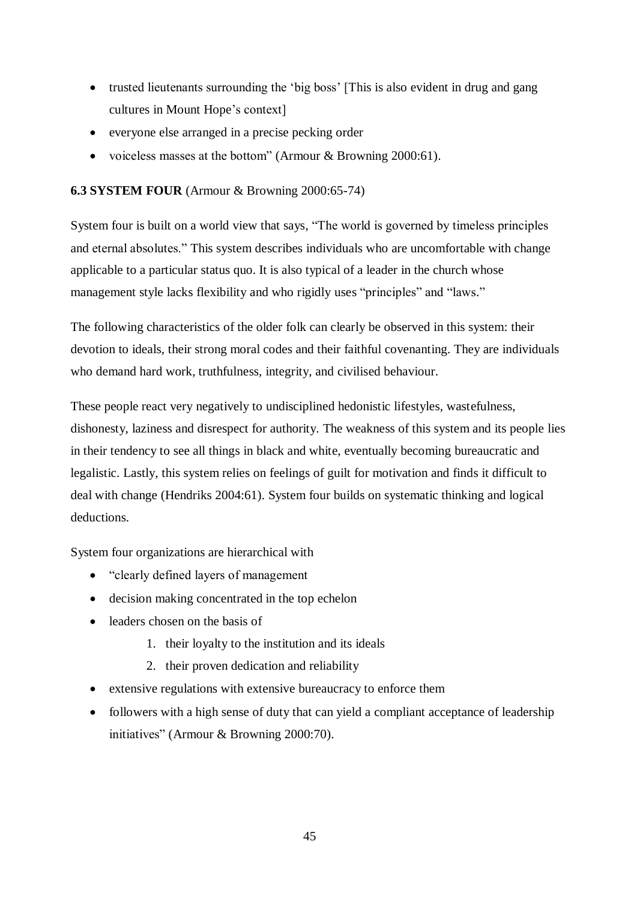- trusted lieutenants surrounding the 'big boss' [This is also evident in drug and gang cultures in Mount Hope's context]
- everyone else arranged in a precise pecking order
- voiceless masses at the bottom" (Armour & Browning 2000:61).

**6.3 SYSTEM FOUR** (Armour & Browning 2000:65-74)

System four is built on a world view that says, "The world is governed by timeless principles and eternal absolutes." This system describes individuals who are uncomfortable with change applicable to a particular status quo. It is also typical of a leader in the church whose management style lacks flexibility and who rigidly uses "principles" and "laws."

The following characteristics of the older folk can clearly be observed in this system: their devotion to ideals, their strong moral codes and their faithful covenanting. They are individuals who demand hard work, truthfulness, integrity, and civilised behaviour.

These people react very negatively to undisciplined hedonistic lifestyles, wastefulness, dishonesty, laziness and disrespect for authority. The weakness of this system and its people lies in their tendency to see all things in black and white, eventually becoming bureaucratic and legalistic. Lastly, this system relies on feelings of guilt for motivation and finds it difficult to deal with change (Hendriks 2004:61). System four builds on systematic thinking and logical deductions.

System four organizations are hierarchical with

- "clearly defined layers of management
- decision making concentrated in the top echelon
- leaders chosen on the basis of
    1. their loyalty to the institution and its ideals
    2. their proven dedication and reliability
- extensive regulations with extensive bureaucracy to enforce them
- followers with a high sense of duty that can yield a compliant acceptance of leadership initiatives" (Armour & Browning 2000:70).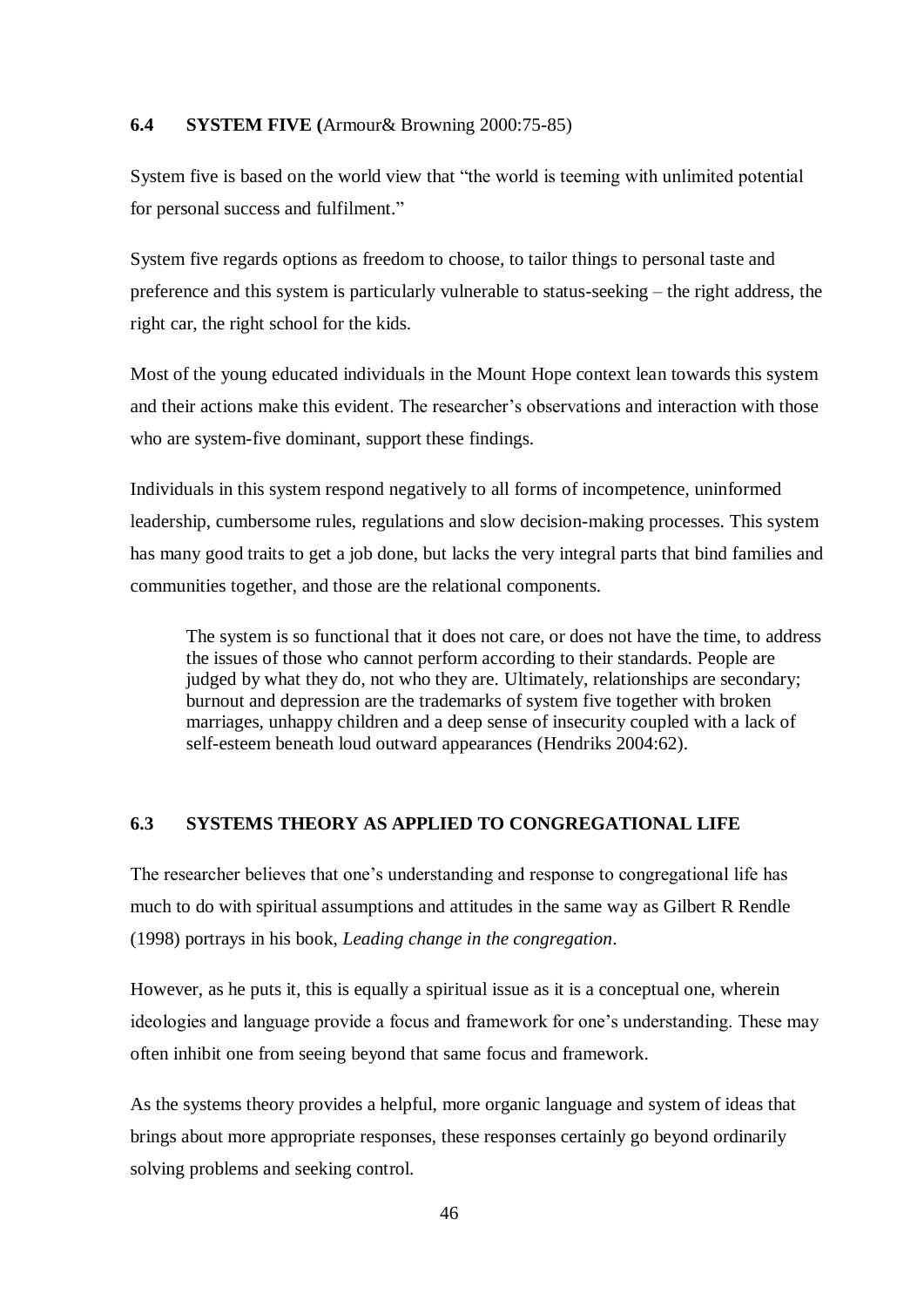### 6.4 SYSTEM FIVE (Armour& Browning 2000:75-85)

System five is based on the world view that "the world is teeming with unlimited potential for personal success and fulfilment."

System five regards options as freedom to choose, to tailor things to personal taste and preference and this system is particularly vulnerable to status-seeking – the right address, the right car, the right school for the kids.

Most of the young educated individuals in the Mount Hope context lean towards this system and their actions make this evident. The researcher's observations and interaction with those who are system-five dominant, support these findings.

Individuals in this system respond negatively to all forms of incompetence, uninformed leadership, cumbersome rules, regulations and slow decision-making processes. This system has many good traits to get a job done, but lacks the very integral parts that bind families and communities together, and those are the relational components.

> The system is so functional that it does not care, or does not have the time, to address the issues of those who cannot perform according to their standards. People are judged by what they do, not who they are. Ultimately, relationships are secondary; burnout and depression are the trademarks of system five together with broken marriages, unhappy children and a deep sense of insecurity coupled with a lack of self-esteem beneath loud outward appearances (Hendriks 2004:62).

### 6.3 SYSTEMS THEORY AS APPLIED TO CONGREGATIONAL LIFE

The researcher believes that one's understanding and response to congregational life has much to do with spiritual assumptions and attitudes in the same way as Gilbert R Rendle (1998) portrays in his book, *Leading change in the congregation*.

However, as he puts it, this is equally a spiritual issue as it is a conceptual one, wherein ideologies and language provide a focus and framework for one's understanding. These may often inhibit one from seeing beyond that same focus and framework.

As the systems theory provides a helpful, more organic language and system of ideas that brings about more appropriate responses, these responses certainly go beyond ordinarily solving problems and seeking control.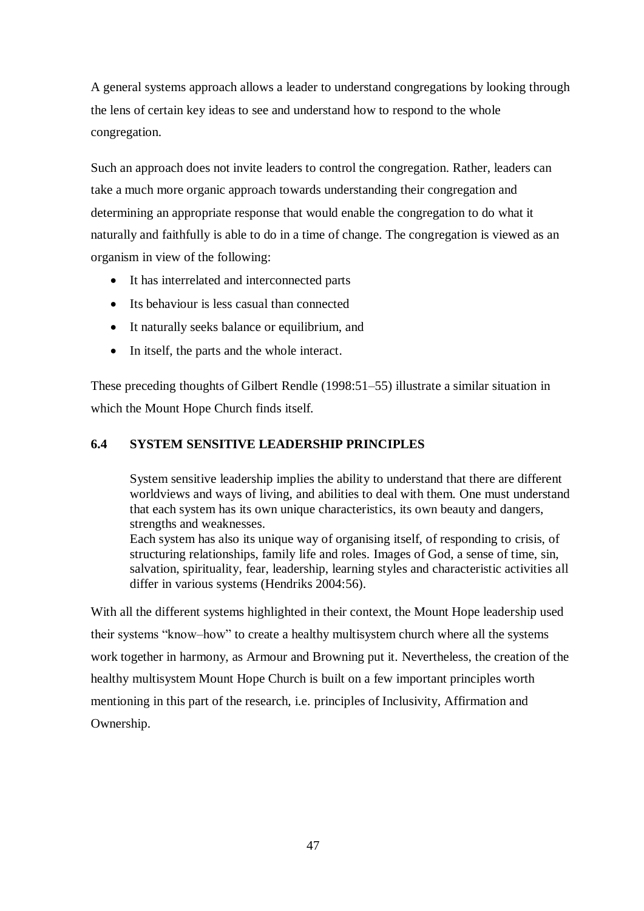A general systems approach allows a leader to understand congregations by looking through the lens of certain key ideas to see and understand how to respond to the whole congregation.

Such an approach does not invite leaders to control the congregation. Rather, leaders can take a much more organic approach towards understanding their congregation and determining an appropriate response that would enable the congregation to do what it naturally and faithfully is able to do in a time of change. The congregation is viewed as an organism in view of the following:

- It has interrelated and interconnected parts
- Its behaviour is less casual than connected
- It naturally seeks balance or equilibrium, and
- In itself, the parts and the whole interact.

These preceding thoughts of Gilbert Rendle (1998:51–55) illustrate a similar situation in which the Mount Hope Church finds itself.

## 6.4 SYSTEM SENSITIVE LEADERSHIP PRINCIPLES

> System sensitive leadership implies the ability to understand that there are different worldviews and ways of living, and abilities to deal with them. One must understand that each system has its own unique characteristics, its own beauty and dangers, strengths and weaknesses.
> Each system has also its unique way of organising itself, of responding to crisis, of structuring relationships, family life and roles. Images of God, a sense of time, sin, salvation, spirituality, fear, leadership, learning styles and characteristic activities all differ in various systems (Hendriks 2004:56).

With all the different systems highlighted in their context, the Mount Hope leadership used their systems "know–how" to create a healthy multisystem church where all the systems work together in harmony, as Armour and Browning put it. Nevertheless, the creation of the healthy multisystem Mount Hope Church is built on a few important principles worth mentioning in this part of the research, i.e. principles of Inclusivity, Affirmation and Ownership.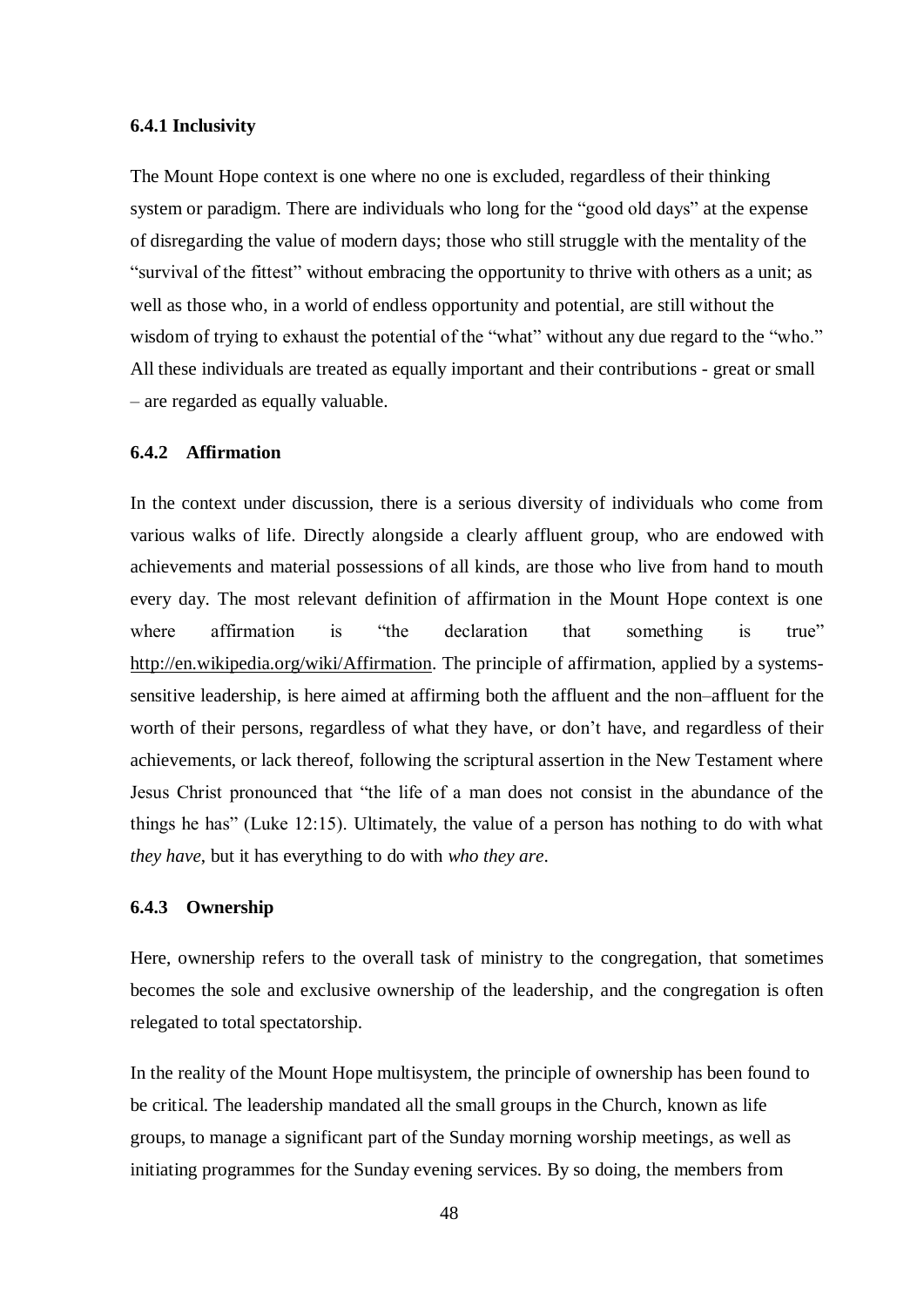### 6.4.1 Inclusivity

The Mount Hope context is one where no one is excluded, regardless of their thinking system or paradigm. There are individuals who long for the "good old days" at the expense of disregarding the value of modern days; those who still struggle with the mentality of the "survival of the fittest" without embracing the opportunity to thrive with others as a unit; as well as those who, in a world of endless opportunity and potential, are still without the wisdom of trying to exhaust the potential of the "what" without any due regard to the "who." All these individuals are treated as equally important and their contributions - great or small – are regarded as equally valuable.

### 6.4.2 Affirmation

In the context under discussion, there is a serious diversity of individuals who come from various walks of life. Directly alongside a clearly affluent group, who are endowed with achievements and material possessions of all kinds, are those who live from hand to mouth every day. The most relevant definition of affirmation in the Mount Hope context is one where affirmation is "the declaration that something is true" http://en.wikipedia.org/wiki/Affirmation. The principle of affirmation, applied by a systems-sensitive leadership, is here aimed at affirming both the affluent and the non–affluent for the worth of their persons, regardless of what they have, or don't have, and regardless of their achievements, or lack thereof, following the scriptural assertion in the New Testament where Jesus Christ pronounced that "the life of a man does not consist in the abundance of the things he has" (Luke 12:15). Ultimately, the value of a person has nothing to do with what *they have*, but it has everything to do with *who they are*.

### 6.4.3 Ownership

Here, ownership refers to the overall task of ministry to the congregation, that sometimes becomes the sole and exclusive ownership of the leadership, and the congregation is often relegated to total spectatorship.

In the reality of the Mount Hope multisystem, the principle of ownership has been found to be critical. The leadership mandated all the small groups in the Church, known as life groups, to manage a significant part of the Sunday morning worship meetings, as well as initiating programmes for the Sunday evening services. By so doing, the members from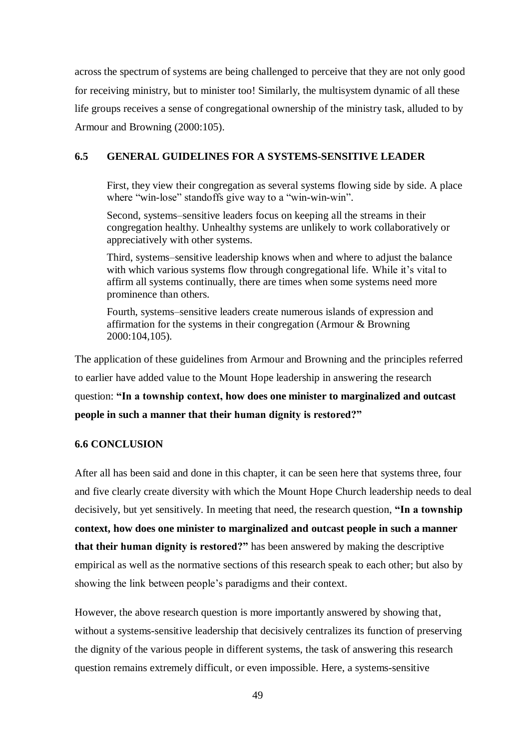across the spectrum of systems are being challenged to perceive that they are not only good for receiving ministry, but to minister too! Similarly, the multisystem dynamic of all these life groups receives a sense of congregational ownership of the ministry task, alluded to by Armour and Browning (2000:105).

### 6.5 GENERAL GUIDELINES FOR A SYSTEMS-SENSITIVE LEADER

> First, they view their congregation as several systems flowing side by side. A place where "win-lose" standoffs give way to a "win-win-win".
>
> Second, systems–sensitive leaders focus on keeping all the streams in their congregation healthy. Unhealthy systems are unlikely to work collaboratively or appreciatively with other systems.
>
> Third, systems–sensitive leadership knows when and where to adjust the balance with which various systems flow through congregational life. While it's vital to affirm all systems continually, there are times when some systems need more prominence than others.
>
> Fourth, systems–sensitive leaders create numerous islands of expression and affirmation for the systems in their congregation (Armour & Browning 2000:104,105).

The application of these guidelines from Armour and Browning and the principles referred to earlier have added value to the Mount Hope leadership in answering the research question: **"In a township context, how does one minister to marginalized and outcast people in such a manner that their human dignity is restored?"**

### 6.6 CONCLUSION

After all has been said and done in this chapter, it can be seen here that systems three, four and five clearly create diversity with which the Mount Hope Church leadership needs to deal decisively, but yet sensitively. In meeting that need, the research question, **"In a township context, how does one minister to marginalized and outcast people in such a manner that their human dignity is restored?"** has been answered by making the descriptive empirical as well as the normative sections of this research speak to each other; but also by showing the link between people's paradigms and their context.

However, the above research question is more importantly answered by showing that, without a systems-sensitive leadership that decisively centralizes its function of preserving the dignity of the various people in different systems, the task of answering this research question remains extremely difficult, or even impossible. Here, a systems-sensitive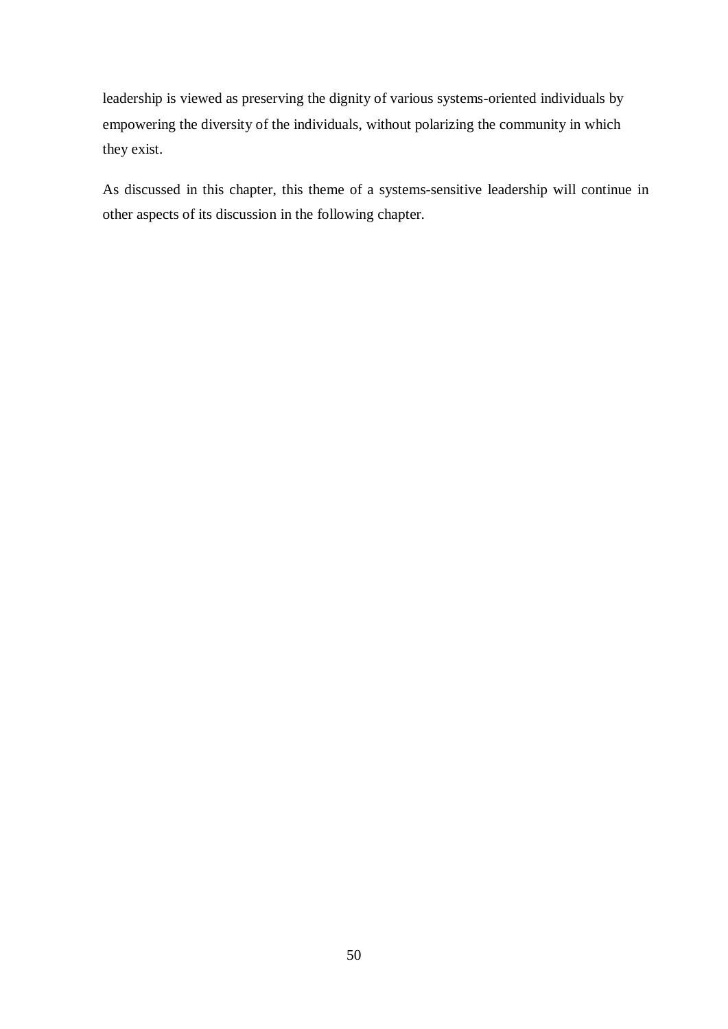leadership is viewed as preserving the dignity of various systems-oriented individuals by empowering the diversity of the individuals, without polarizing the community in which they exist.

As discussed in this chapter, this theme of a systems-sensitive leadership will continue in other aspects of its discussion in the following chapter.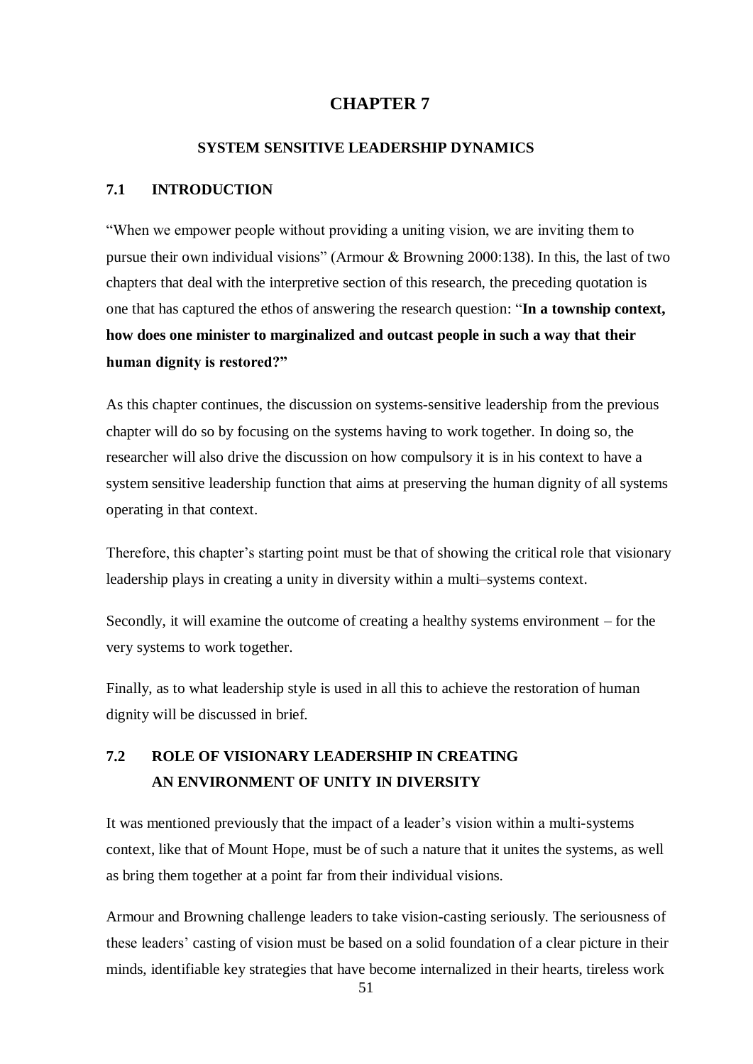# CHAPTER 7

## SYSTEM SENSITIVE LEADERSHIP DYNAMICS

### 7.1 INTRODUCTION

"When we empower people without providing a uniting vision, we are inviting them to pursue their own individual visions" (Armour & Browning 2000:138). In this, the last of two chapters that deal with the interpretive section of this research, the preceding quotation is one that has captured the ethos of answering the research question: "**In a township context, how does one minister to marginalized and outcast people in such a way that their human dignity is restored?"**

As this chapter continues, the discussion on systems-sensitive leadership from the previous chapter will do so by focusing on the systems having to work together. In doing so, the researcher will also drive the discussion on how compulsory it is in his context to have a system sensitive leadership function that aims at preserving the human dignity of all systems operating in that context.

Therefore, this chapter's starting point must be that of showing the critical role that visionary leadership plays in creating a unity in diversity within a multi–systems context.

Secondly, it will examine the outcome of creating a healthy systems environment – for the very systems to work together.

Finally, as to what leadership style is used in all this to achieve the restoration of human dignity will be discussed in brief.

### 7.2 ROLE OF VISIONARY LEADERSHIP IN CREATING AN ENVIRONMENT OF UNITY IN DIVERSITY

It was mentioned previously that the impact of a leader's vision within a multi-systems context, like that of Mount Hope, must be of such a nature that it unites the systems, as well as bring them together at a point far from their individual visions.

Armour and Browning challenge leaders to take vision-casting seriously. The seriousness of these leaders' casting of vision must be based on a solid foundation of a clear picture in their minds, identifiable key strategies that have become internalized in their hearts, tireless work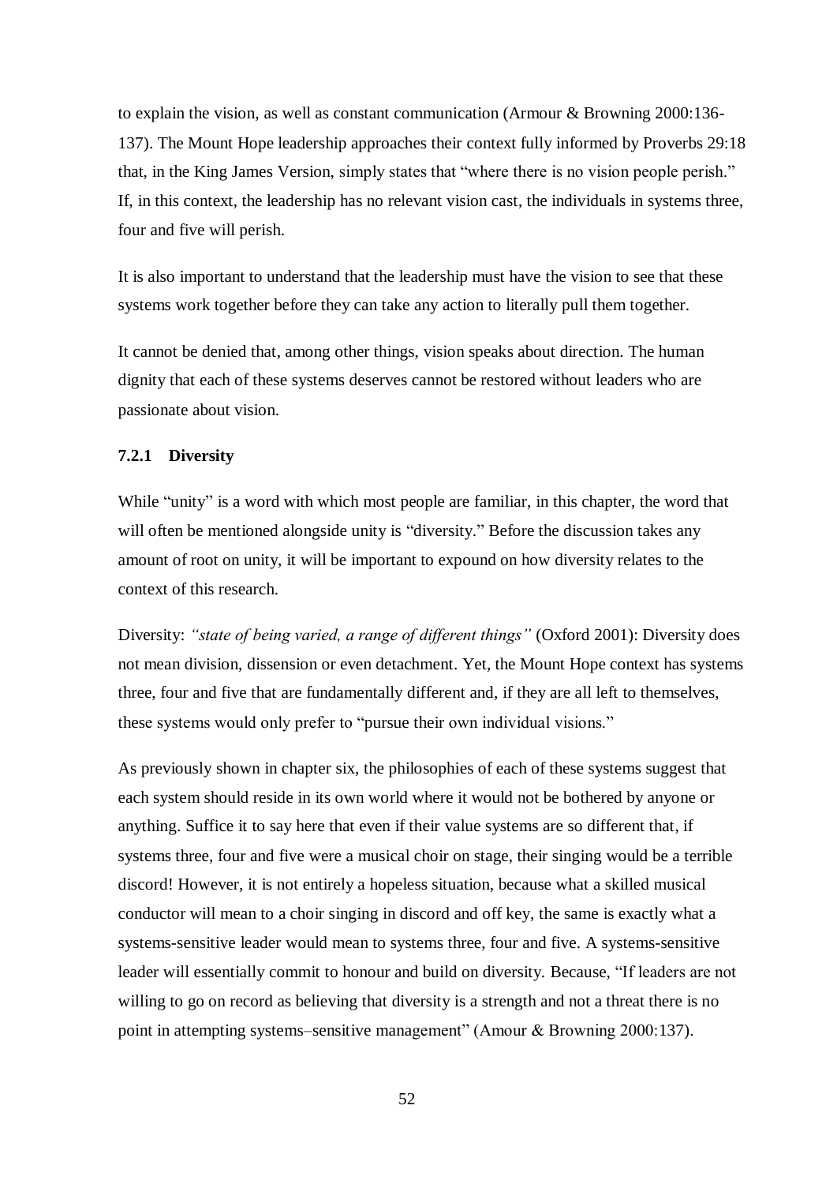to explain the vision, as well as constant communication (Armour & Browning 2000:136-137). The Mount Hope leadership approaches their context fully informed by Proverbs 29:18 that, in the King James Version, simply states that "where there is no vision people perish." If, in this context, the leadership has no relevant vision cast, the individuals in systems three, four and five will perish.

It is also important to understand that the leadership must have the vision to see that these systems work together before they can take any action to literally pull them together.

It cannot be denied that, among other things, vision speaks about direction. The human dignity that each of these systems deserves cannot be restored without leaders who are passionate about vision.

### 7.2.1 Diversity

While "unity" is a word with which most people are familiar, in this chapter, the word that will often be mentioned alongside unity is "diversity." Before the discussion takes any amount of root on unity, it will be important to expound on how diversity relates to the context of this research.

Diversity: *"state of being varied, a range of different things"* (Oxford 2001): Diversity does not mean division, dissension or even detachment. Yet, the Mount Hope context has systems three, four and five that are fundamentally different and, if they are all left to themselves, these systems would only prefer to "pursue their own individual visions."

As previously shown in chapter six, the philosophies of each of these systems suggest that each system should reside in its own world where it would not be bothered by anyone or anything. Suffice it to say here that even if their value systems are so different that, if systems three, four and five were a musical choir on stage, their singing would be a terrible discord! However, it is not entirely a hopeless situation, because what a skilled musical conductor will mean to a choir singing in discord and off key, the same is exactly what a systems-sensitive leader would mean to systems three, four and five. A systems-sensitive leader will essentially commit to honour and build on diversity. Because, "If leaders are not willing to go on record as believing that diversity is a strength and not a threat there is no point in attempting systems–sensitive management" (Amour & Browning 2000:137).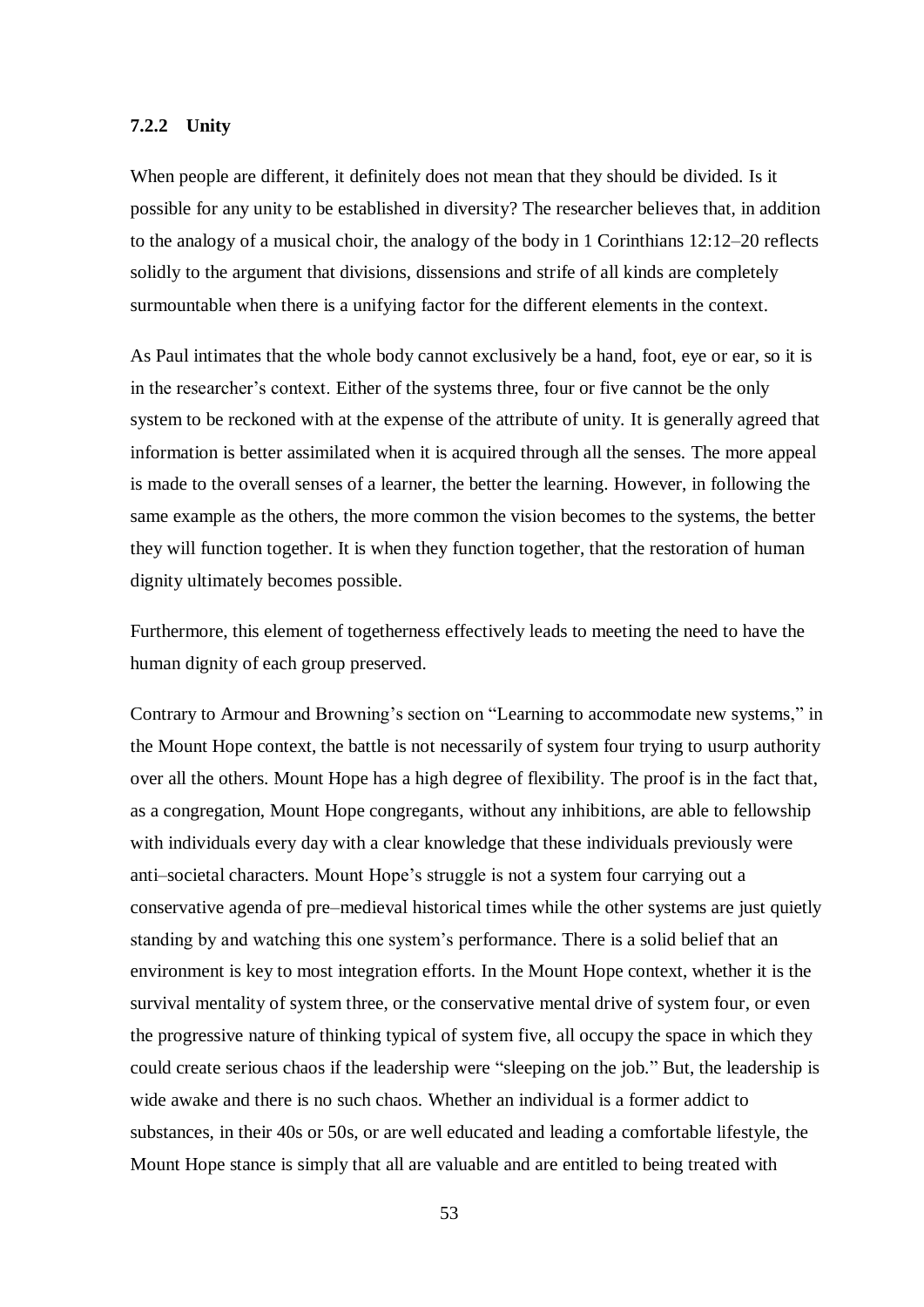### 7.2.2 Unity

When people are different, it definitely does not mean that they should be divided. Is it possible for any unity to be established in diversity? The researcher believes that, in addition to the analogy of a musical choir, the analogy of the body in 1 Corinthians 12:12–20 reflects solidly to the argument that divisions, dissensions and strife of all kinds are completely surmountable when there is a unifying factor for the different elements in the context.

As Paul intimates that the whole body cannot exclusively be a hand, foot, eye or ear, so it is in the researcher's context. Either of the systems three, four or five cannot be the only system to be reckoned with at the expense of the attribute of unity. It is generally agreed that information is better assimilated when it is acquired through all the senses. The more appeal is made to the overall senses of a learner, the better the learning. However, in following the same example as the others, the more common the vision becomes to the systems, the better they will function together. It is when they function together, that the restoration of human dignity ultimately becomes possible.

Furthermore, this element of togetherness effectively leads to meeting the need to have the human dignity of each group preserved.

Contrary to Armour and Browning's section on "Learning to accommodate new systems," in the Mount Hope context, the battle is not necessarily of system four trying to usurp authority over all the others. Mount Hope has a high degree of flexibility. The proof is in the fact that, as a congregation, Mount Hope congregants, without any inhibitions, are able to fellowship with individuals every day with a clear knowledge that these individuals previously were anti–societal characters. Mount Hope's struggle is not a system four carrying out a conservative agenda of pre–medieval historical times while the other systems are just quietly standing by and watching this one system's performance. There is a solid belief that an environment is key to most integration efforts. In the Mount Hope context, whether it is the survival mentality of system three, or the conservative mental drive of system four, or even the progressive nature of thinking typical of system five, all occupy the space in which they could create serious chaos if the leadership were "sleeping on the job." But, the leadership is wide awake and there is no such chaos. Whether an individual is a former addict to substances, in their 40s or 50s, or are well educated and leading a comfortable lifestyle, the Mount Hope stance is simply that all are valuable and are entitled to being treated with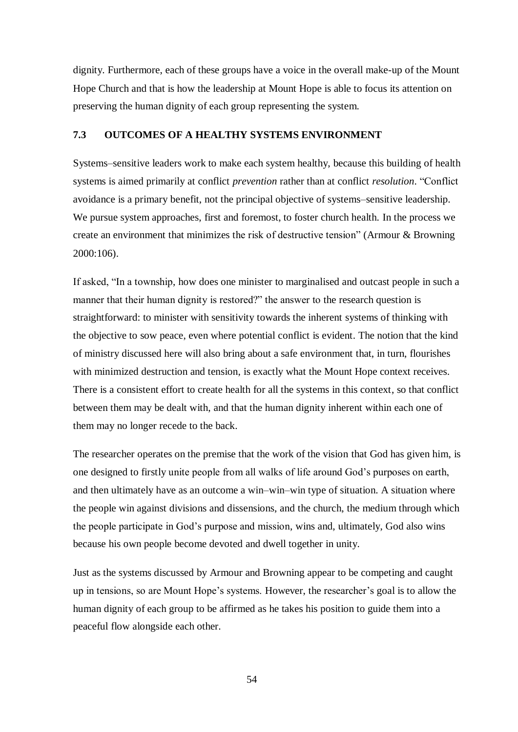dignity. Furthermore, each of these groups have a voice in the overall make-up of the Mount Hope Church and that is how the leadership at Mount Hope is able to focus its attention on preserving the human dignity of each group representing the system.

### 7.3 OUTCOMES OF A HEALTHY SYSTEMS ENVIRONMENT

Systems–sensitive leaders work to make each system healthy, because this building of health systems is aimed primarily at conflict *prevention* rather than at conflict *resolution*. "Conflict avoidance is a primary benefit, not the principal objective of systems–sensitive leadership. We pursue system approaches, first and foremost, to foster church health. In the process we create an environment that minimizes the risk of destructive tension" (Armour & Browning 2000:106).

If asked, "In a township, how does one minister to marginalised and outcast people in such a manner that their human dignity is restored?" the answer to the research question is straightforward: to minister with sensitivity towards the inherent systems of thinking with the objective to sow peace, even where potential conflict is evident. The notion that the kind of ministry discussed here will also bring about a safe environment that, in turn, flourishes with minimized destruction and tension, is exactly what the Mount Hope context receives. There is a consistent effort to create health for all the systems in this context, so that conflict between them may be dealt with, and that the human dignity inherent within each one of them may no longer recede to the back.

The researcher operates on the premise that the work of the vision that God has given him, is one designed to firstly unite people from all walks of life around God's purposes on earth, and then ultimately have as an outcome a win–win–win type of situation. A situation where the people win against divisions and dissensions, and the church, the medium through which the people participate in God's purpose and mission, wins and, ultimately, God also wins because his own people become devoted and dwell together in unity.

Just as the systems discussed by Armour and Browning appear to be competing and caught up in tensions, so are Mount Hope's systems. However, the researcher's goal is to allow the human dignity of each group to be affirmed as he takes his position to guide them into a peaceful flow alongside each other.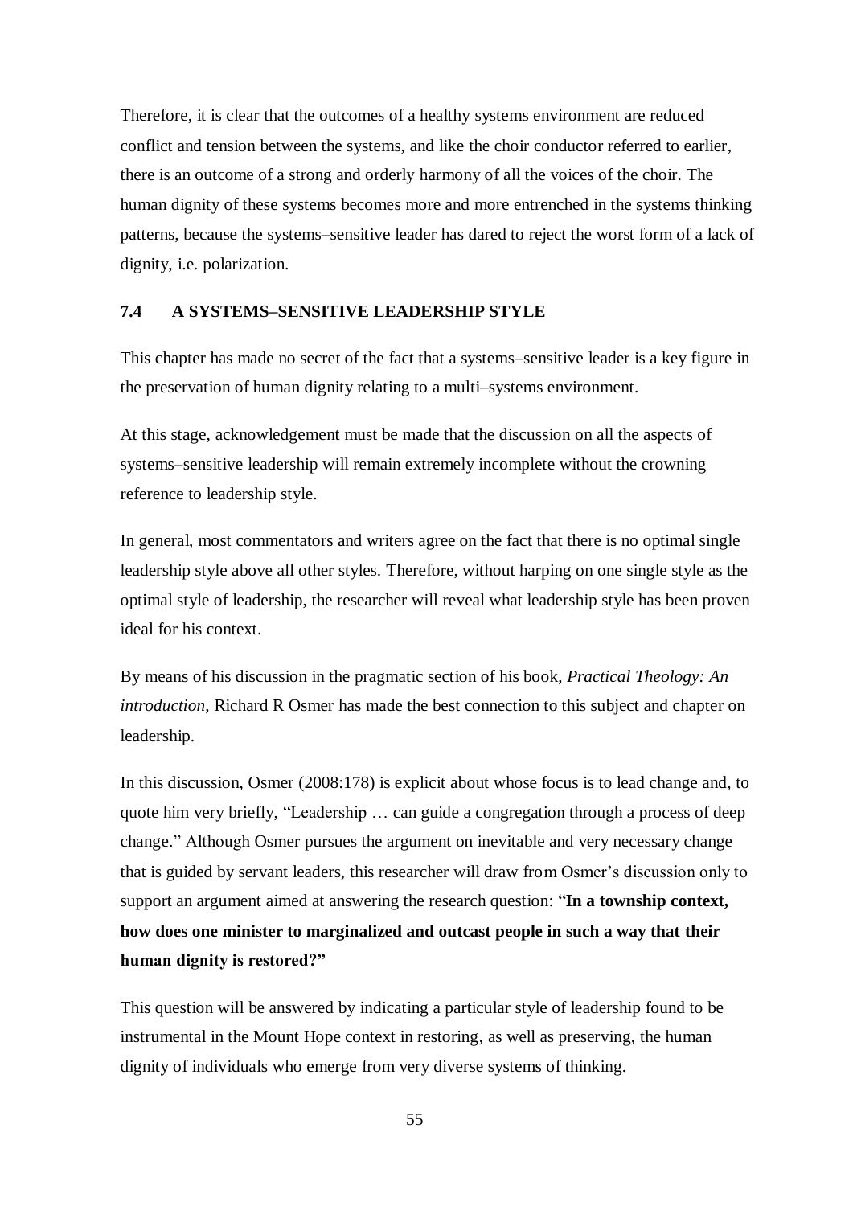Therefore, it is clear that the outcomes of a healthy systems environment are reduced conflict and tension between the systems, and like the choir conductor referred to earlier, there is an outcome of a strong and orderly harmony of all the voices of the choir. The human dignity of these systems becomes more and more entrenched in the systems thinking patterns, because the systems–sensitive leader has dared to reject the worst form of a lack of dignity, i.e. polarization.

## 7.4 A SYSTEMS–SENSITIVE LEADERSHIP STYLE

This chapter has made no secret of the fact that a systems–sensitive leader is a key figure in the preservation of human dignity relating to a multi–systems environment.

At this stage, acknowledgement must be made that the discussion on all the aspects of systems–sensitive leadership will remain extremely incomplete without the crowning reference to leadership style.

In general, most commentators and writers agree on the fact that there is no optimal single leadership style above all other styles. Therefore, without harping on one single style as the optimal style of leadership, the researcher will reveal what leadership style has been proven ideal for his context.

By means of his discussion in the pragmatic section of his book, *Practical Theology: An introduction*, Richard R Osmer has made the best connection to this subject and chapter on leadership.

In this discussion, Osmer (2008:178) is explicit about whose focus is to lead change and, to quote him very briefly, "Leadership … can guide a congregation through a process of deep change." Although Osmer pursues the argument on inevitable and very necessary change that is guided by servant leaders, this researcher will draw from Osmer's discussion only to support an argument aimed at answering the research question: "**In a township context, how does one minister to marginalized and outcast people in such a way that their human dignity is restored?"**

This question will be answered by indicating a particular style of leadership found to be instrumental in the Mount Hope context in restoring, as well as preserving, the human dignity of individuals who emerge from very diverse systems of thinking.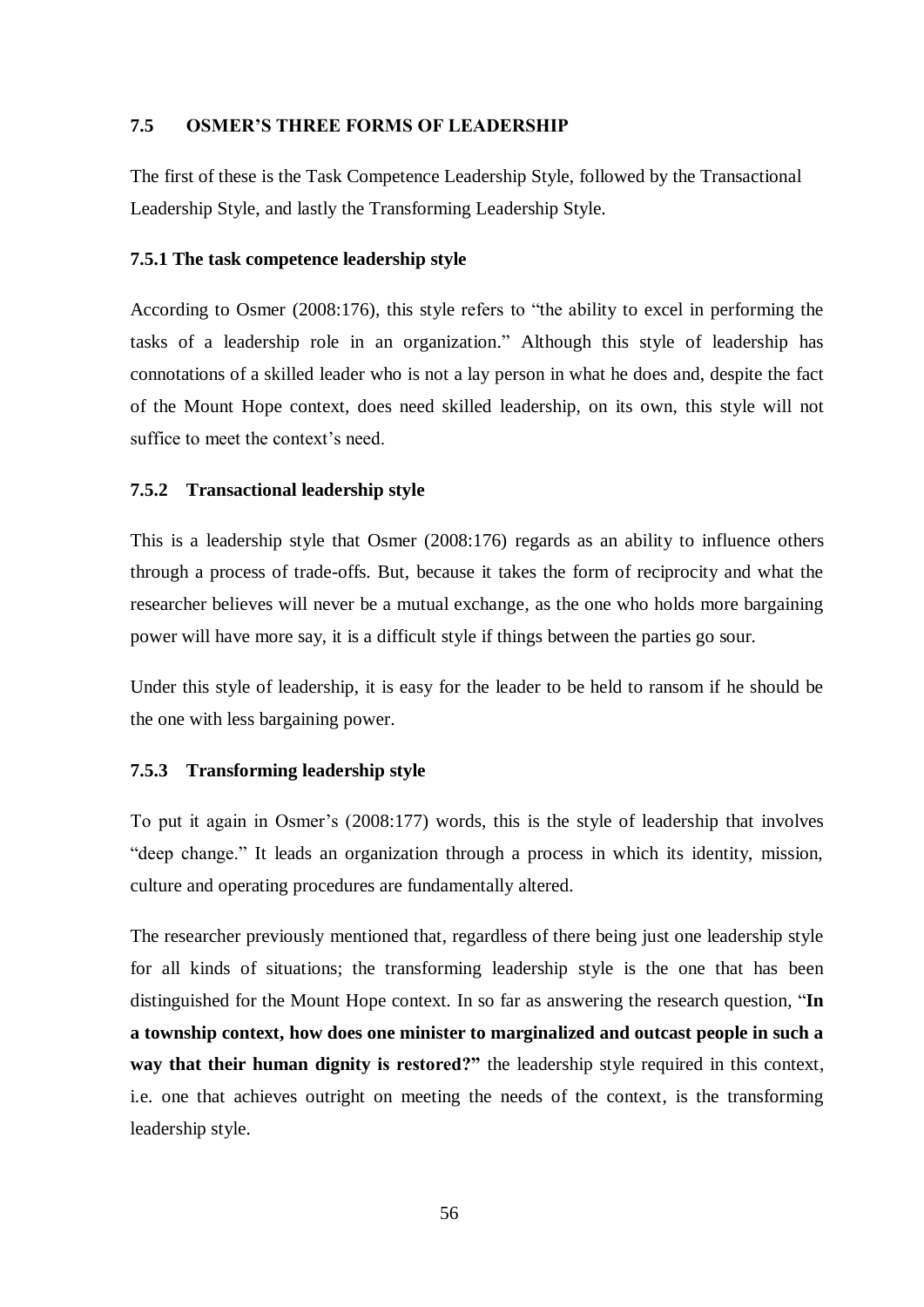## 7.5 OSMER'S THREE FORMS OF LEADERSHIP

The first of these is the Task Competence Leadership Style, followed by the Transactional Leadership Style, and lastly the Transforming Leadership Style.

### 7.5.1 The task competence leadership style

According to Osmer (2008:176), this style refers to "the ability to excel in performing the tasks of a leadership role in an organization." Although this style of leadership has connotations of a skilled leader who is not a lay person in what he does and, despite the fact of the Mount Hope context, does need skilled leadership, on its own, this style will not suffice to meet the context's need.

### 7.5.2 Transactional leadership style

This is a leadership style that Osmer (2008:176) regards as an ability to influence others through a process of trade-offs. But, because it takes the form of reciprocity and what the researcher believes will never be a mutual exchange, as the one who holds more bargaining power will have more say, it is a difficult style if things between the parties go sour.

Under this style of leadership, it is easy for the leader to be held to ransom if he should be the one with less bargaining power.

### 7.5.3 Transforming leadership style

To put it again in Osmer's (2008:177) words, this is the style of leadership that involves "deep change." It leads an organization through a process in which its identity, mission, culture and operating procedures are fundamentally altered.

The researcher previously mentioned that, regardless of there being just one leadership style for all kinds of situations; the transforming leadership style is the one that has been distinguished for the Mount Hope context. In so far as answering the research question, "**In a township context, how does one minister to marginalized and outcast people in such a way that their human dignity is restored?**" the leadership style required in this context, i.e. one that achieves outright on meeting the needs of the context, is the transforming leadership style.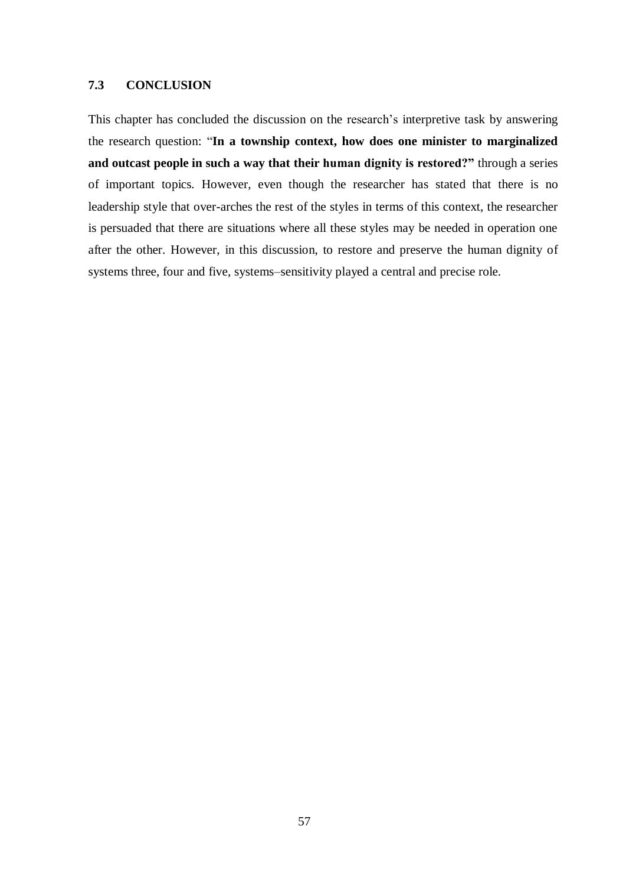## 7.3 CONCLUSION

This chapter has concluded the discussion on the research's interpretive task by answering the research question: "**In a township context, how does one minister to marginalized and outcast people in such a way that their human dignity is restored?"** through a series of important topics. However, even though the researcher has stated that there is no leadership style that over-arches the rest of the styles in terms of this context, the researcher is persuaded that there are situations where all these styles may be needed in operation one after the other. However, in this discussion, to restore and preserve the human dignity of systems three, four and five, systems–sensitivity played a central and precise role.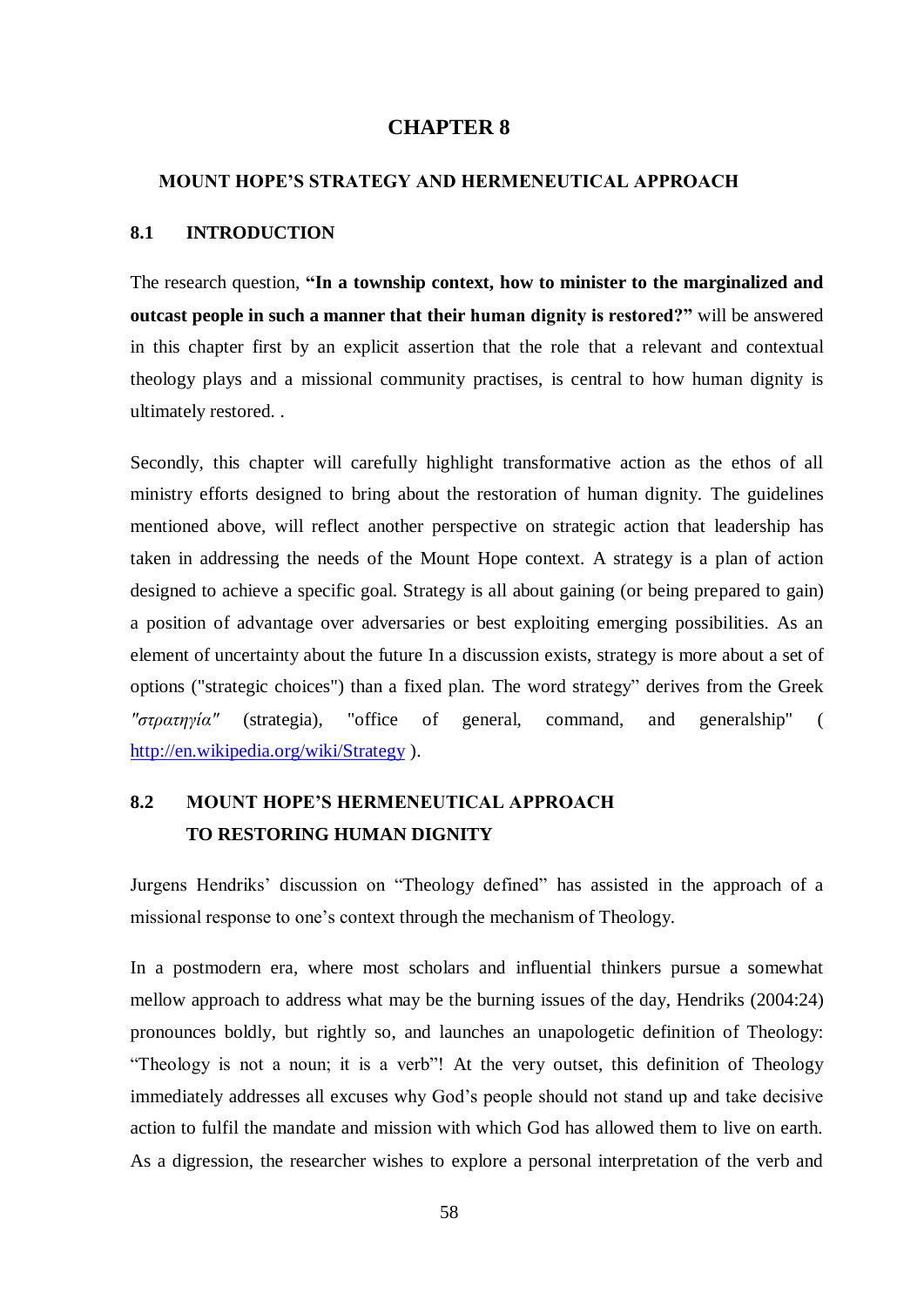# CHAPTER 8

## MOUNT HOPE'S STRATEGY AND HERMENEUTICAL APPROACH

### 8.1 INTRODUCTION

The research question, **"In a township context, how to minister to the marginalized and outcast people in such a manner that their human dignity is restored?"** will be answered in this chapter first by an explicit assertion that the role that a relevant and contextual theology plays and a missional community practises, is central to how human dignity is ultimately restored. .

Secondly, this chapter will carefully highlight transformative action as the ethos of all ministry efforts designed to bring about the restoration of human dignity. The guidelines mentioned above, will reflect another perspective on strategic action that leadership has taken in addressing the needs of the Mount Hope context. A strategy is a plan of action designed to achieve a specific goal. Strategy is all about gaining (or being prepared to gain) a position of advantage over adversaries or best exploiting emerging possibilities. As an element of uncertainty about the future In a discussion exists, strategy is more about a set of options ("strategic choices") than a fixed plan. The word strategy" derives from the Greek *"στρατηγία"* (strategia), "office of general, command, and generalship" ( http://en.wikipedia.org/wiki/Strategy ).

### 8.2 MOUNT HOPE'S HERMENEUTICAL APPROACH TO RESTORING HUMAN DIGNITY

Jurgens Hendriks' discussion on "Theology defined" has assisted in the approach of a missional response to one's context through the mechanism of Theology.

In a postmodern era, where most scholars and influential thinkers pursue a somewhat mellow approach to address what may be the burning issues of the day, Hendriks (2004:24) pronounces boldly, but rightly so, and launches an unapologetic definition of Theology: "Theology is not a noun; it is a verb"! At the very outset, this definition of Theology immediately addresses all excuses why God's people should not stand up and take decisive action to fulfil the mandate and mission with which God has allowed them to live on earth. As a digression, the researcher wishes to explore a personal interpretation of the verb and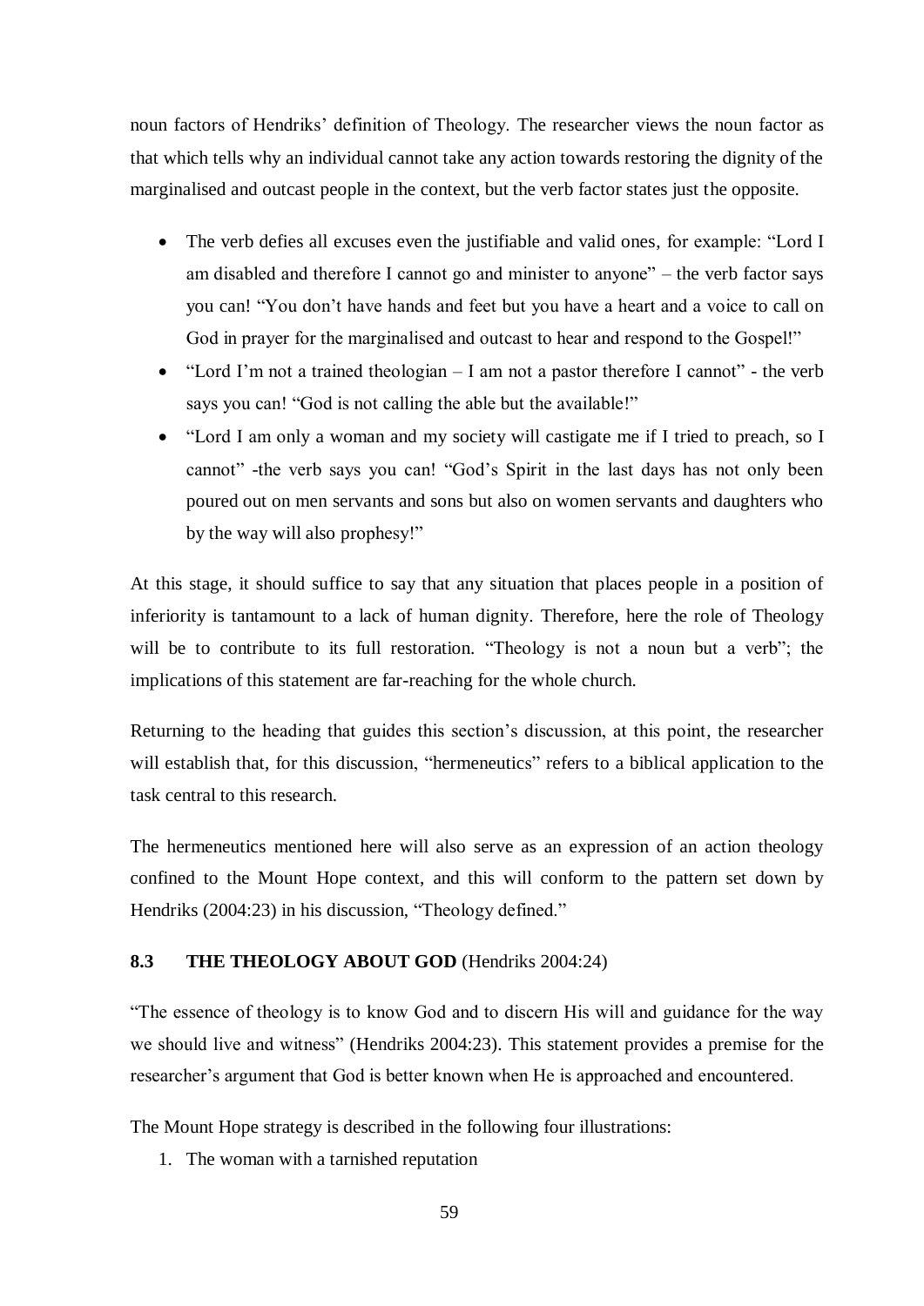noun factors of Hendriks' definition of Theology. The researcher views the noun factor as that which tells why an individual cannot take any action towards restoring the dignity of the marginalised and outcast people in the context, but the verb factor states just the opposite.

- The verb defies all excuses even the justifiable and valid ones, for example: "Lord I am disabled and therefore I cannot go and minister to anyone" – the verb factor says you can! "You don't have hands and feet but you have a heart and a voice to call on God in prayer for the marginalised and outcast to hear and respond to the Gospel!"
- "Lord I'm not a trained theologian – I am not a pastor therefore I cannot" - the verb says you can! "God is not calling the able but the available!"
- "Lord I am only a woman and my society will castigate me if I tried to preach, so I cannot" -the verb says you can! "God's Spirit in the last days has not only been poured out on men servants and sons but also on women servants and daughters who by the way will also prophesy!"

At this stage, it should suffice to say that any situation that places people in a position of inferiority is tantamount to a lack of human dignity. Therefore, here the role of Theology will be to contribute to its full restoration. "Theology is not a noun but a verb"; the implications of this statement are far-reaching for the whole church.

Returning to the heading that guides this section's discussion, at this point, the researcher will establish that, for this discussion, "hermeneutics" refers to a biblical application to the task central to this research.

The hermeneutics mentioned here will also serve as an expression of an action theology confined to the Mount Hope context, and this will conform to the pattern set down by Hendriks (2004:23) in his discussion, "Theology defined."

## 8.3 THE THEOLOGY ABOUT GOD (Hendriks 2004:24)

"The essence of theology is to know God and to discern His will and guidance for the way we should live and witness" (Hendriks 2004:23). This statement provides a premise for the researcher's argument that God is better known when He is approached and encountered.

The Mount Hope strategy is described in the following four illustrations:

1. The woman with a tarnished reputation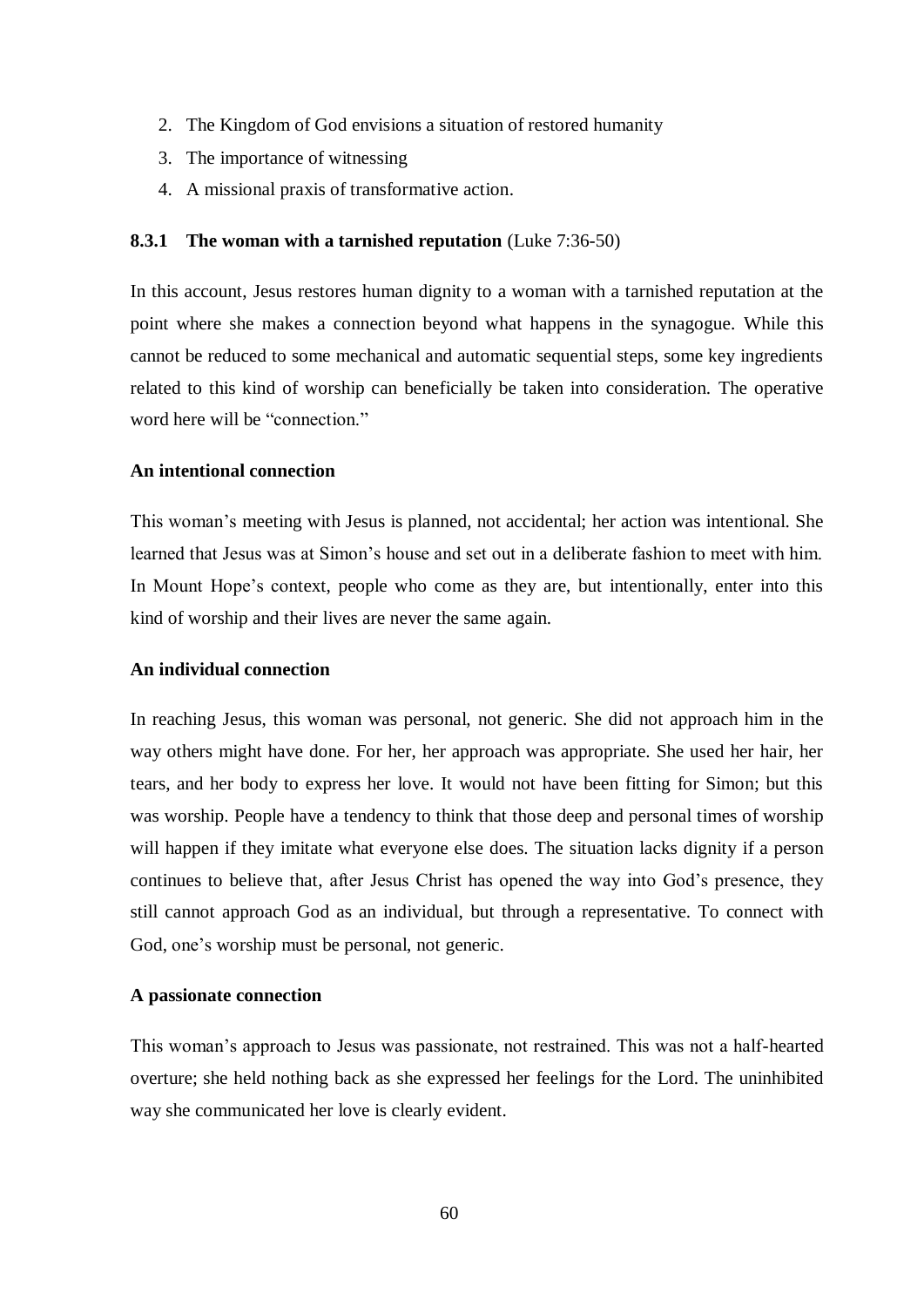2. The Kingdom of God envisions a situation of restored humanity
3. The importance of witnessing
4. A missional praxis of transformative action.

### 8.3.1 The woman with a tarnished reputation (Luke 7:36-50)

In this account, Jesus restores human dignity to a woman with a tarnished reputation at the point where she makes a connection beyond what happens in the synagogue. While this cannot be reduced to some mechanical and automatic sequential steps, some key ingredients related to this kind of worship can beneficially be taken into consideration. The operative word here will be "connection."

**An intentional connection**

This woman's meeting with Jesus is planned, not accidental; her action was intentional. She learned that Jesus was at Simon's house and set out in a deliberate fashion to meet with him. In Mount Hope's context, people who come as they are, but intentionally, enter into this kind of worship and their lives are never the same again.

**An individual connection**

In reaching Jesus, this woman was personal, not generic. She did not approach him in the way others might have done. For her, her approach was appropriate. She used her hair, her tears, and her body to express her love. It would not have been fitting for Simon; but this was worship. People have a tendency to think that those deep and personal times of worship will happen if they imitate what everyone else does. The situation lacks dignity if a person continues to believe that, after Jesus Christ has opened the way into God's presence, they still cannot approach God as an individual, but through a representative. To connect with God, one's worship must be personal, not generic.

**A passionate connection**

This woman's approach to Jesus was passionate, not restrained. This was not a half-hearted overture; she held nothing back as she expressed her feelings for the Lord. The uninhibited way she communicated her love is clearly evident.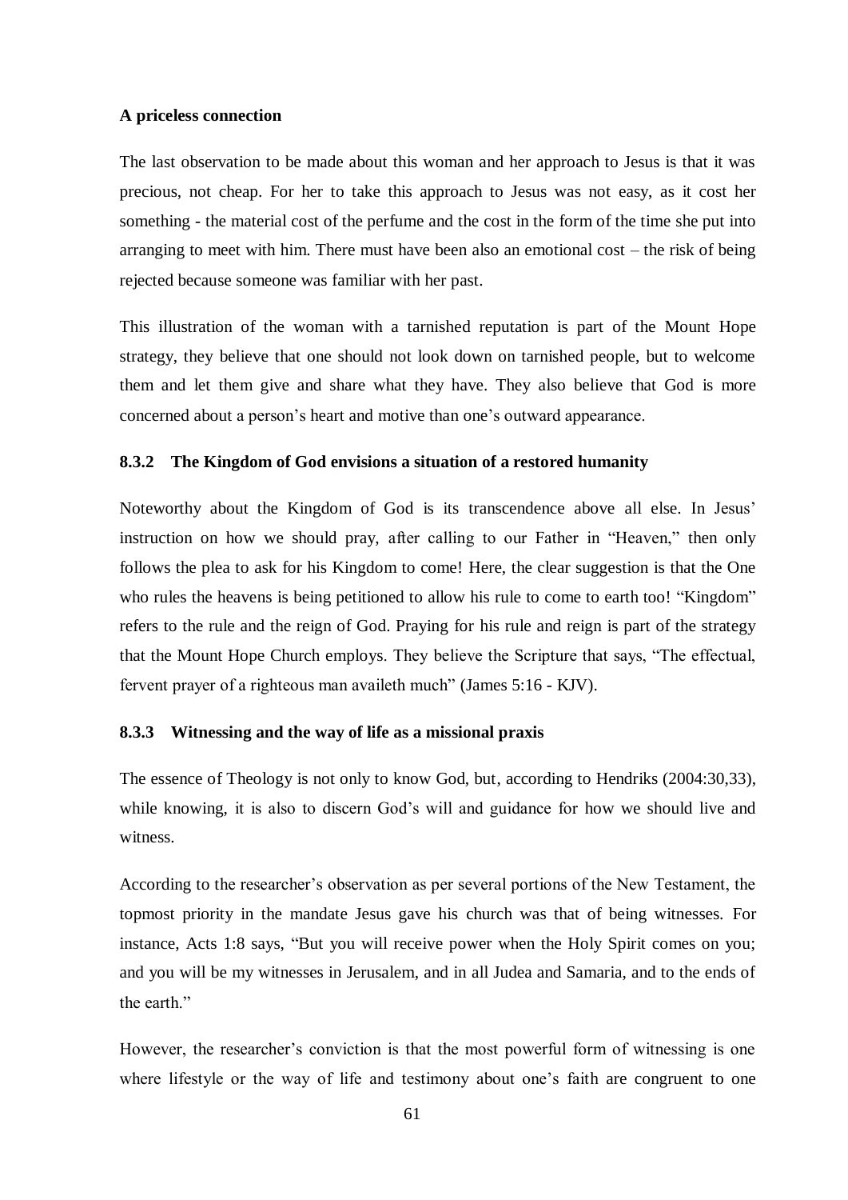**A priceless connection**

The last observation to be made about this woman and her approach to Jesus is that it was precious, not cheap. For her to take this approach to Jesus was not easy, as it cost her something - the material cost of the perfume and the cost in the form of the time she put into arranging to meet with him. There must have been also an emotional cost – the risk of being rejected because someone was familiar with her past.

This illustration of the woman with a tarnished reputation is part of the Mount Hope strategy, they believe that one should not look down on tarnished people, but to welcome them and let them give and share what they have. They also believe that God is more concerned about a person's heart and motive than one's outward appearance.

### 8.3.2 The Kingdom of God envisions a situation of a restored humanity

Noteworthy about the Kingdom of God is its transcendence above all else. In Jesus' instruction on how we should pray, after calling to our Father in "Heaven," then only follows the plea to ask for his Kingdom to come! Here, the clear suggestion is that the One who rules the heavens is being petitioned to allow his rule to come to earth too! "Kingdom" refers to the rule and the reign of God. Praying for his rule and reign is part of the strategy that the Mount Hope Church employs. They believe the Scripture that says, "The effectual, fervent prayer of a righteous man availeth much" (James 5:16 - KJV).

### 8.3.3 Witnessing and the way of life as a missional praxis

The essence of Theology is not only to know God, but, according to Hendriks (2004:30,33), while knowing, it is also to discern God's will and guidance for how we should live and witness.

According to the researcher's observation as per several portions of the New Testament, the topmost priority in the mandate Jesus gave his church was that of being witnesses. For instance, Acts 1:8 says, "But you will receive power when the Holy Spirit comes on you; and you will be my witnesses in Jerusalem, and in all Judea and Samaria, and to the ends of the earth."

However, the researcher's conviction is that the most powerful form of witnessing is one where lifestyle or the way of life and testimony about one's faith are congruent to one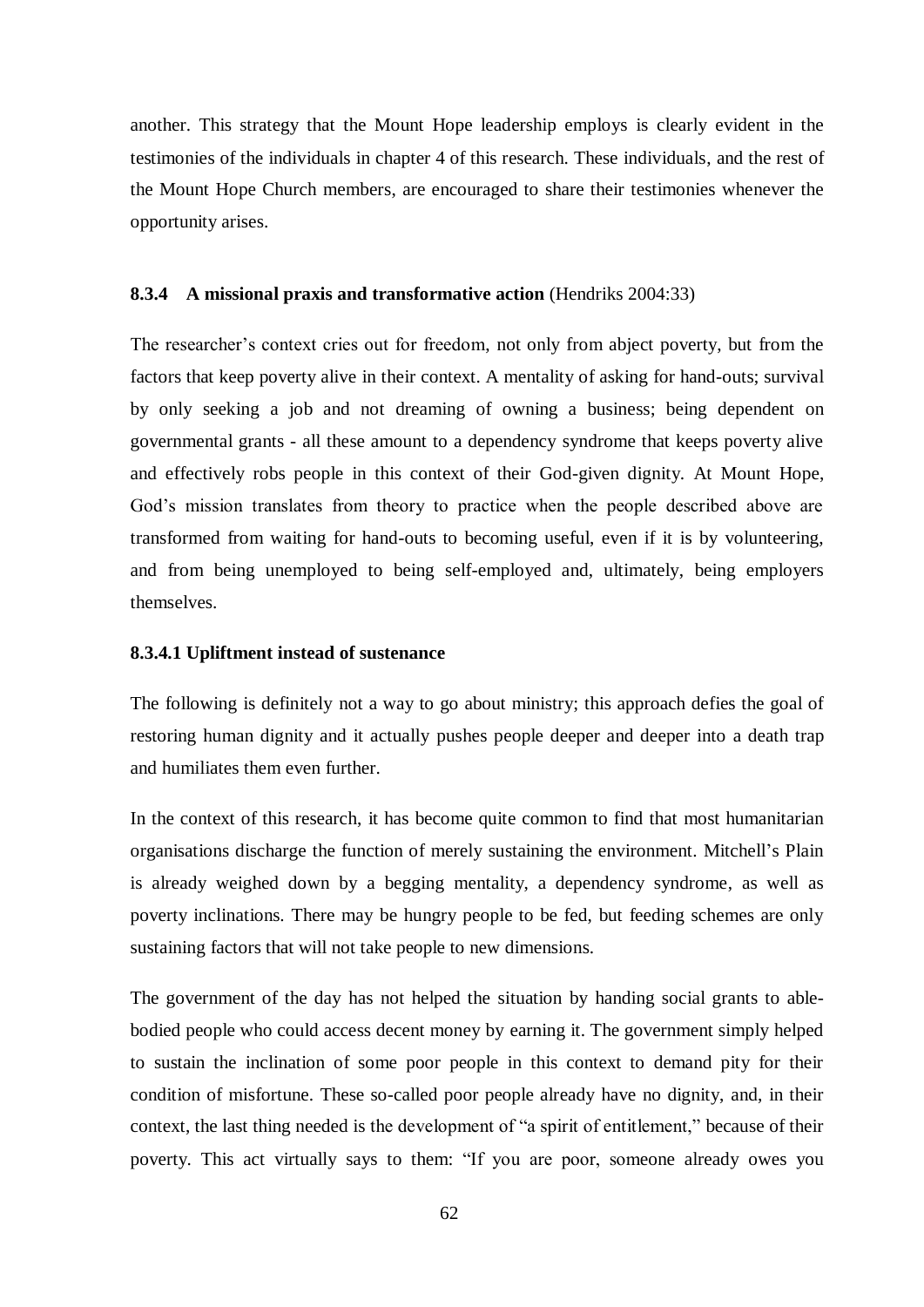another. This strategy that the Mount Hope leadership employs is clearly evident in the testimonies of the individuals in chapter 4 of this research. These individuals, and the rest of the Mount Hope Church members, are encouraged to share their testimonies whenever the opportunity arises.

#### 8.3.4 A missional praxis and transformative action (Hendriks 2004:33)

The researcher's context cries out for freedom, not only from abject poverty, but from the factors that keep poverty alive in their context. A mentality of asking for hand-outs; survival by only seeking a job and not dreaming of owning a business; being dependent on governmental grants - all these amount to a dependency syndrome that keeps poverty alive and effectively robs people in this context of their God-given dignity. At Mount Hope, God's mission translates from theory to practice when the people described above are transformed from waiting for hand-outs to becoming useful, even if it is by volunteering, and from being unemployed to being self-employed and, ultimately, being employers themselves.

##### 8.3.4.1 Upliftment instead of sustenance

The following is definitely not a way to go about ministry; this approach defies the goal of restoring human dignity and it actually pushes people deeper and deeper into a death trap and humiliates them even further.

In the context of this research, it has become quite common to find that most humanitarian organisations discharge the function of merely sustaining the environment. Mitchell's Plain is already weighed down by a begging mentality, a dependency syndrome, as well as poverty inclinations. There may be hungry people to be fed, but feeding schemes are only sustaining factors that will not take people to new dimensions.

The government of the day has not helped the situation by handing social grants to able-bodied people who could access decent money by earning it. The government simply helped to sustain the inclination of some poor people in this context to demand pity for their condition of misfortune. These so-called poor people already have no dignity, and, in their context, the last thing needed is the development of "a spirit of entitlement," because of their poverty. This act virtually says to them: "If you are poor, someone already owes you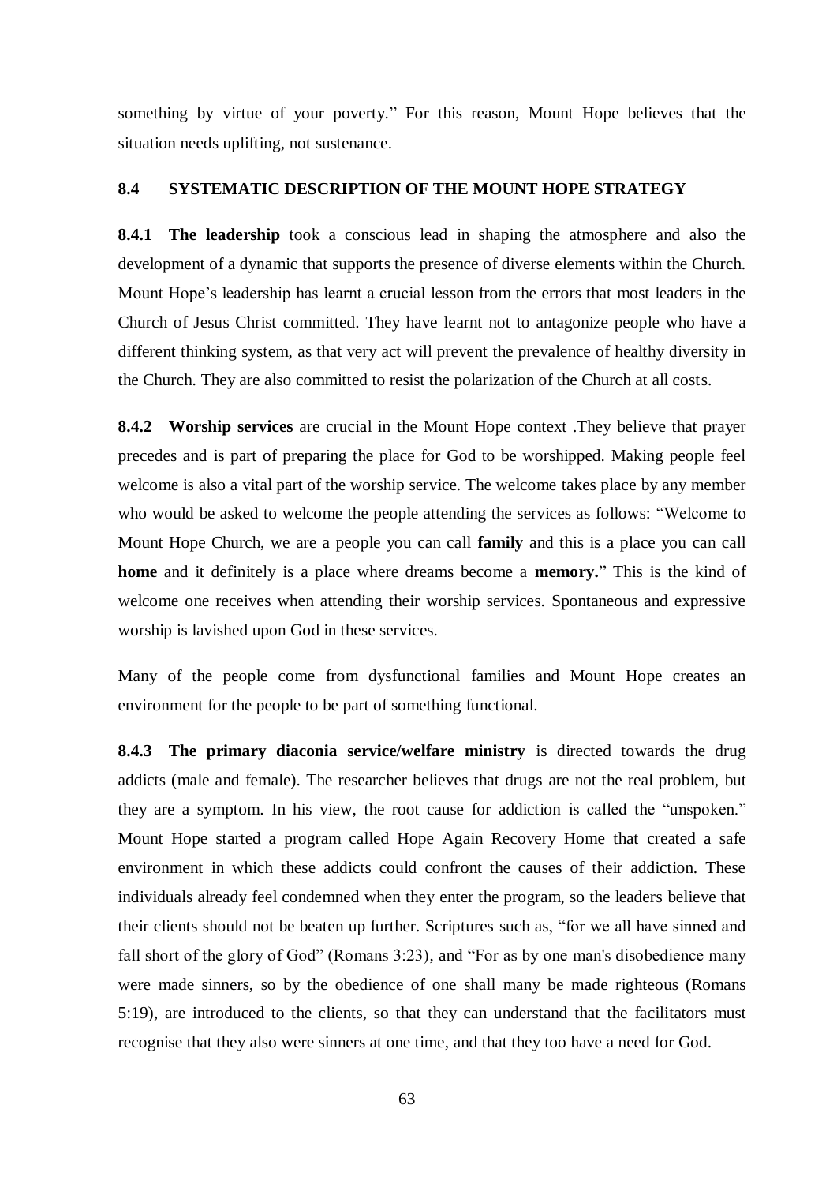something by virtue of your poverty." For this reason, Mount Hope believes that the situation needs uplifting, not sustenance.

### 8.4 SYSTEMATIC DESCRIPTION OF THE MOUNT HOPE STRATEGY

**8.4.1 The leadership** took a conscious lead in shaping the atmosphere and also the development of a dynamic that supports the presence of diverse elements within the Church. Mount Hope's leadership has learnt a crucial lesson from the errors that most leaders in the Church of Jesus Christ committed. They have learnt not to antagonize people who have a different thinking system, as that very act will prevent the prevalence of healthy diversity in the Church. They are also committed to resist the polarization of the Church at all costs.

**8.4.2 Worship services** are crucial in the Mount Hope context .They believe that prayer precedes and is part of preparing the place for God to be worshipped. Making people feel welcome is also a vital part of the worship service. The welcome takes place by any member who would be asked to welcome the people attending the services as follows: "Welcome to Mount Hope Church, we are a people you can call **family** and this is a place you can call **home** and it definitely is a place where dreams become a **memory.**" This is the kind of welcome one receives when attending their worship services. Spontaneous and expressive worship is lavished upon God in these services.

Many of the people come from dysfunctional families and Mount Hope creates an environment for the people to be part of something functional.

**8.4.3 The primary diaconia service/welfare ministry** is directed towards the drug addicts (male and female). The researcher believes that drugs are not the real problem, but they are a symptom. In his view, the root cause for addiction is called the "unspoken." Mount Hope started a program called Hope Again Recovery Home that created a safe environment in which these addicts could confront the causes of their addiction. These individuals already feel condemned when they enter the program, so the leaders believe that their clients should not be beaten up further. Scriptures such as, "for we all have sinned and fall short of the glory of God" (Romans 3:23), and "For as by one man's disobedience many were made sinners, so by the obedience of one shall many be made righteous (Romans 5:19), are introduced to the clients, so that they can understand that the facilitators must recognise that they also were sinners at one time, and that they too have a need for God.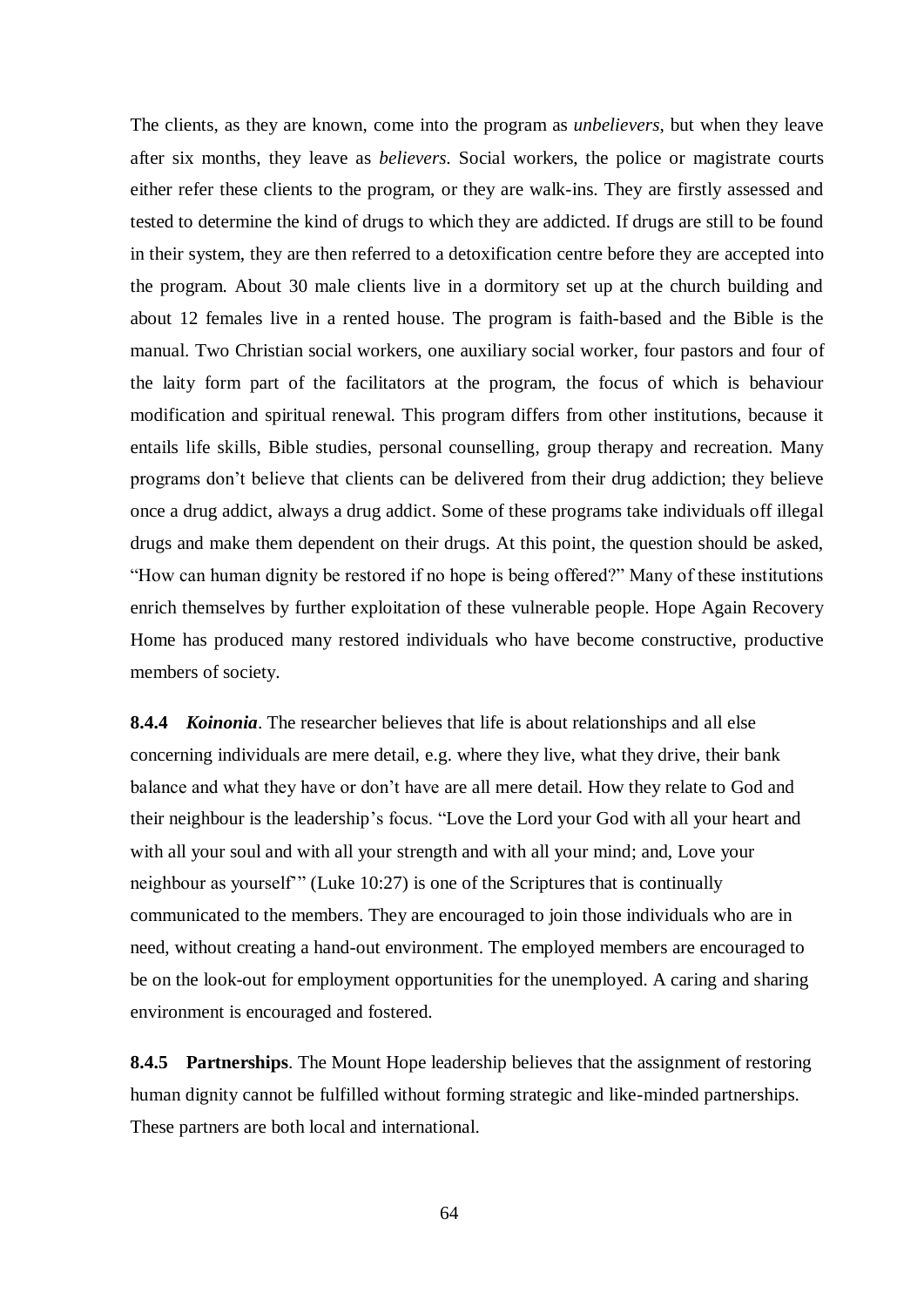The clients, as they are known, come into the program as *unbelievers*, but when they leave after six months, they leave as *believers*. Social workers, the police or magistrate courts either refer these clients to the program, or they are walk-ins. They are firstly assessed and tested to determine the kind of drugs to which they are addicted. If drugs are still to be found in their system, they are then referred to a detoxification centre before they are accepted into the program. About 30 male clients live in a dormitory set up at the church building and about 12 females live in a rented house. The program is faith-based and the Bible is the manual. Two Christian social workers, one auxiliary social worker, four pastors and four of the laity form part of the facilitators at the program, the focus of which is behaviour modification and spiritual renewal. This program differs from other institutions, because it entails life skills, Bible studies, personal counselling, group therapy and recreation. Many programs don't believe that clients can be delivered from their drug addiction; they believe once a drug addict, always a drug addict. Some of these programs take individuals off illegal drugs and make them dependent on their drugs. At this point, the question should be asked, "How can human dignity be restored if no hope is being offered?" Many of these institutions enrich themselves by further exploitation of these vulnerable people. Hope Again Recovery Home has produced many restored individuals who have become constructive, productive members of society.

**8.4.4** ***Koinonia***. The researcher believes that life is about relationships and all else concerning individuals are mere detail, e.g. where they live, what they drive, their bank balance and what they have or don't have are all mere detail. How they relate to God and their neighbour is the leadership's focus. "Love the Lord your God with all your heart and with all your soul and with all your strength and with all your mind; and, Love your neighbour as yourself'" (Luke 10:27) is one of the Scriptures that is continually communicated to the members. They are encouraged to join those individuals who are in need, without creating a hand-out environment. The employed members are encouraged to be on the look-out for employment opportunities for the unemployed. A caring and sharing environment is encouraged and fostered.

**8.4.5** **Partnerships**. The Mount Hope leadership believes that the assignment of restoring human dignity cannot be fulfilled without forming strategic and like-minded partnerships. These partners are both local and international.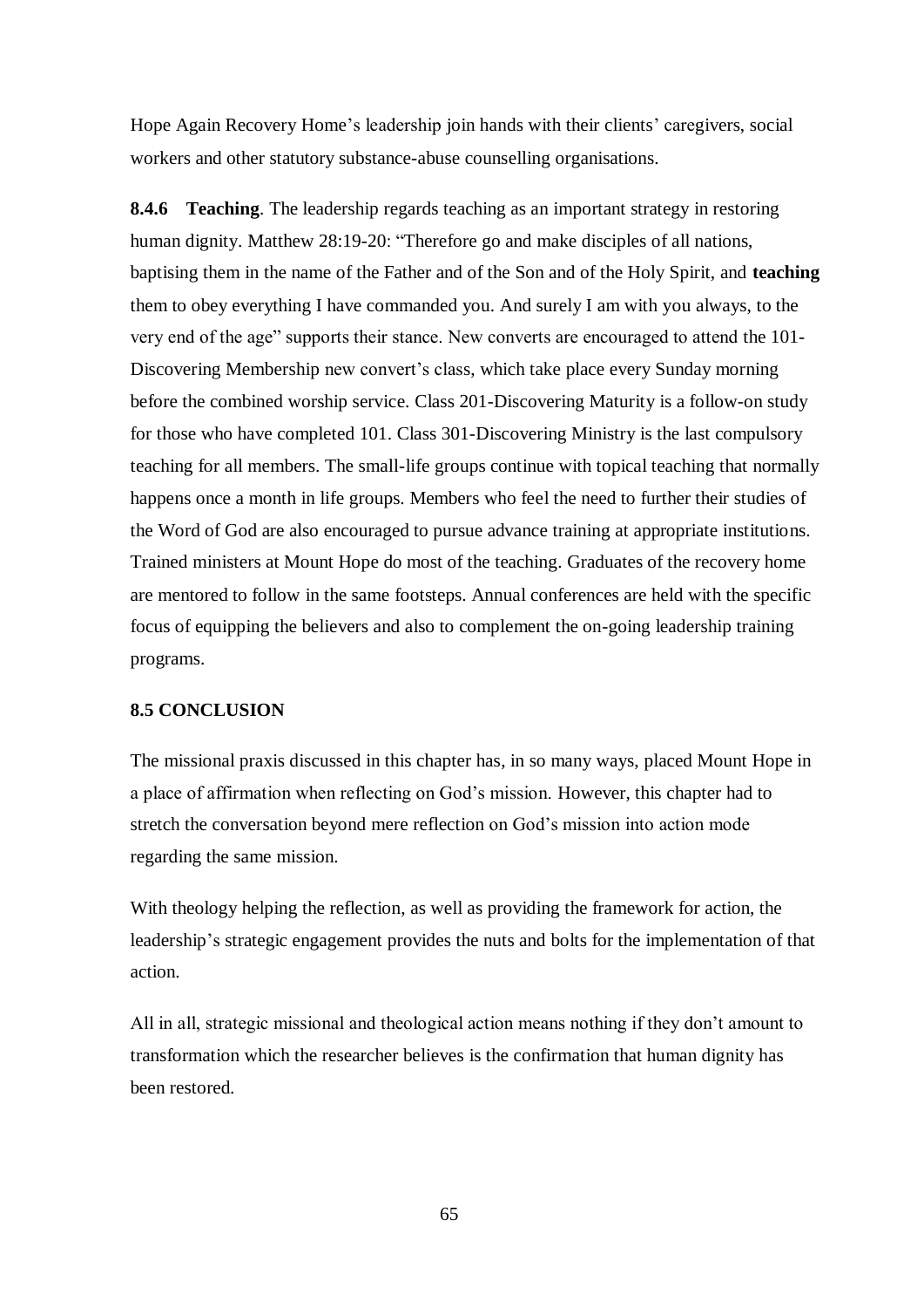Hope Again Recovery Home's leadership join hands with their clients' caregivers, social workers and other statutory substance-abuse counselling organisations.

**8.4.6 Teaching**. The leadership regards teaching as an important strategy in restoring human dignity. Matthew 28:19-20: "Therefore go and make disciples of all nations, baptising them in the name of the Father and of the Son and of the Holy Spirit, and **teaching** them to obey everything I have commanded you. And surely I am with you always, to the very end of the age" supports their stance. New converts are encouraged to attend the 101-Discovering Membership new convert's class, which take place every Sunday morning before the combined worship service. Class 201-Discovering Maturity is a follow-on study for those who have completed 101. Class 301-Discovering Ministry is the last compulsory teaching for all members. The small-life groups continue with topical teaching that normally happens once a month in life groups. Members who feel the need to further their studies of the Word of God are also encouraged to pursue advance training at appropriate institutions. Trained ministers at Mount Hope do most of the teaching. Graduates of the recovery home are mentored to follow in the same footsteps. Annual conferences are held with the specific focus of equipping the believers and also to complement the on-going leadership training programs.

### 8.5 CONCLUSION

The missional praxis discussed in this chapter has, in so many ways, placed Mount Hope in a place of affirmation when reflecting on God's mission. However, this chapter had to stretch the conversation beyond mere reflection on God's mission into action mode regarding the same mission.

With theology helping the reflection, as well as providing the framework for action, the leadership's strategic engagement provides the nuts and bolts for the implementation of that action.

All in all, strategic missional and theological action means nothing if they don't amount to transformation which the researcher believes is the confirmation that human dignity has been restored.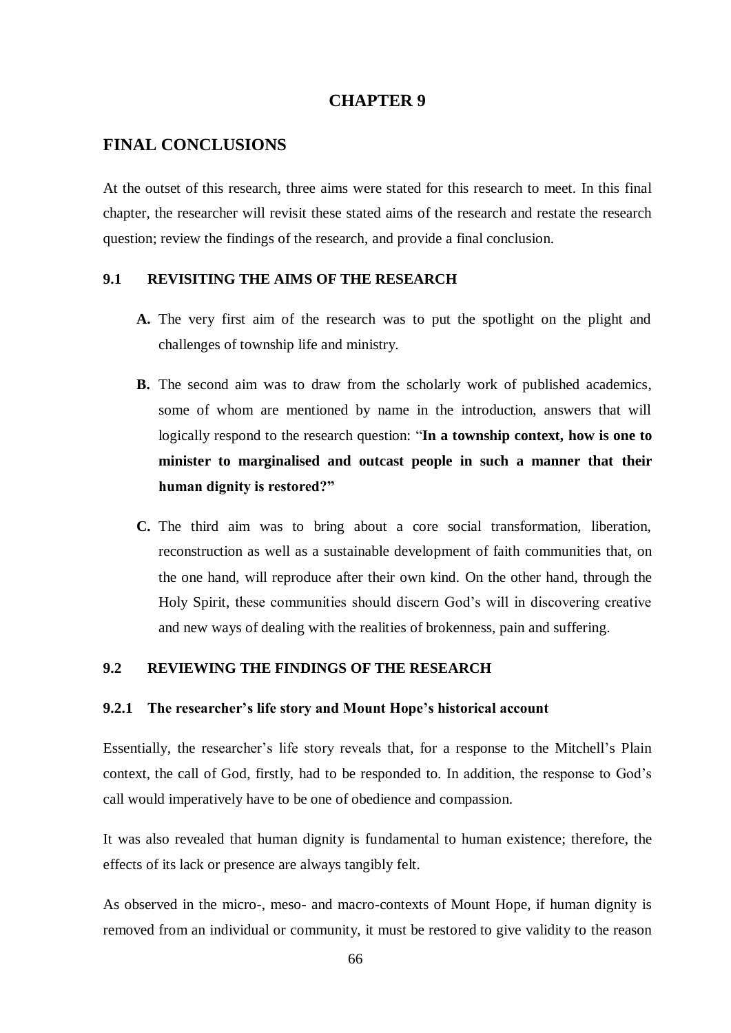# CHAPTER 9

## FINAL CONCLUSIONS

At the outset of this research, three aims were stated for this research to meet. In this final chapter, the researcher will revisit these stated aims of the research and restate the research question; review the findings of the research, and provide a final conclusion.

### 9.1 REVISITING THE AIMS OF THE RESEARCH

**A.** The very first aim of the research was to put the spotlight on the plight and challenges of township life and ministry.

**B.** The second aim was to draw from the scholarly work of published academics, some of whom are mentioned by name in the introduction, answers that will logically respond to the research question: "**In a township context, how is one to minister to marginalised and outcast people in such a manner that their human dignity is restored?"**

**C.** The third aim was to bring about a core social transformation, liberation, reconstruction as well as a sustainable development of faith communities that, on the one hand, will reproduce after their own kind. On the other hand, through the Holy Spirit, these communities should discern God's will in discovering creative and new ways of dealing with the realities of brokenness, pain and suffering.

### 9.2 REVIEWING THE FINDINGS OF THE RESEARCH

#### 9.2.1 The researcher's life story and Mount Hope's historical account

Essentially, the researcher's life story reveals that, for a response to the Mitchell's Plain context, the call of God, firstly, had to be responded to. In addition, the response to God's call would imperatively have to be one of obedience and compassion.

It was also revealed that human dignity is fundamental to human existence; therefore, the effects of its lack or presence are always tangibly felt.

As observed in the micro-, meso- and macro-contexts of Mount Hope, if human dignity is removed from an individual or community, it must be restored to give validity to the reason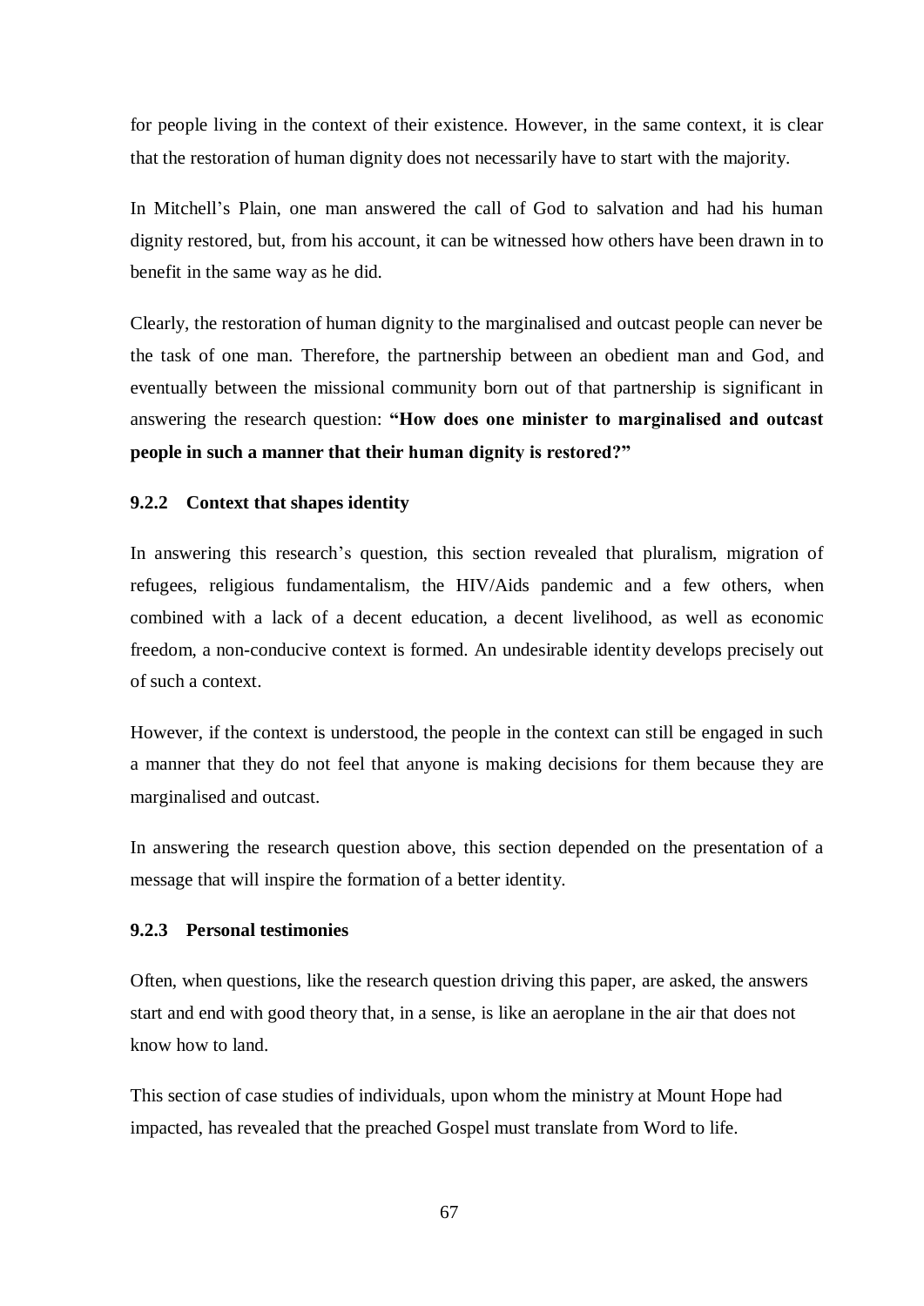for people living in the context of their existence. However, in the same context, it is clear that the restoration of human dignity does not necessarily have to start with the majority.

In Mitchell's Plain, one man answered the call of God to salvation and had his human dignity restored, but, from his account, it can be witnessed how others have been drawn in to benefit in the same way as he did.

Clearly, the restoration of human dignity to the marginalised and outcast people can never be the task of one man. Therefore, the partnership between an obedient man and God, and eventually between the missional community born out of that partnership is significant in answering the research question: **"How does one minister to marginalised and outcast people in such a manner that their human dignity is restored?"**

### 9.2.2 Context that shapes identity

In answering this research's question, this section revealed that pluralism, migration of refugees, religious fundamentalism, the HIV/Aids pandemic and a few others, when combined with a lack of a decent education, a decent livelihood, as well as economic freedom, a non-conducive context is formed. An undesirable identity develops precisely out of such a context.

However, if the context is understood, the people in the context can still be engaged in such a manner that they do not feel that anyone is making decisions for them because they are marginalised and outcast.

In answering the research question above, this section depended on the presentation of a message that will inspire the formation of a better identity.

### 9.2.3 Personal testimonies

Often, when questions, like the research question driving this paper, are asked, the answers start and end with good theory that, in a sense, is like an aeroplane in the air that does not know how to land.

This section of case studies of individuals, upon whom the ministry at Mount Hope had impacted, has revealed that the preached Gospel must translate from Word to life.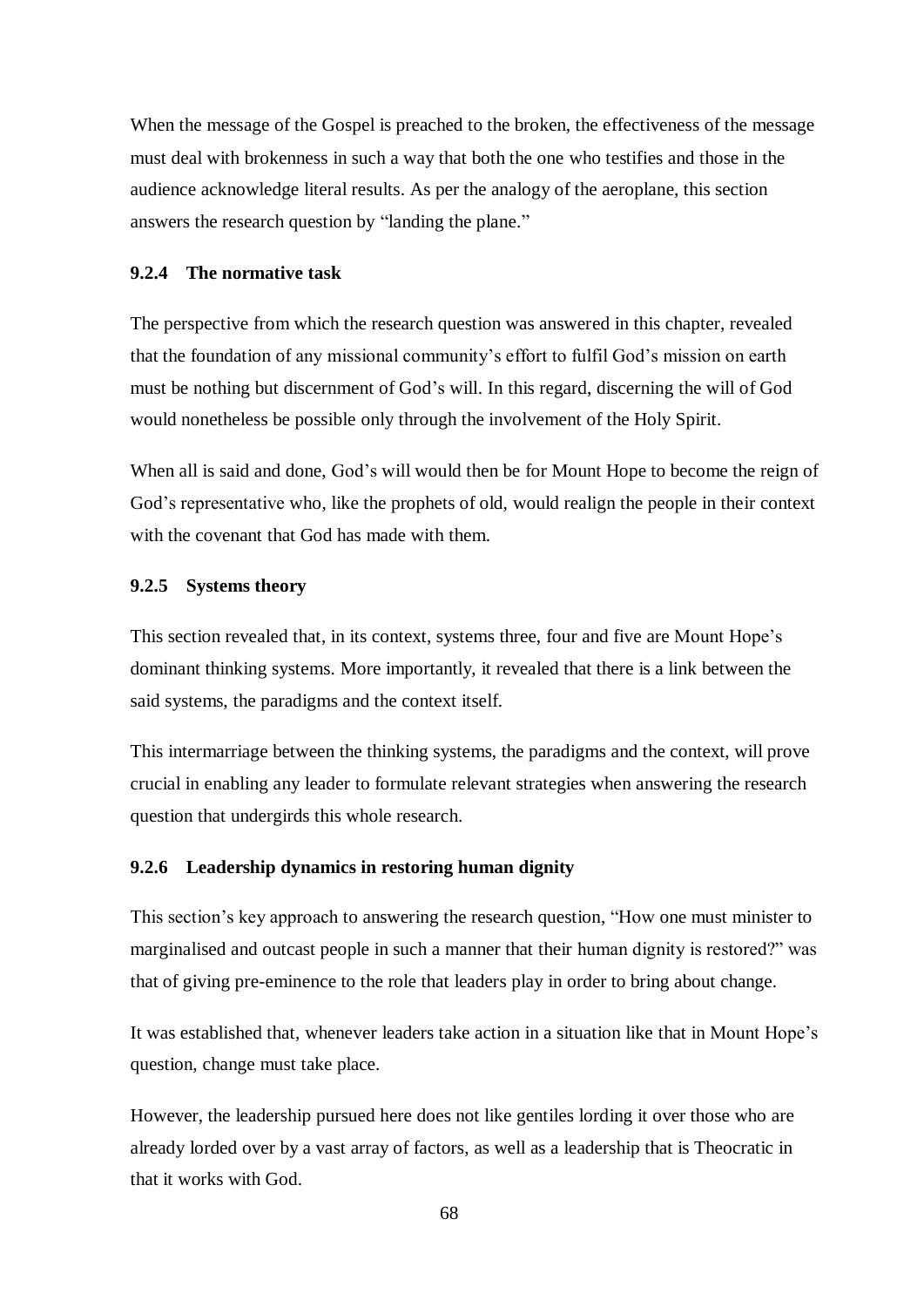When the message of the Gospel is preached to the broken, the effectiveness of the message must deal with brokenness in such a way that both the one who testifies and those in the audience acknowledge literal results. As per the analogy of the aeroplane, this section answers the research question by "landing the plane."

### 9.2.4 The normative task

The perspective from which the research question was answered in this chapter, revealed that the foundation of any missional community's effort to fulfil God's mission on earth must be nothing but discernment of God's will. In this regard, discerning the will of God would nonetheless be possible only through the involvement of the Holy Spirit.

When all is said and done, God's will would then be for Mount Hope to become the reign of God's representative who, like the prophets of old, would realign the people in their context with the covenant that God has made with them.

### 9.2.5 Systems theory

This section revealed that, in its context, systems three, four and five are Mount Hope's dominant thinking systems. More importantly, it revealed that there is a link between the said systems, the paradigms and the context itself.

This intermarriage between the thinking systems, the paradigms and the context, will prove crucial in enabling any leader to formulate relevant strategies when answering the research question that undergirds this whole research.

### 9.2.6 Leadership dynamics in restoring human dignity

This section's key approach to answering the research question, "How one must minister to marginalised and outcast people in such a manner that their human dignity is restored?" was that of giving pre-eminence to the role that leaders play in order to bring about change.

It was established that, whenever leaders take action in a situation like that in Mount Hope's question, change must take place.

However, the leadership pursued here does not like gentiles lording it over those who are already lorded over by a vast array of factors, as well as a leadership that is Theocratic in that it works with God.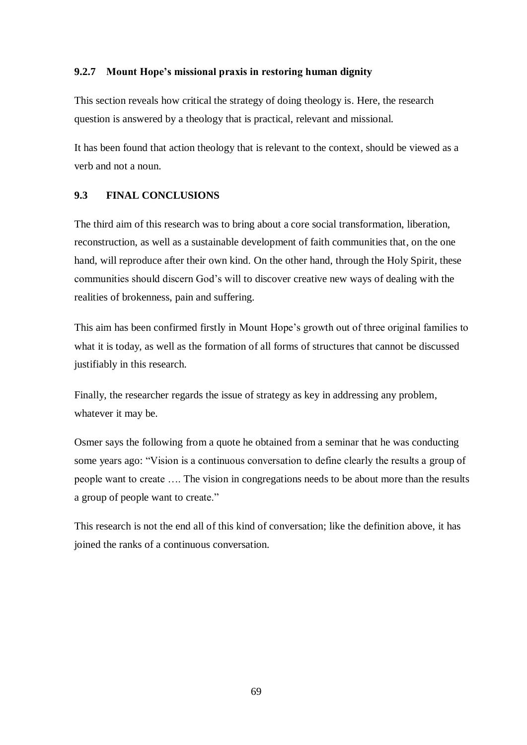### 9.2.7 Mount Hope's missional praxis in restoring human dignity

This section reveals how critical the strategy of doing theology is. Here, the research question is answered by a theology that is practical, relevant and missional.

It has been found that action theology that is relevant to the context, should be viewed as a verb and not a noun.

## 9.3 FINAL CONCLUSIONS

The third aim of this research was to bring about a core social transformation, liberation, reconstruction, as well as a sustainable development of faith communities that, on the one hand, will reproduce after their own kind. On the other hand, through the Holy Spirit, these communities should discern God's will to discover creative new ways of dealing with the realities of brokenness, pain and suffering.

This aim has been confirmed firstly in Mount Hope's growth out of three original families to what it is today, as well as the formation of all forms of structures that cannot be discussed justifiably in this research.

Finally, the researcher regards the issue of strategy as key in addressing any problem, whatever it may be.

Osmer says the following from a quote he obtained from a seminar that he was conducting some years ago: "Vision is a continuous conversation to define clearly the results a group of people want to create …. The vision in congregations needs to be about more than the results a group of people want to create."

This research is not the end all of this kind of conversation; like the definition above, it has joined the ranks of a continuous conversation.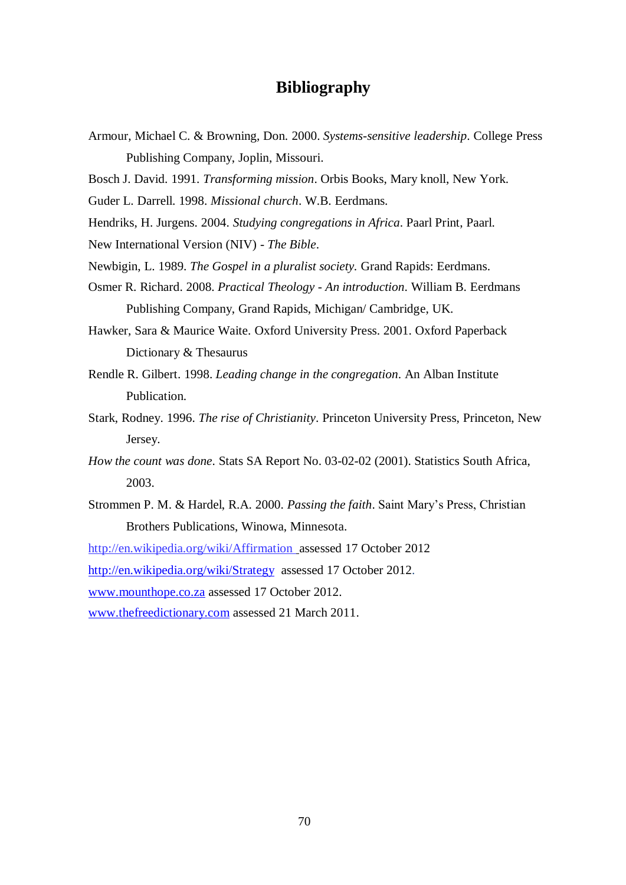# Bibliography

Armour, Michael C. & Browning, Don. 2000. *Systems-sensitive leadership*. College Press Publishing Company, Joplin, Missouri.

Bosch J. David. 1991. *Transforming mission*. Orbis Books, Mary knoll, New York.

Guder L. Darrell. 1998. *Missional church*. W.B. Eerdmans.

Hendriks, H. Jurgens. 2004. *Studying congregations in Africa*. Paarl Print, Paarl.

New International Version (NIV) - *The Bible*.

Newbigin, L. 1989. *The Gospel in a pluralist society.* Grand Rapids: Eerdmans.

Osmer R. Richard. 2008. *Practical Theology - An introduction*. William B. Eerdmans Publishing Company, Grand Rapids, Michigan/ Cambridge, UK.

Hawker, Sara & Maurice Waite. Oxford University Press. 2001. Oxford Paperback Dictionary & Thesaurus

Rendle R. Gilbert. 1998. *Leading change in the congregation*. An Alban Institute Publication.

Stark, Rodney. 1996. *The rise of Christianity*. Princeton University Press, Princeton, New Jersey.

*How the count was done*. Stats SA Report No. 03-02-02 (2001). Statistics South Africa, 2003.

Strommen P. M. & Hardel, R.A. 2000. *Passing the faith*. Saint Mary's Press, Christian Brothers Publications, Winowa, Minnesota.

http://en.wikipedia.org/wiki/Affirmation assessed 17 October 2012

http://en.wikipedia.org/wiki/Strategy assessed 17 October 2012.

www.mounthope.co.za assessed 17 October 2012.

www.thefreedictionary.com assessed 21 March 2011.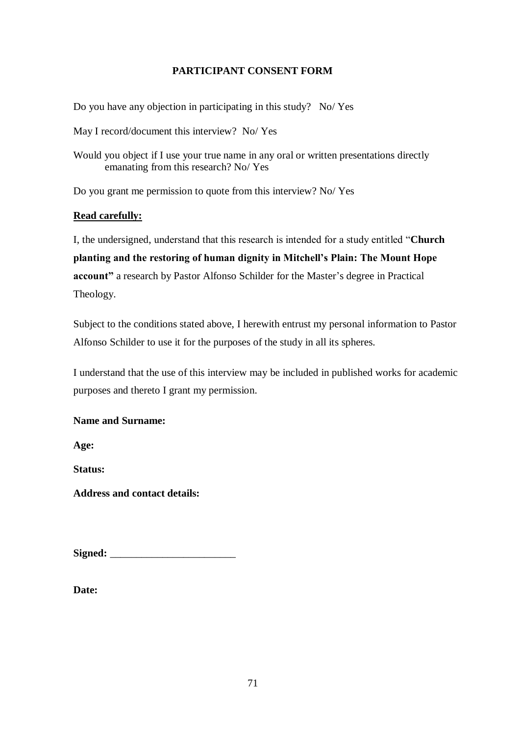**PARTICIPANT CONSENT FORM**

Do you have any objection in participating in this study? No/ Yes

May I record/document this interview? No/ Yes

Would you object if I use your true name in any oral or written presentations directly emanating from this research? No/ Yes

Do you grant me permission to quote from this interview? No/ Yes

**Read carefully:**

I, the undersigned, understand that this research is intended for a study entitled "**Church planting and the restoring of human dignity in Mitchell's Plain: The Mount Hope account"** a research by Pastor Alfonso Schilder for the Master's degree in Practical Theology.

Subject to the conditions stated above, I herewith entrust my personal information to Pastor Alfonso Schilder to use it for the purposes of the study in all its spheres.

I understand that the use of this interview may be included in published works for academic purposes and thereto I grant my permission.

**Name and Surname:**

**Age:**

**Status:**

**Address and contact details:**

**Signed:** ________________________

**Date:**